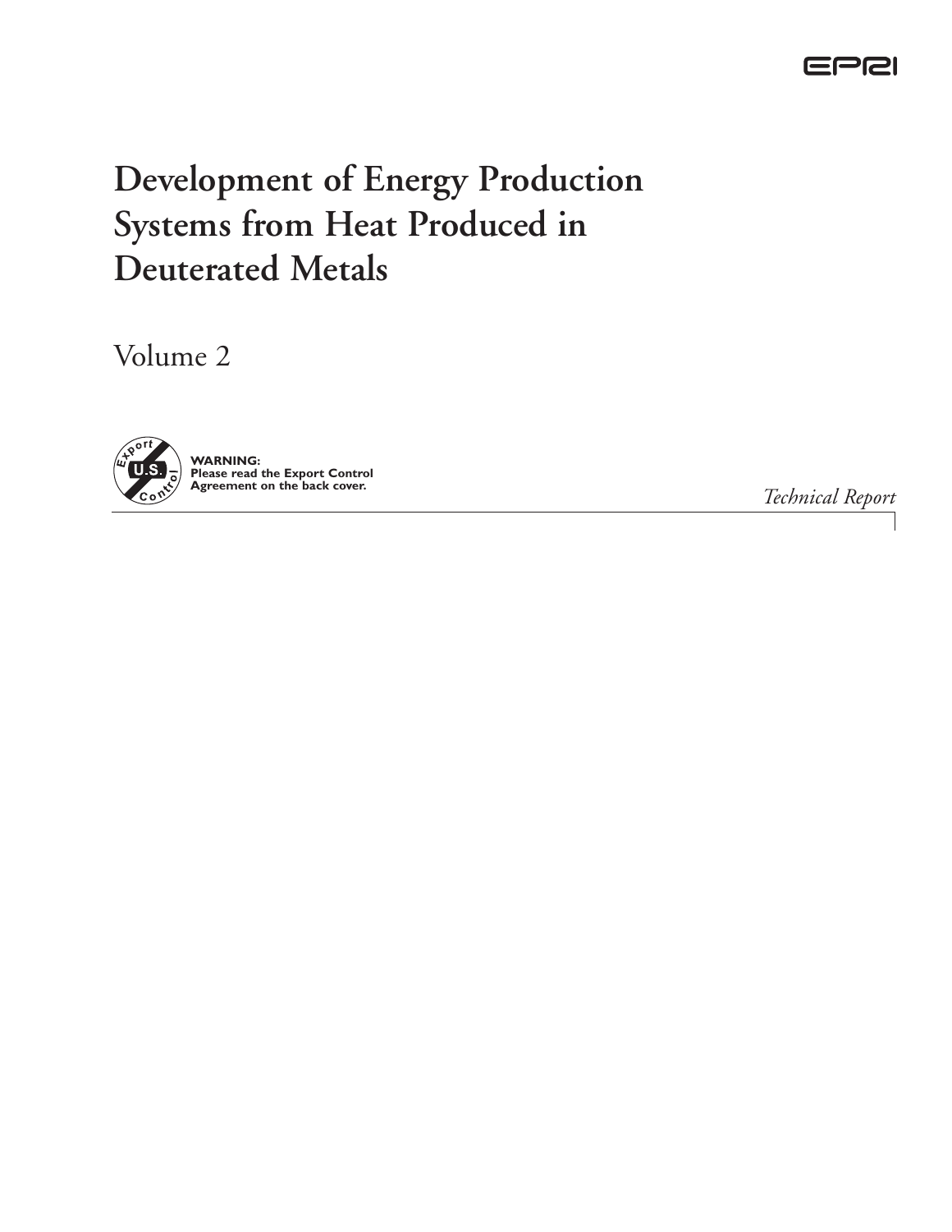EPRI

# Development of Energy Production Systems from Heat Produced in Deuterated Metals

Volume 2

Export U.S. Control

**WARNING:**
**Please read the Export Control Agreement on the back cover.**

*Technical Report*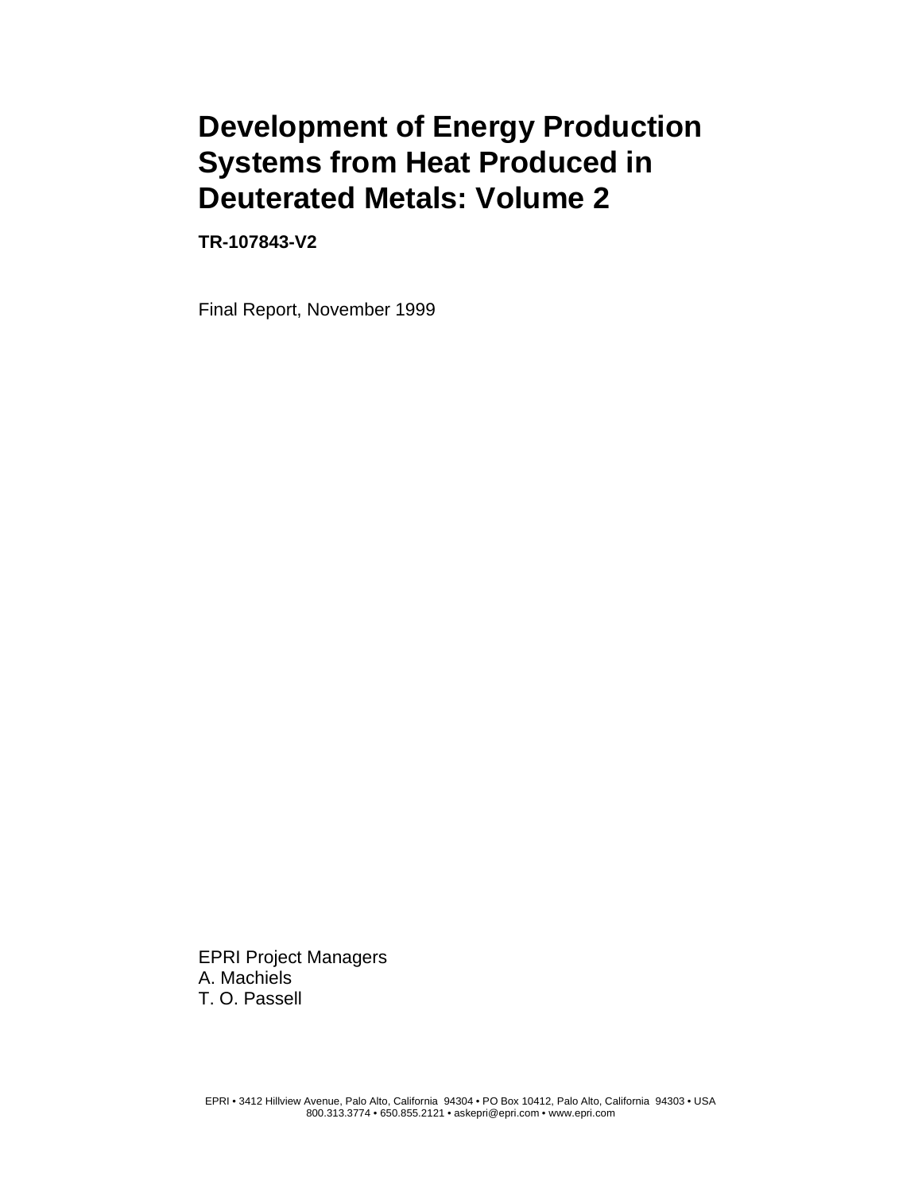# Development of Energy Production Systems from Heat Produced in Deuterated Metals: Volume 2

**TR-107843-V2**

Final Report, November 1999

EPRI Project Managers
A. Machiels
T. O. Passell

EPRI • 3412 Hillview Avenue, Palo Alto, California 94304 • PO Box 10412, Palo Alto, California 94303 • USA
800.313.3774 • 650.855.2121 • askepri@epri.com • www.epri.com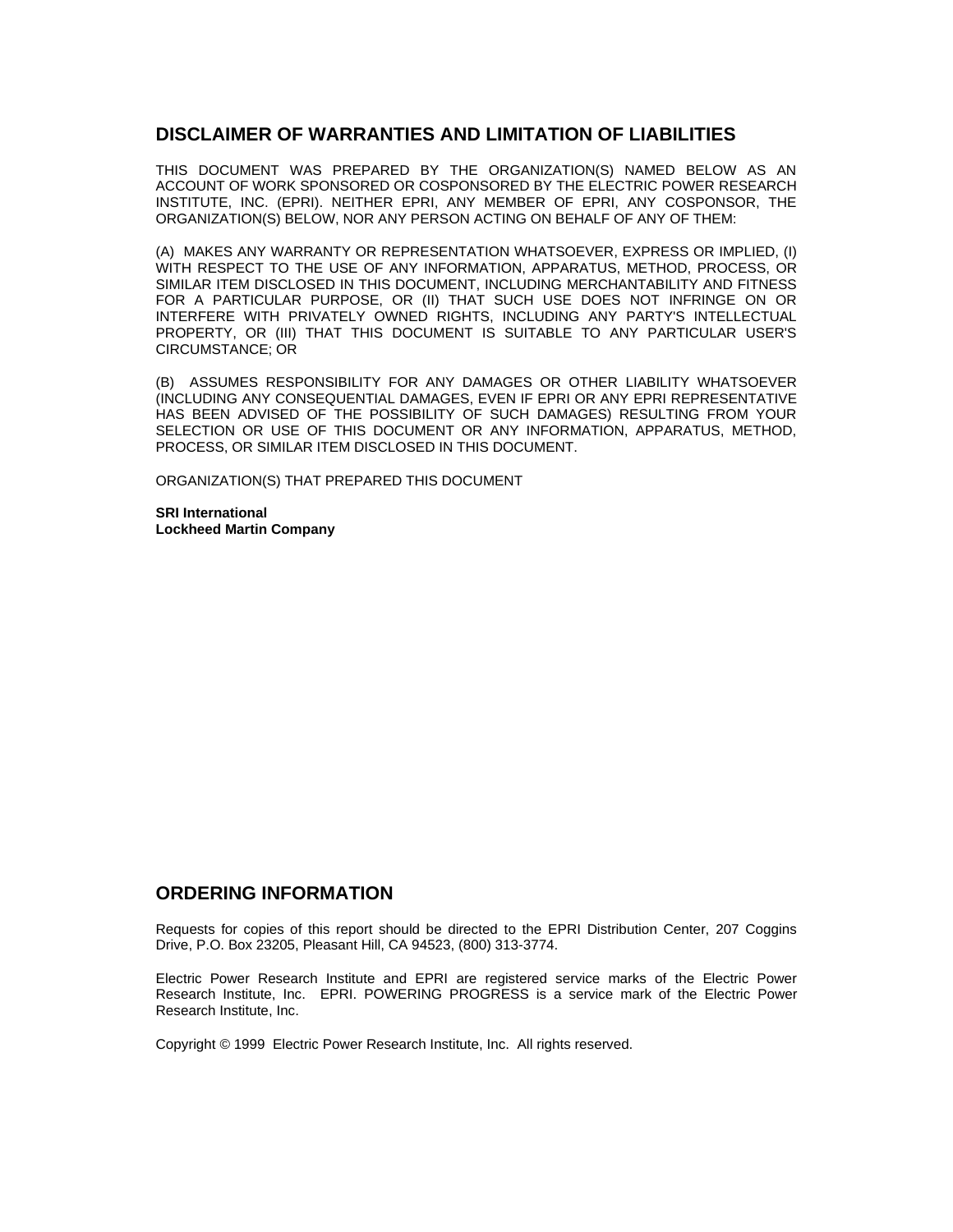## DISCLAIMER OF WARRANTIES AND LIMITATION OF LIABILITIES

THIS DOCUMENT WAS PREPARED BY THE ORGANIZATION(S) NAMED BELOW AS AN ACCOUNT OF WORK SPONSORED OR COSPONSORED BY THE ELECTRIC POWER RESEARCH INSTITUTE, INC. (EPRI). NEITHER EPRI, ANY MEMBER OF EPRI, ANY COSPONSOR, THE ORGANIZATION(S) BELOW, NOR ANY PERSON ACTING ON BEHALF OF ANY OF THEM:

(A) MAKES ANY WARRANTY OR REPRESENTATION WHATSOEVER, EXPRESS OR IMPLIED, (I) WITH RESPECT TO THE USE OF ANY INFORMATION, APPARATUS, METHOD, PROCESS, OR SIMILAR ITEM DISCLOSED IN THIS DOCUMENT, INCLUDING MERCHANTABILITY AND FITNESS FOR A PARTICULAR PURPOSE, OR (II) THAT SUCH USE DOES NOT INFRINGE ON OR INTERFERE WITH PRIVATELY OWNED RIGHTS, INCLUDING ANY PARTY'S INTELLECTUAL PROPERTY, OR (III) THAT THIS DOCUMENT IS SUITABLE TO ANY PARTICULAR USER'S CIRCUMSTANCE; OR

(B) ASSUMES RESPONSIBILITY FOR ANY DAMAGES OR OTHER LIABILITY WHATSOEVER (INCLUDING ANY CONSEQUENTIAL DAMAGES, EVEN IF EPRI OR ANY EPRI REPRESENTATIVE HAS BEEN ADVISED OF THE POSSIBILITY OF SUCH DAMAGES) RESULTING FROM YOUR SELECTION OR USE OF THIS DOCUMENT OR ANY INFORMATION, APPARATUS, METHOD, PROCESS, OR SIMILAR ITEM DISCLOSED IN THIS DOCUMENT.

ORGANIZATION(S) THAT PREPARED THIS DOCUMENT

**SRI International**
**Lockheed Martin Company**

## ORDERING INFORMATION

Requests for copies of this report should be directed to the EPRI Distribution Center, 207 Coggins Drive, P.O. Box 23205, Pleasant Hill, CA 94523, (800) 313-3774.

Electric Power Research Institute and EPRI are registered service marks of the Electric Power Research Institute, Inc. EPRI. POWERING PROGRESS is a service mark of the Electric Power Research Institute, Inc.

Copyright © 1999 Electric Power Research Institute, Inc. All rights reserved.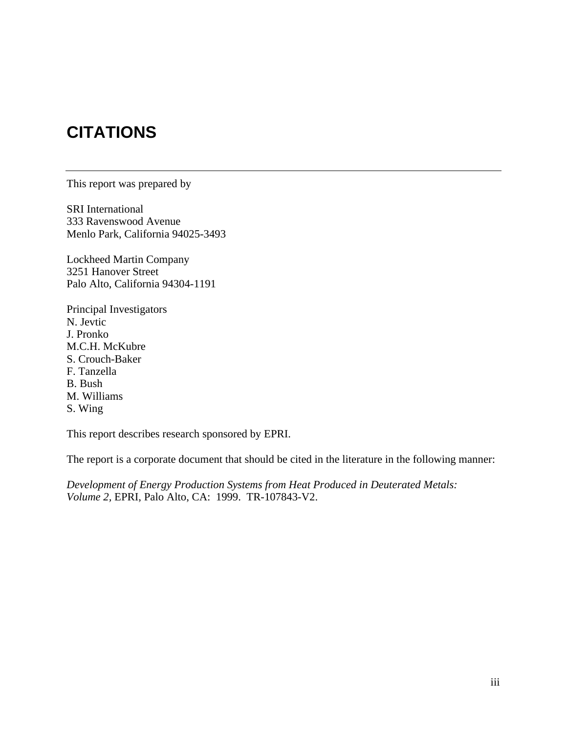# CITATIONS

---

This report was prepared by

SRI International
333 Ravenswood Avenue
Menlo Park, California 94025-3493

Lockheed Martin Company
3251 Hanover Street
Palo Alto, California 94304-1191

Principal Investigators
N. Jevtic
J. Pronko
M.C.H. McKubre
S. Crouch-Baker
F. Tanzella
B. Bush
M. Williams
S. Wing

This report describes research sponsored by EPRI.

The report is a corporate document that should be cited in the literature in the following manner:

*Development of Energy Production Systems from Heat Produced in Deuterated Metals: Volume 2,* EPRI, Palo Alto, CA: 1999. TR-107843-V2.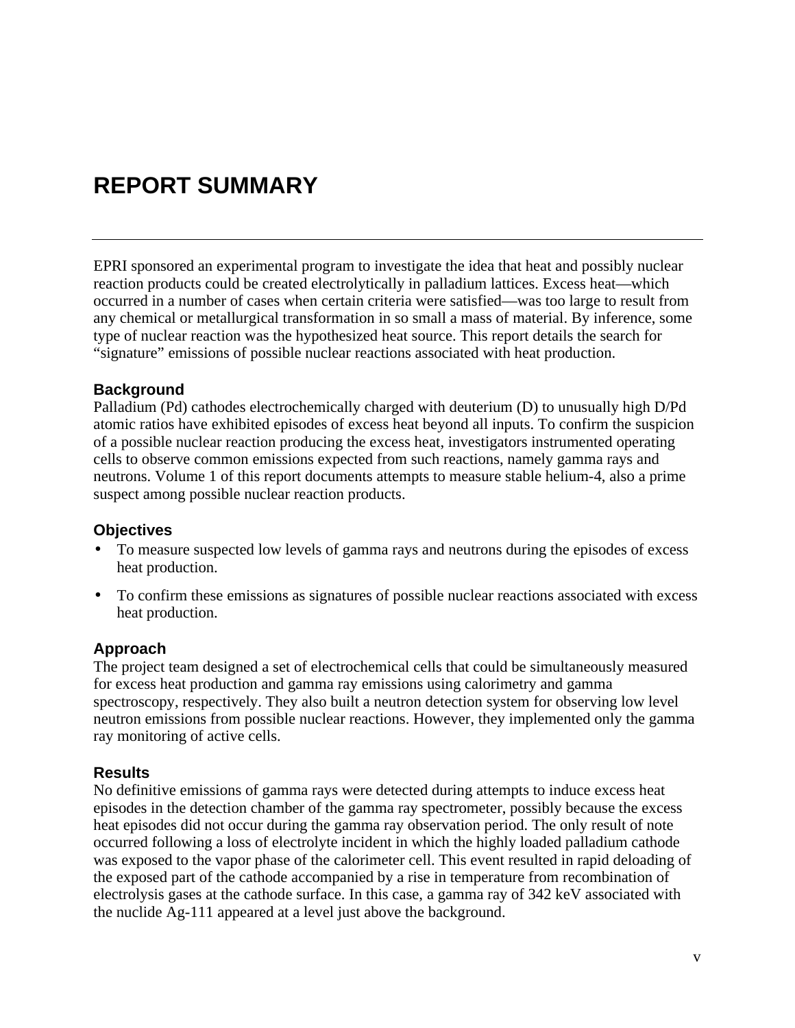# REPORT SUMMARY

EPRI sponsored an experimental program to investigate the idea that heat and possibly nuclear reaction products could be created electrolytically in palladium lattices. Excess heat—which occurred in a number of cases when certain criteria were satisfied—was too large to result from any chemical or metallurgical transformation in so small a mass of material. By inference, some type of nuclear reaction was the hypothesized heat source. This report details the search for "signature" emissions of possible nuclear reactions associated with heat production.

### Background

Palladium (Pd) cathodes electrochemically charged with deuterium (D) to unusually high D/Pd atomic ratios have exhibited episodes of excess heat beyond all inputs. To confirm the suspicion of a possible nuclear reaction producing the excess heat, investigators instrumented operating cells to observe common emissions expected from such reactions, namely gamma rays and neutrons. Volume 1 of this report documents attempts to measure stable helium-4, also a prime suspect among possible nuclear reaction products.

### Objectives

- To measure suspected low levels of gamma rays and neutrons during the episodes of excess heat production.
- To confirm these emissions as signatures of possible nuclear reactions associated with excess heat production.

### Approach

The project team designed a set of electrochemical cells that could be simultaneously measured for excess heat production and gamma ray emissions using calorimetry and gamma spectroscopy, respectively. They also built a neutron detection system for observing low level neutron emissions from possible nuclear reactions. However, they implemented only the gamma ray monitoring of active cells.

### Results

No definitive emissions of gamma rays were detected during attempts to induce excess heat episodes in the detection chamber of the gamma ray spectrometer, possibly because the excess heat episodes did not occur during the gamma ray observation period. The only result of note occurred following a loss of electrolyte incident in which the highly loaded palladium cathode was exposed to the vapor phase of the calorimeter cell. This event resulted in rapid deloading of the exposed part of the cathode accompanied by a rise in temperature from recombination of electrolysis gases at the cathode surface. In this case, a gamma ray of 342 keV associated with the nuclide Ag-111 appeared at a level just above the background.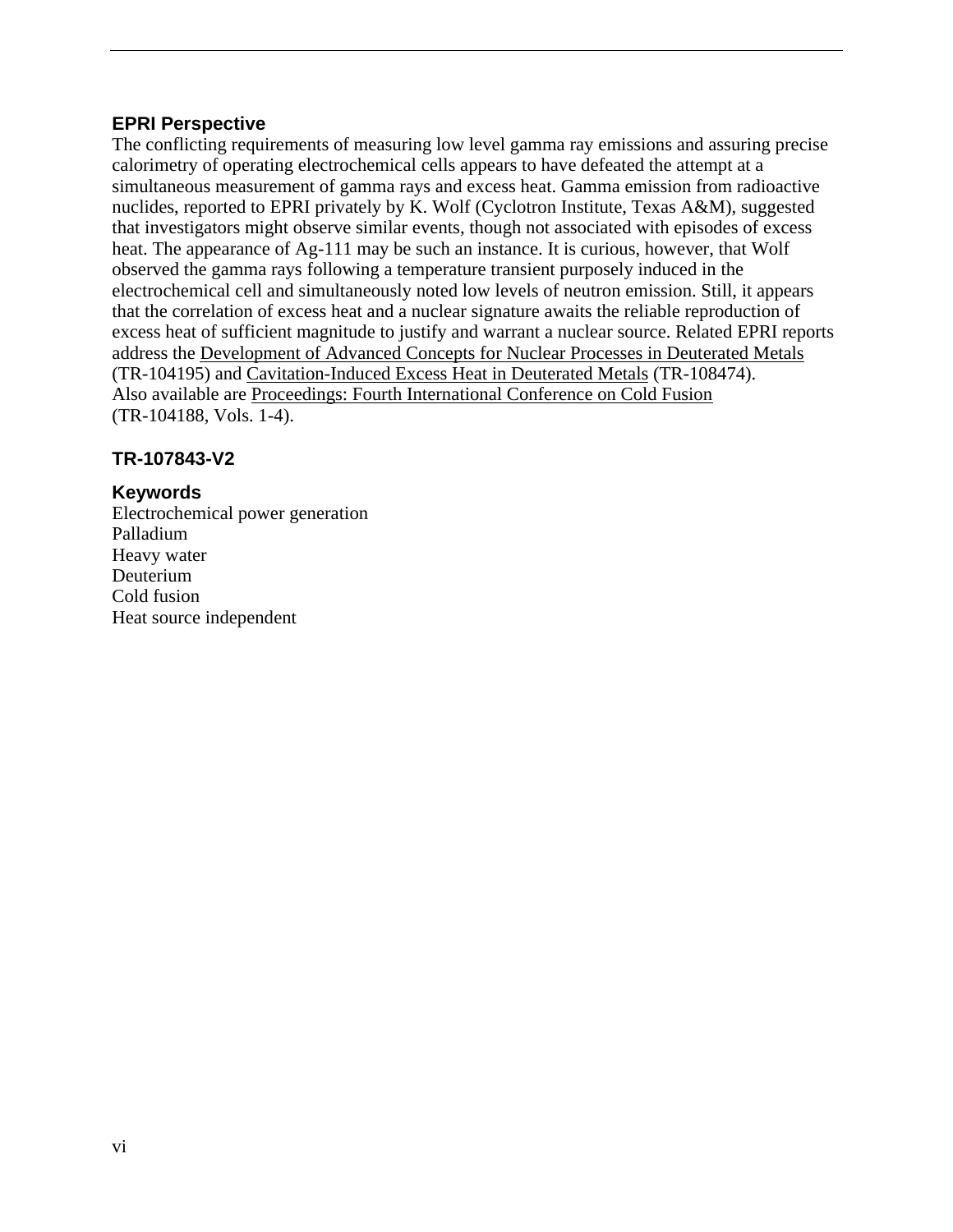## EPRI Perspective

The conflicting requirements of measuring low level gamma ray emissions and assuring precise calorimetry of operating electrochemical cells appears to have defeated the attempt at a simultaneous measurement of gamma rays and excess heat. Gamma emission from radioactive nuclides, reported to EPRI privately by K. Wolf (Cyclotron Institute, Texas A&M), suggested that investigators might observe similar events, though not associated with episodes of excess heat. The appearance of Ag-111 may be such an instance. It is curious, however, that Wolf observed the gamma rays following a temperature transient purposely induced in the electrochemical cell and simultaneously noted low levels of neutron emission. Still, it appears that the correlation of excess heat and a nuclear signature awaits the reliable reproduction of excess heat of sufficient magnitude to justify and warrant a nuclear source. Related EPRI reports address the Development of Advanced Concepts for Nuclear Processes in Deuterated Metals (TR-104195) and Cavitation-Induced Excess Heat in Deuterated Metals (TR-108474). Also available are Proceedings: Fourth International Conference on Cold Fusion (TR-104188, Vols. 1-4).

## TR-107843-V2

## Keywords

Electrochemical power generation
Palladium
Heavy water
Deuterium
Cold fusion
Heat source independent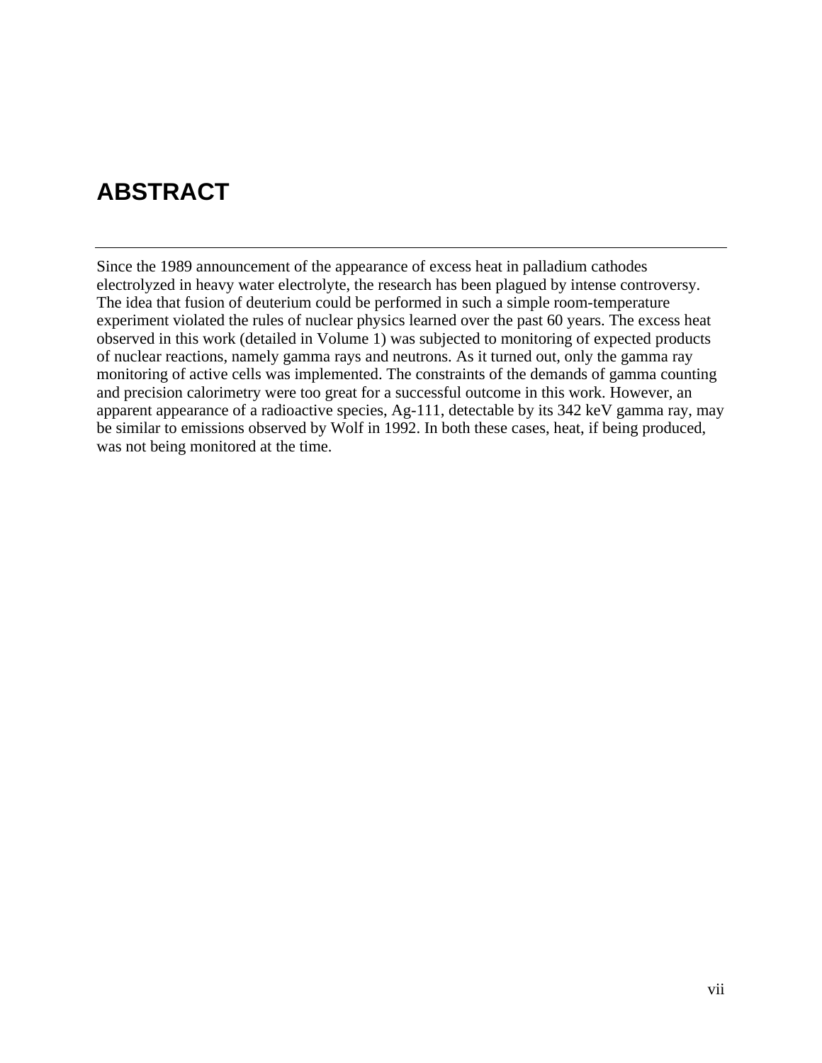# ABSTRACT

Since the 1989 announcement of the appearance of excess heat in palladium cathodes electrolyzed in heavy water electrolyte, the research has been plagued by intense controversy. The idea that fusion of deuterium could be performed in such a simple room-temperature experiment violated the rules of nuclear physics learned over the past 60 years. The excess heat observed in this work (detailed in Volume 1) was subjected to monitoring of expected products of nuclear reactions, namely gamma rays and neutrons. As it turned out, only the gamma ray monitoring of active cells was implemented. The constraints of the demands of gamma counting and precision calorimetry were too great for a successful outcome in this work. However, an apparent appearance of a radioactive species, Ag-111, detectable by its 342 keV gamma ray, may be similar to emissions observed by Wolf in 1992. In both these cases, heat, if being produced, was not being monitored at the time.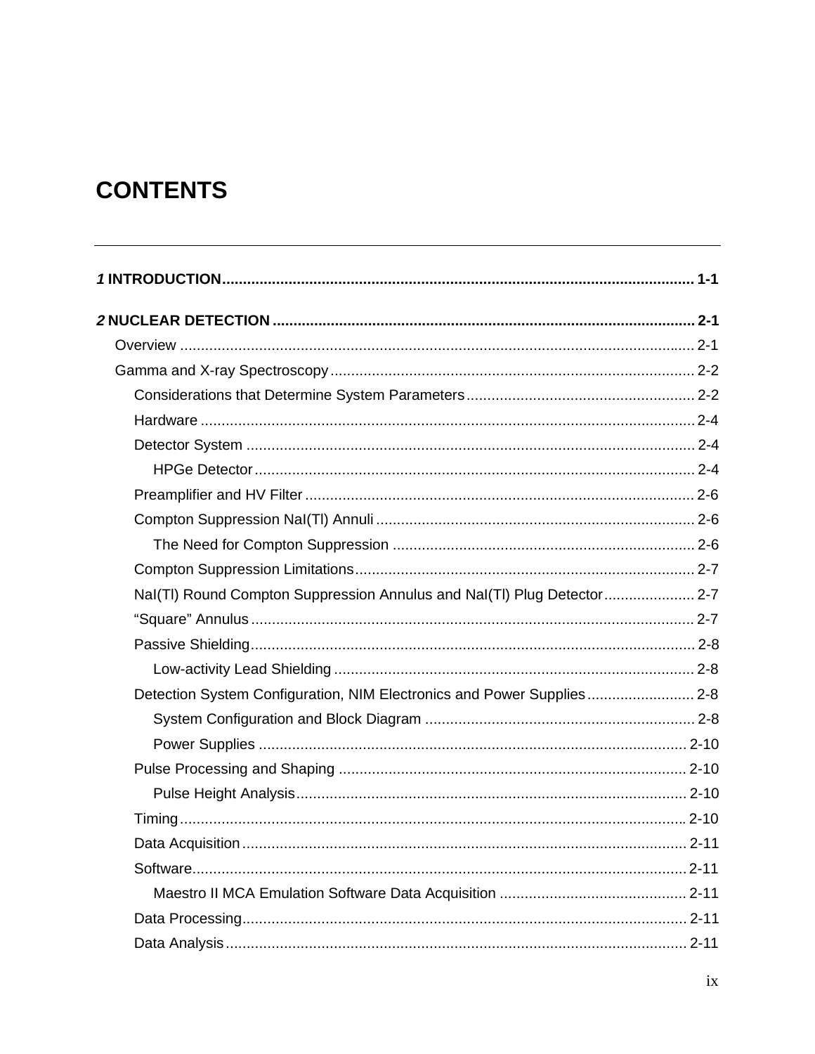# CONTENTS

**1 INTRODUCTION** .................................................................................................................. 1-1

**2 NUCLEAR DETECTION** .......................................................................................................... 2-1

- Overview .......................................................................................................................... 2-1
- Gamma and X-ray Spectroscopy ....................................................................................... 2-2
  - Considerations that Determine System Parameters ...................................................... 2-2
  - Hardware ...................................................................................................................... 2-4
  - Detector System ........................................................................................................... 2-4
    - HPGe Detector ......................................................................................................... 2-4
  - Preamplifier and HV Filter ............................................................................................. 2-6
  - Compton Suppression NaI(Tl) Annuli ............................................................................ 2-6
    - The Need for Compton Suppression ........................................................................ 2-6
  - Compton Suppression Limitations ................................................................................. 2-7
  - NaI(Tl) Round Compton Suppression Annulus and NaI(Tl) Plug Detector ...................... 2-7
  - “Square” Annulus .......................................................................................................... 2-7
  - Passive Shielding .......................................................................................................... 2-8
    - Low-activity Lead Shielding ...................................................................................... 2-8
  - Detection System Configuration, NIM Electronics and Power Supplies .......................... 2-8
    - System Configuration and Block Diagram ................................................................ 2-8
    - Power Supplies ...................................................................................................... 2-10
  - Pulse Processing and Shaping ................................................................................... 2-10
    - Pulse Height Analysis ............................................................................................. 2-10
  - Timing ......................................................................................................................... 2-10
  - Data Acquisition .......................................................................................................... 2-11
  - Software ...................................................................................................................... 2-11
    - Maestro II MCA Emulation Software Data Acquisition ............................................ 2-11
  - Data Processing .......................................................................................................... 2-11
  - Data Analysis .............................................................................................................. 2-11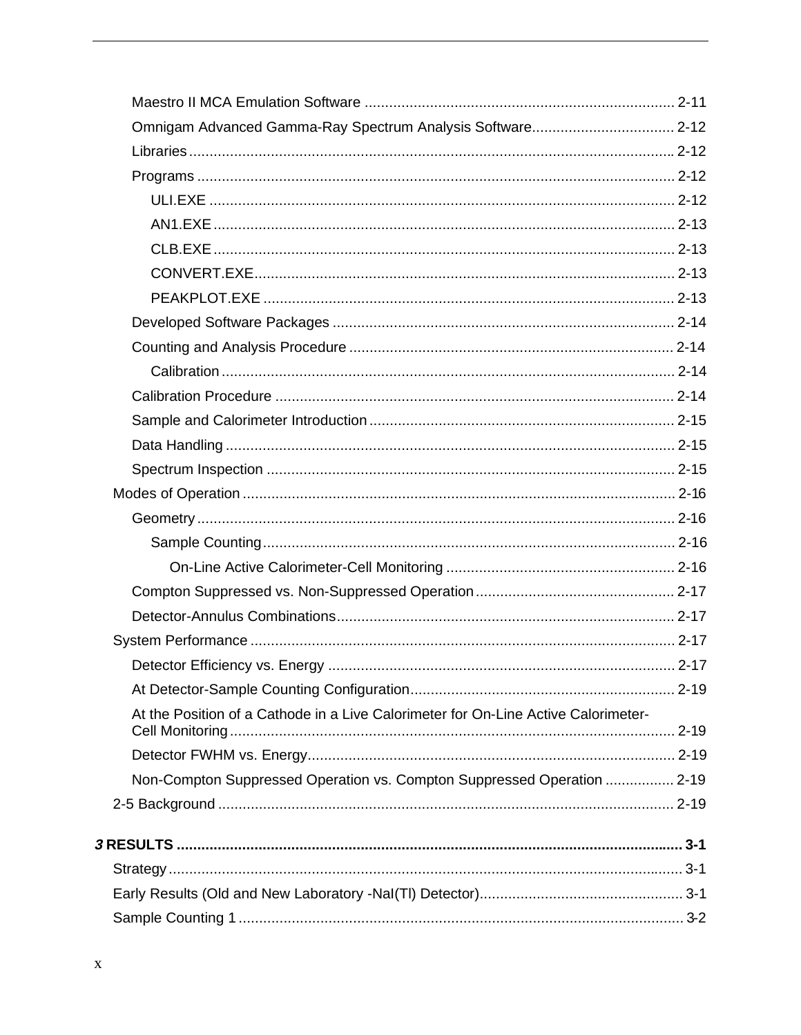Maestro II MCA Emulation Software ........................................................................... 2-11

Omnigam Advanced Gamma-Ray Spectrum Analysis Software................................... 2-12

Libraries ...................................................................................................................... 2-12

Programs .................................................................................................................... 2-12

ULI.EXE ................................................................................................................. 2-12

AN1.EXE ................................................................................................................ 2-13

CLB.EXE ................................................................................................................ 2-13

CONVERT.EXE...................................................................................................... 2-13

PEAKPLOT.EXE .................................................................................................... 2-13

Developed Software Packages ................................................................................... 2-14

Counting and Analysis Procedure .............................................................................. 2-14

Calibration .............................................................................................................. 2-14

Calibration Procedure ................................................................................................ 2-14

Sample and Calorimeter Introduction .......................................................................... 2-15

Data Handling ............................................................................................................. 2-15

Spectrum Inspection ................................................................................................... 2-15

Modes of Operation ......................................................................................................... 2-16

Geometry .................................................................................................................... 2-16

Sample Counting .................................................................................................... 2-16

On-Line Active Calorimeter-Cell Monitoring ....................................................... 2-16

Compton Suppressed vs. Non-Suppressed Operation ................................................ 2-17

Detector-Annulus Combinations.................................................................................. 2-17

System Performance ....................................................................................................... 2-17

Detector Efficiency vs. Energy .................................................................................... 2-17

At Detector-Sample Counting Configuration................................................................ 2-19

At the Position of a Cathode in a Live Calorimeter for On-Line Active Calorimeter-Cell Monitoring ............................................................................................................ 2-19

Detector FWHM vs. Energy......................................................................................... 2-19

Non-Compton Suppressed Operation vs. Compton Suppressed Operation ................. 2-19

2-5 Background ................................................................................................................ 2-19

**3 RESULTS .......................................................................................................................... 3-1**

Strategy ............................................................................................................................ 3-1

Early Results (Old and New Laboratory -NaI(Tl) Detector)................................................. 3-1

Sample Counting 1 ........................................................................................................... 3-2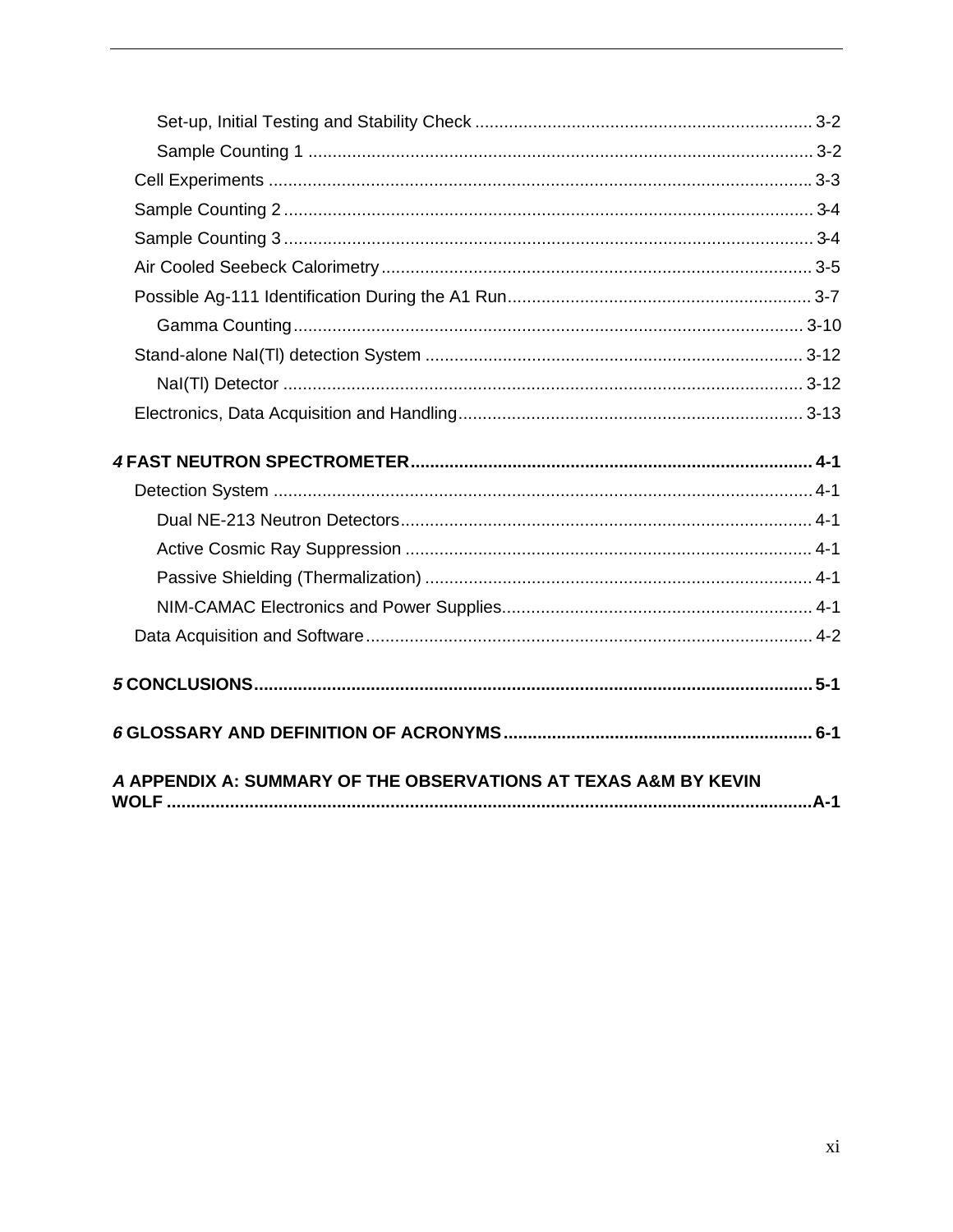Set-up, Initial Testing and Stability Check ..................................................................... 3-2

Sample Counting 1 ....................................................................................................... 3-2

Cell Experiments .............................................................................................................. 3-3

Sample Counting 2 ............................................................................................................ 3-4

Sample Counting 3 ............................................................................................................ 3-4

Air Cooled Seebeck Calorimetry ........................................................................................ 3-5

Possible Ag-111 Identification During the A1 Run .............................................................. 3-7

Gamma Counting ......................................................................................................... 3-10

Stand-alone NaI(Tl) detection System ............................................................................. 3-12

NaI(Tl) Detector ........................................................................................................... 3-12

Electronics, Data Acquisition and Handling ....................................................................... 3-13

**4 FAST NEUTRON SPECTROMETER .................................................................................. 4-1**

Detection System .............................................................................................................. 4-1

Dual NE-213 Neutron Detectors .................................................................................... 4-1

Active Cosmic Ray Suppression ................................................................................... 4-1

Passive Shielding (Thermalization) ............................................................................... 4-1

NIM-CAMAC Electronics and Power Supplies ............................................................... 4-1

Data Acquisition and Software ........................................................................................... 4-2

**5 CONCLUSIONS .................................................................................................................. 5-1**

**6 GLOSSARY AND DEFINITION OF ACRONYMS ............................................................... 6-1**

**A APPENDIX A: SUMMARY OF THE OBSERVATIONS AT TEXAS A&M BY KEVIN WOLF ......................................................................................................................................A-1**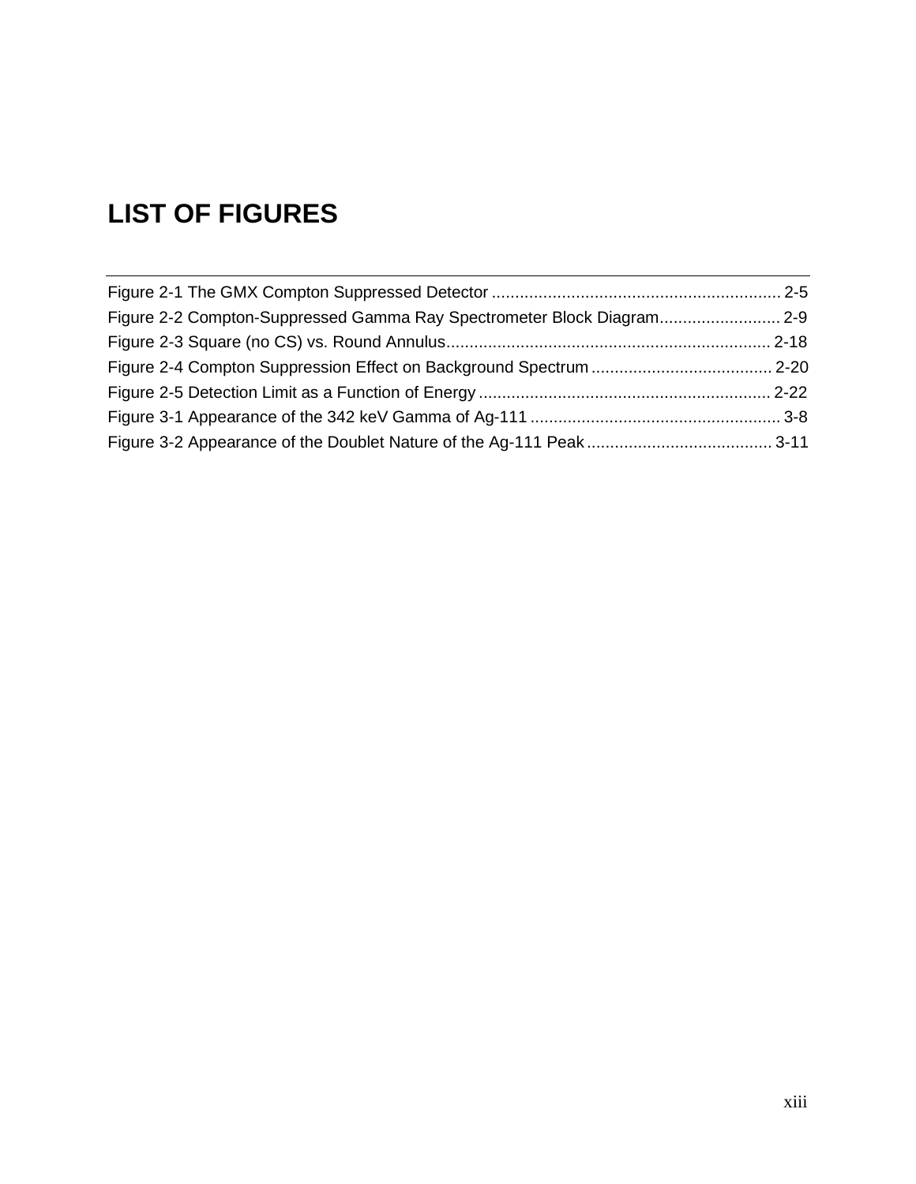# LIST OF FIGURES

Figure 2-1 The GMX Compton Suppressed Detector ............................................................. 2-5
Figure 2-2 Compton-Suppressed Gamma Ray Spectrometer Block Diagram......................... 2-9
Figure 2-3 Square (no CS) vs. Round Annulus..................................................................... 2-18
Figure 2-4 Compton Suppression Effect on Background Spectrum ....................................... 2-20
Figure 2-5 Detection Limit as a Function of Energy .............................................................. 2-22
Figure 3-1 Appearance of the 342 keV Gamma of Ag-111 ..................................................... 3-8
Figure 3-2 Appearance of the Doublet Nature of the Ag-111 Peak ........................................ 3-11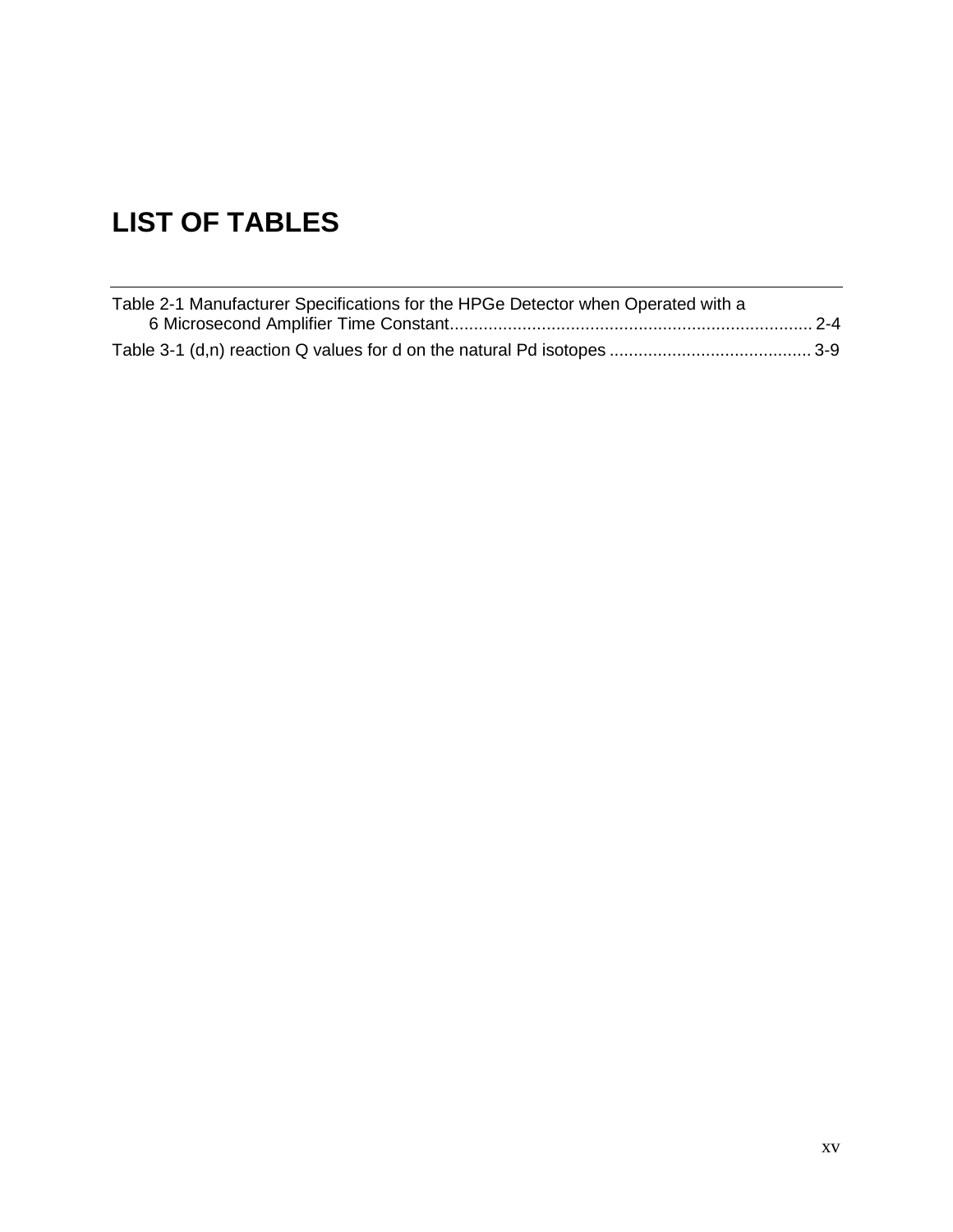# LIST OF TABLES

Table 2-1 Manufacturer Specifications for the HPGe Detector when Operated with a 6 Microsecond Amplifier Time Constant........................................................................ 2-4

Table 3-1 (d,n) reaction Q values for d on the natural Pd isotopes ......................................... 3-9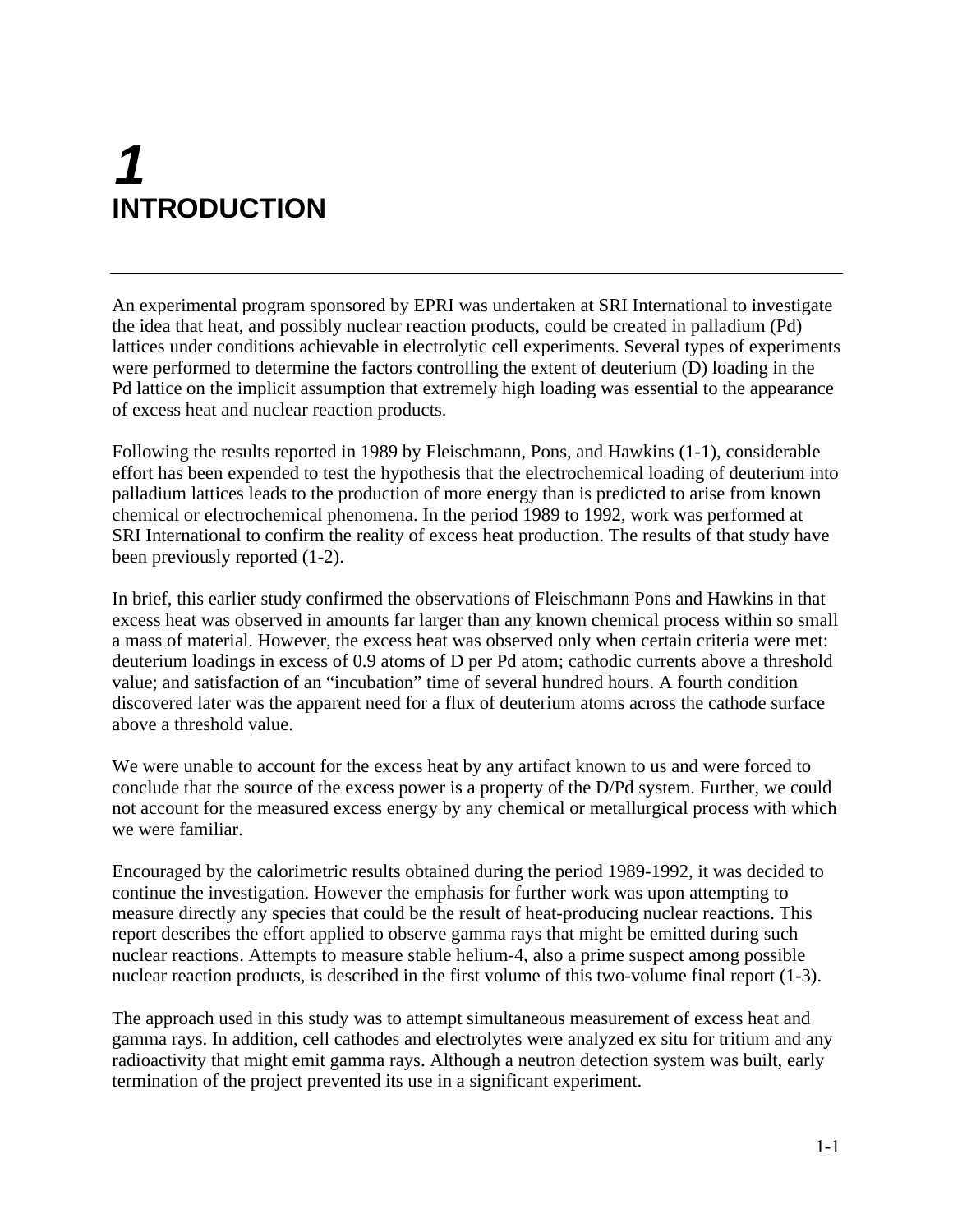# 1 INTRODUCTION

An experimental program sponsored by EPRI was undertaken at SRI International to investigate the idea that heat, and possibly nuclear reaction products, could be created in palladium (Pd) lattices under conditions achievable in electrolytic cell experiments. Several types of experiments were performed to determine the factors controlling the extent of deuterium (D) loading in the Pd lattice on the implicit assumption that extremely high loading was essential to the appearance of excess heat and nuclear reaction products.

Following the results reported in 1989 by Fleischmann, Pons, and Hawkins (1-1), considerable effort has been expended to test the hypothesis that the electrochemical loading of deuterium into palladium lattices leads to the production of more energy than is predicted to arise from known chemical or electrochemical phenomena. In the period 1989 to 1992, work was performed at SRI International to confirm the reality of excess heat production. The results of that study have been previously reported (1-2).

In brief, this earlier study confirmed the observations of Fleischmann Pons and Hawkins in that excess heat was observed in amounts far larger than any known chemical process within so small a mass of material. However, the excess heat was observed only when certain criteria were met: deuterium loadings in excess of 0.9 atoms of D per Pd atom; cathodic currents above a threshold value; and satisfaction of an "incubation" time of several hundred hours. A fourth condition discovered later was the apparent need for a flux of deuterium atoms across the cathode surface above a threshold value.

We were unable to account for the excess heat by any artifact known to us and were forced to conclude that the source of the excess power is a property of the D/Pd system. Further, we could not account for the measured excess energy by any chemical or metallurgical process with which we were familiar.

Encouraged by the calorimetric results obtained during the period 1989-1992, it was decided to continue the investigation. However the emphasis for further work was upon attempting to measure directly any species that could be the result of heat-producing nuclear reactions. This report describes the effort applied to observe gamma rays that might be emitted during such nuclear reactions. Attempts to measure stable helium-4, also a prime suspect among possible nuclear reaction products, is described in the first volume of this two-volume final report (1-3).

The approach used in this study was to attempt simultaneous measurement of excess heat and gamma rays. In addition, cell cathodes and electrolytes were analyzed ex situ for tritium and any radioactivity that might emit gamma rays. Although a neutron detection system was built, early termination of the project prevented its use in a significant experiment.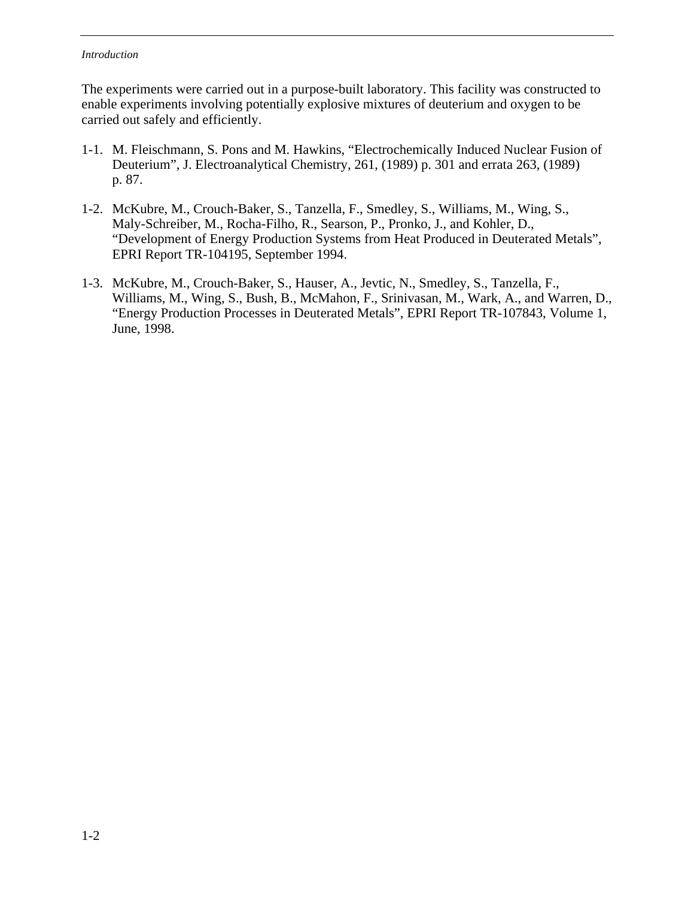The experiments were carried out in a purpose-built laboratory. This facility was constructed to enable experiments involving potentially explosive mixtures of deuterium and oxygen to be carried out safely and efficiently.

1-1. M. Fleischmann, S. Pons and M. Hawkins, "Electrochemically Induced Nuclear Fusion of Deuterium", J. Electroanalytical Chemistry, 261, (1989) p. 301 and errata 263, (1989) p. 87.

1-2. McKubre, M., Crouch-Baker, S., Tanzella, F., Smedley, S., Williams, M., Wing, S., Maly-Schreiber, M., Rocha-Filho, R., Searson, P., Pronko, J., and Kohler, D., "Development of Energy Production Systems from Heat Produced in Deuterated Metals", EPRI Report TR-104195, September 1994.

1-3. McKubre, M., Crouch-Baker, S., Hauser, A., Jevtic, N., Smedley, S., Tanzella, F., Williams, M., Wing, S., Bush, B., McMahon, F., Srinivasan, M., Wark, A., and Warren, D., "Energy Production Processes in Deuterated Metals", EPRI Report TR-107843, Volume 1, June, 1998.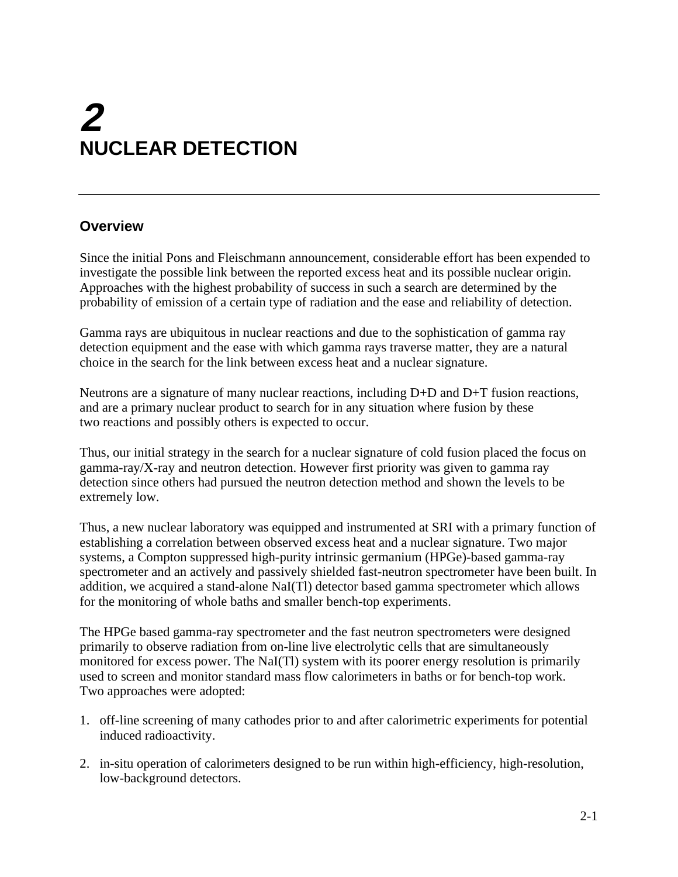# 2 NUCLEAR DETECTION

## Overview

Since the initial Pons and Fleischmann announcement, considerable effort has been expended to investigate the possible link between the reported excess heat and its possible nuclear origin. Approaches with the highest probability of success in such a search are determined by the probability of emission of a certain type of radiation and the ease and reliability of detection.

Gamma rays are ubiquitous in nuclear reactions and due to the sophistication of gamma ray detection equipment and the ease with which gamma rays traverse matter, they are a natural choice in the search for the link between excess heat and a nuclear signature.

Neutrons are a signature of many nuclear reactions, including D+D and D+T fusion reactions, and are a primary nuclear product to search for in any situation where fusion by these two reactions and possibly others is expected to occur.

Thus, our initial strategy in the search for a nuclear signature of cold fusion placed the focus on gamma-ray/X-ray and neutron detection. However first priority was given to gamma ray detection since others had pursued the neutron detection method and shown the levels to be extremely low.

Thus, a new nuclear laboratory was equipped and instrumented at SRI with a primary function of establishing a correlation between observed excess heat and a nuclear signature. Two major systems, a Compton suppressed high-purity intrinsic germanium (HPGe)-based gamma-ray spectrometer and an actively and passively shielded fast-neutron spectrometer have been built. In addition, we acquired a stand-alone NaI(Tl) detector based gamma spectrometer which allows for the monitoring of whole baths and smaller bench-top experiments.

The HPGe based gamma-ray spectrometer and the fast neutron spectrometers were designed primarily to observe radiation from on-line live electrolytic cells that are simultaneously monitored for excess power. The NaI(Tl) system with its poorer energy resolution is primarily used to screen and monitor standard mass flow calorimeters in baths or for bench-top work. Two approaches were adopted:

1. off-line screening of many cathodes prior to and after calorimetric experiments for potential induced radioactivity.
2. in-situ operation of calorimeters designed to be run within high-efficiency, high-resolution, low-background detectors.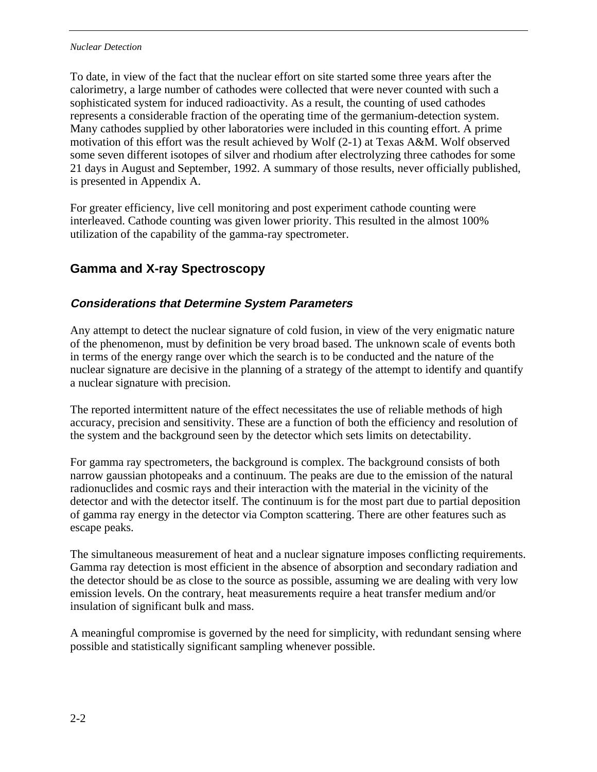To date, in view of the fact that the nuclear effort on site started some three years after the calorimetry, a large number of cathodes were collected that were never counted with such a sophisticated system for induced radioactivity. As a result, the counting of used cathodes represents a considerable fraction of the operating time of the germanium-detection system. Many cathodes supplied by other laboratories were included in this counting effort. A prime motivation of this effort was the result achieved by Wolf (2-1) at Texas A&M. Wolf observed some seven different isotopes of silver and rhodium after electrolyzing three cathodes for some 21 days in August and September, 1992. A summary of those results, never officially published, is presented in Appendix A.

For greater efficiency, live cell monitoring and post experiment cathode counting were interleaved. Cathode counting was given lower priority. This resulted in the almost 100% utilization of the capability of the gamma-ray spectrometer.

## Gamma and X-ray Spectroscopy

### *Considerations that Determine System Parameters*

Any attempt to detect the nuclear signature of cold fusion, in view of the very enigmatic nature of the phenomenon, must by definition be very broad based. The unknown scale of events both in terms of the energy range over which the search is to be conducted and the nature of the nuclear signature are decisive in the planning of a strategy of the attempt to identify and quantify a nuclear signature with precision.

The reported intermittent nature of the effect necessitates the use of reliable methods of high accuracy, precision and sensitivity. These are a function of both the efficiency and resolution of the system and the background seen by the detector which sets limits on detectability.

For gamma ray spectrometers, the background is complex. The background consists of both narrow gaussian photopeaks and a continuum. The peaks are due to the emission of the natural radionuclides and cosmic rays and their interaction with the material in the vicinity of the detector and with the detector itself. The continuum is for the most part due to partial deposition of gamma ray energy in the detector via Compton scattering. There are other features such as escape peaks.

The simultaneous measurement of heat and a nuclear signature imposes conflicting requirements. Gamma ray detection is most efficient in the absence of absorption and secondary radiation and the detector should be as close to the source as possible, assuming we are dealing with very low emission levels. On the contrary, heat measurements require a heat transfer medium and/or insulation of significant bulk and mass.

A meaningful compromise is governed by the need for simplicity, with redundant sensing where possible and statistically significant sampling whenever possible.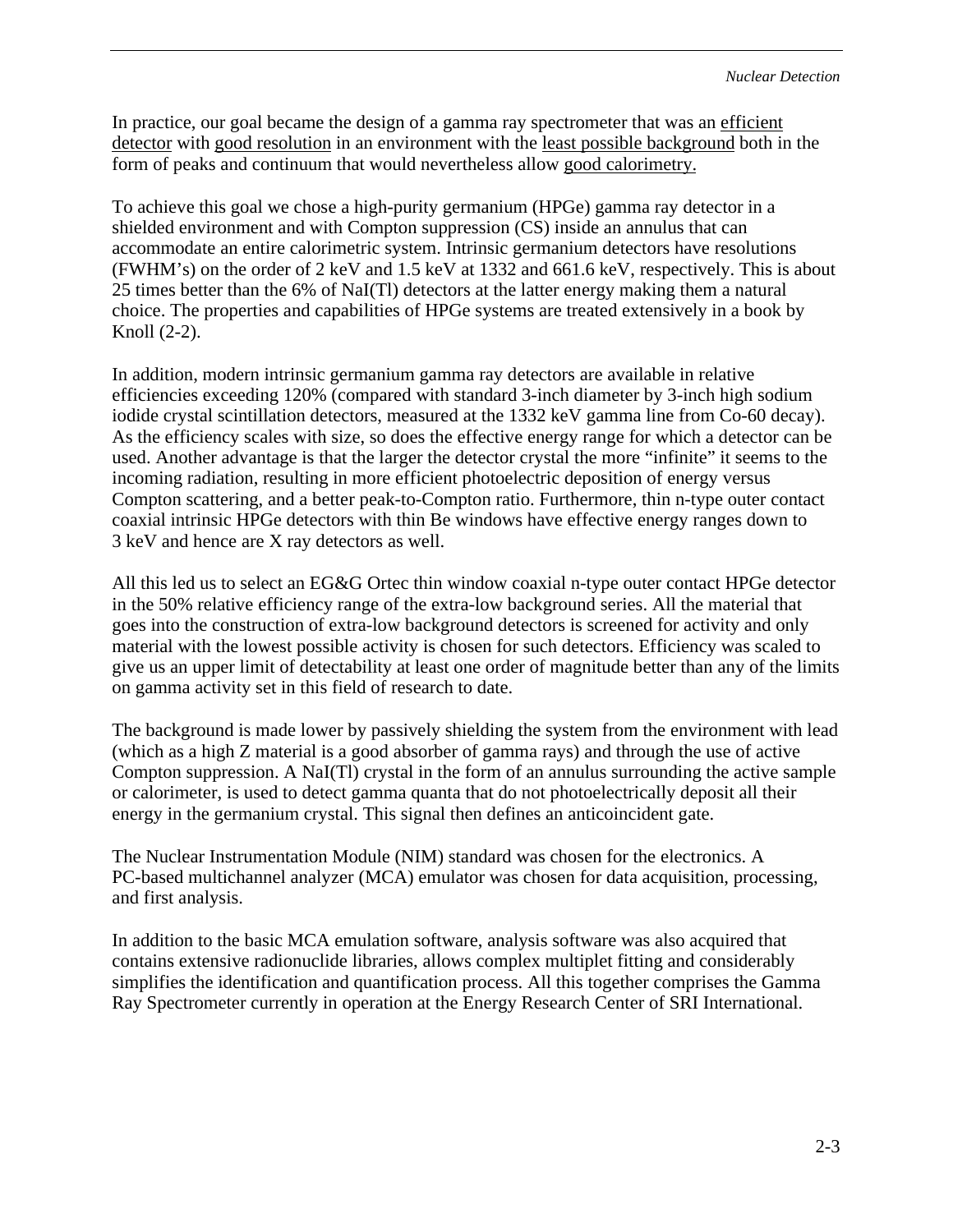In practice, our goal became the design of a gamma ray spectrometer that was an <u>efficient detector</u> with <u>good resolution</u> in an environment with the <u>least possible background</u> both in the form of peaks and continuum that would nevertheless allow <u>good calorimetry.</u>

To achieve this goal we chose a high-purity germanium (HPGe) gamma ray detector in a shielded environment and with Compton suppression (CS) inside an annulus that can accommodate an entire calorimetric system. Intrinsic germanium detectors have resolutions (FWHM's) on the order of 2 keV and 1.5 keV at 1332 and 661.6 keV, respectively. This is about 25 times better than the 6% of NaI(Tl) detectors at the latter energy making them a natural choice. The properties and capabilities of HPGe systems are treated extensively in a book by Knoll (2-2).

In addition, modern intrinsic germanium gamma ray detectors are available in relative efficiencies exceeding 120% (compared with standard 3-inch diameter by 3-inch high sodium iodide crystal scintillation detectors, measured at the 1332 keV gamma line from Co-60 decay). As the efficiency scales with size, so does the effective energy range for which a detector can be used. Another advantage is that the larger the detector crystal the more "infinite" it seems to the incoming radiation, resulting in more efficient photoelectric deposition of energy versus Compton scattering, and a better peak-to-Compton ratio. Furthermore, thin n-type outer contact coaxial intrinsic HPGe detectors with thin Be windows have effective energy ranges down to 3 keV and hence are X ray detectors as well.

All this led us to select an EG&G Ortec thin window coaxial n-type outer contact HPGe detector in the 50% relative efficiency range of the extra-low background series. All the material that goes into the construction of extra-low background detectors is screened for activity and only material with the lowest possible activity is chosen for such detectors. Efficiency was scaled to give us an upper limit of detectability at least one order of magnitude better than any of the limits on gamma activity set in this field of research to date.

The background is made lower by passively shielding the system from the environment with lead (which as a high Z material is a good absorber of gamma rays) and through the use of active Compton suppression. A NaI(Tl) crystal in the form of an annulus surrounding the active sample or calorimeter, is used to detect gamma quanta that do not photoelectrically deposit all their energy in the germanium crystal. This signal then defines an anticoincident gate.

The Nuclear Instrumentation Module (NIM) standard was chosen for the electronics. A PC-based multichannel analyzer (MCA) emulator was chosen for data acquisition, processing, and first analysis.

In addition to the basic MCA emulation software, analysis software was also acquired that contains extensive radionuclide libraries, allows complex multiplet fitting and considerably simplifies the identification and quantification process. All this together comprises the Gamma Ray Spectrometer currently in operation at the Energy Research Center of SRI International.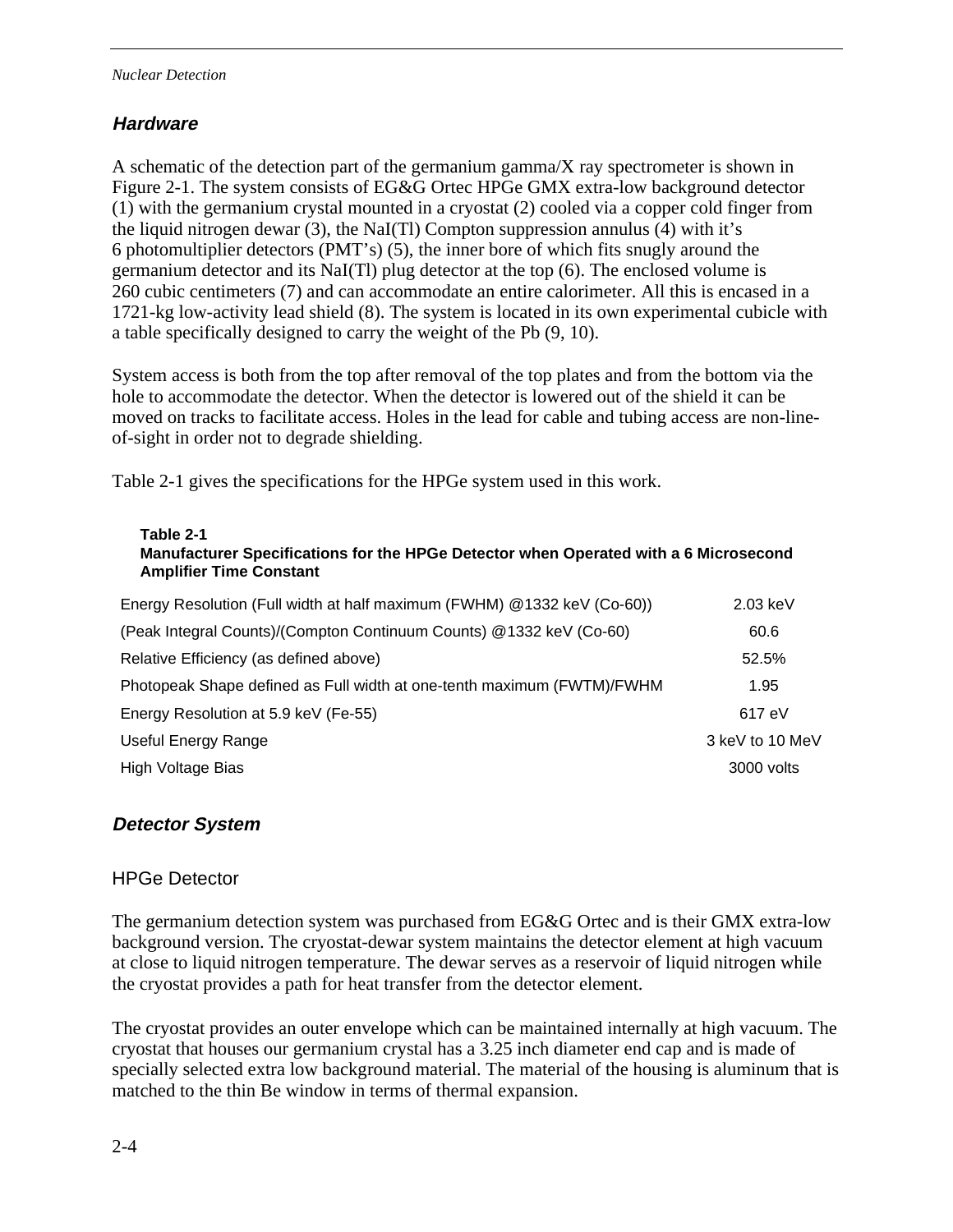### *Hardware*

A schematic of the detection part of the germanium gamma/X ray spectrometer is shown in Figure 2-1. The system consists of EG&G Ortec HPGe GMX extra-low background detector (1) with the germanium crystal mounted in a cryostat (2) cooled via a copper cold finger from the liquid nitrogen dewar (3), the NaI(Tl) Compton suppression annulus (4) with it's 6 photomultiplier detectors (PMT's) (5), the inner bore of which fits snugly around the germanium detector and its NaI(Tl) plug detector at the top (6). The enclosed volume is 260 cubic centimeters (7) and can accommodate an entire calorimeter. All this is encased in a 1721-kg low-activity lead shield (8). The system is located in its own experimental cubicle with a table specifically designed to carry the weight of the Pb (9, 10).

System access is both from the top after removal of the top plates and from the bottom via the hole to accommodate the detector. When the detector is lowered out of the shield it can be moved on tracks to facilitate access. Holes in the lead for cable and tubing access are non-line-of-sight in order not to degrade shielding.

Table 2-1 gives the specifications for the HPGe system used in this work.

**Table 2-1**
**Manufacturer Specifications for the HPGe Detector when Operated with a 6 Microsecond Amplifier Time Constant**

| | |
|---|---|
| Energy Resolution (Full width at half maximum (FWHM) @1332 keV (Co-60)) | 2.03 keV |
| (Peak Integral Counts)/(Compton Continuum Counts) @1332 keV (Co-60) | 60.6 |
| Relative Efficiency (as defined above) | 52.5% |
| Photopeak Shape defined as Full width at one-tenth maximum (FWTM)/FWHM | 1.95 |
| Energy Resolution at 5.9 keV (Fe-55) | 617 eV |
| Useful Energy Range | 3 keV to 10 MeV |
| High Voltage Bias | 3000 volts |

### *Detector System*

#### HPGe Detector

The germanium detection system was purchased from EG&G Ortec and is their GMX extra-low background version. The cryostat-dewar system maintains the detector element at high vacuum at close to liquid nitrogen temperature. The dewar serves as a reservoir of liquid nitrogen while the cryostat provides a path for heat transfer from the detector element.

The cryostat provides an outer envelope which can be maintained internally at high vacuum. The cryostat that houses our germanium crystal has a 3.25 inch diameter end cap and is made of specially selected extra low background material. The material of the housing is aluminum that is matched to the thin Be window in terms of thermal expansion.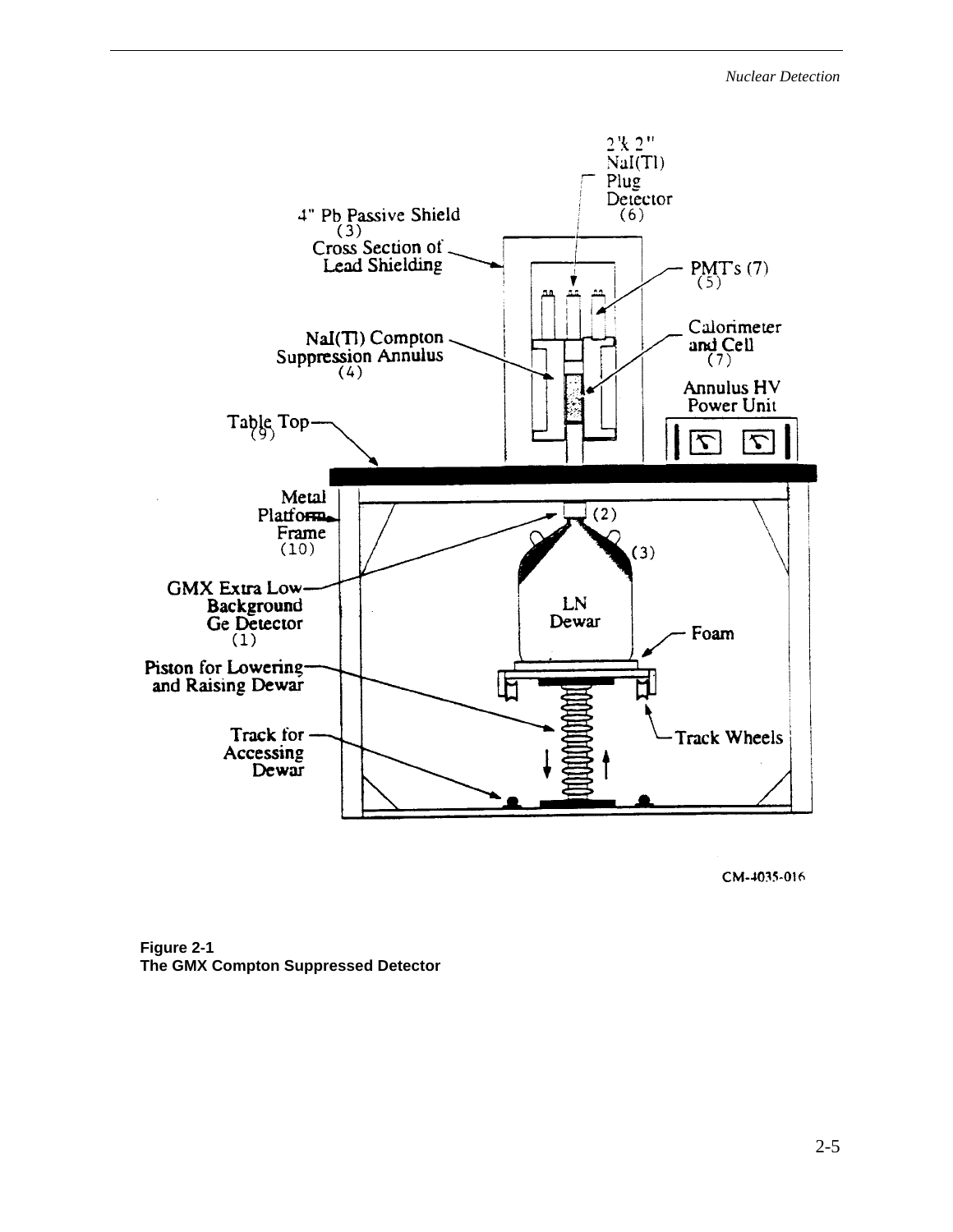**Figure 2-1**
**The GMX Compton Suppressed Detector**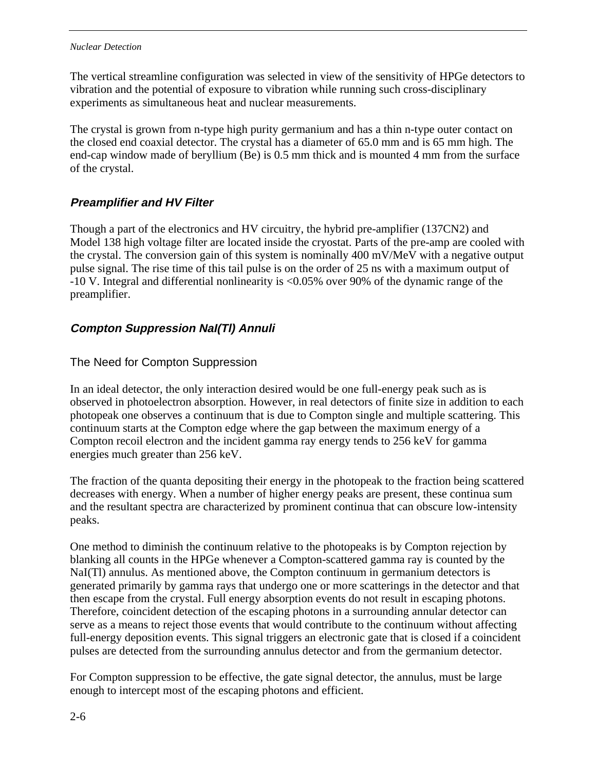The vertical streamline configuration was selected in view of the sensitivity of HPGe detectors to vibration and the potential of exposure to vibration while running such cross-disciplinary experiments as simultaneous heat and nuclear measurements.

The crystal is grown from n-type high purity germanium and has a thin n-type outer contact on the closed end coaxial detector. The crystal has a diameter of 65.0 mm and is 65 mm high. The end-cap window made of beryllium (Be) is 0.5 mm thick and is mounted 4 mm from the surface of the crystal.

### *Preamplifier and HV Filter*

Though a part of the electronics and HV circuitry, the hybrid pre-amplifier (137CN2) and Model 138 high voltage filter are located inside the cryostat. Parts of the pre-amp are cooled with the crystal. The conversion gain of this system is nominally 400 mV/MeV with a negative output pulse signal. The rise time of this tail pulse is on the order of 25 ns with a maximum output of -10 V. Integral and differential nonlinearity is <0.05% over 90% of the dynamic range of the preamplifier.

### *Compton Suppression NaI(Tl) Annuli*

#### The Need for Compton Suppression

In an ideal detector, the only interaction desired would be one full-energy peak such as is observed in photoelectron absorption. However, in real detectors of finite size in addition to each photopeak one observes a continuum that is due to Compton single and multiple scattering. This continuum starts at the Compton edge where the gap between the maximum energy of a Compton recoil electron and the incident gamma ray energy tends to 256 keV for gamma energies much greater than 256 keV.

The fraction of the quanta depositing their energy in the photopeak to the fraction being scattered decreases with energy. When a number of higher energy peaks are present, these continua sum and the resultant spectra are characterized by prominent continua that can obscure low-intensity peaks.

One method to diminish the continuum relative to the photopeaks is by Compton rejection by blanking all counts in the HPGe whenever a Compton-scattered gamma ray is counted by the NaI(Tl) annulus. As mentioned above, the Compton continuum in germanium detectors is generated primarily by gamma rays that undergo one or more scatterings in the detector and that then escape from the crystal. Full energy absorption events do not result in escaping photons. Therefore, coincident detection of the escaping photons in a surrounding annular detector can serve as a means to reject those events that would contribute to the continuum without affecting full-energy deposition events. This signal triggers an electronic gate that is closed if a coincident pulses are detected from the surrounding annulus detector and from the germanium detector.

For Compton suppression to be effective, the gate signal detector, the annulus, must be large enough to intercept most of the escaping photons and efficient.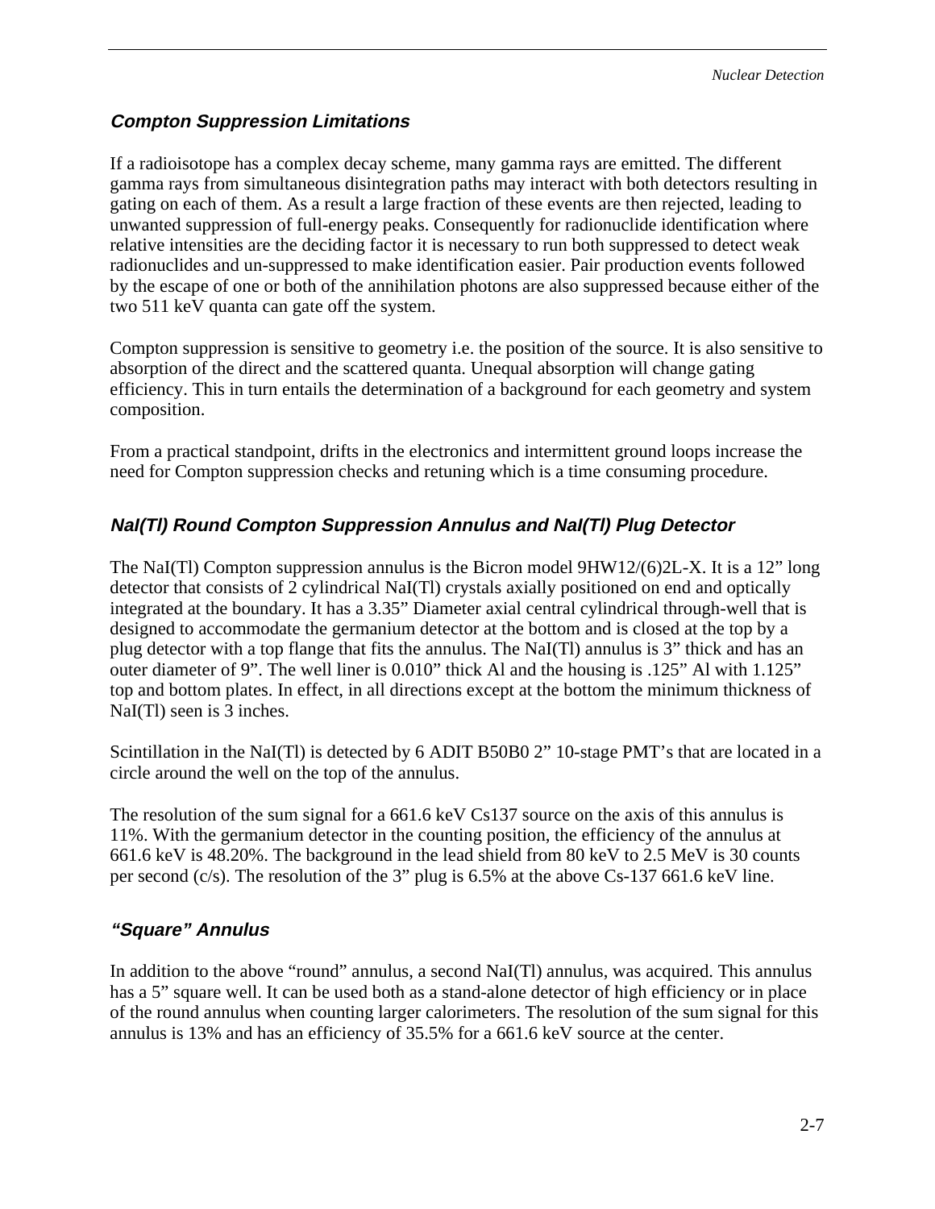### *Compton Suppression Limitations*

If a radioisotope has a complex decay scheme, many gamma rays are emitted. The different gamma rays from simultaneous disintegration paths may interact with both detectors resulting in gating on each of them. As a result a large fraction of these events are then rejected, leading to unwanted suppression of full-energy peaks. Consequently for radionuclide identification where relative intensities are the deciding factor it is necessary to run both suppressed to detect weak radionuclides and un-suppressed to make identification easier. Pair production events followed by the escape of one or both of the annihilation photons are also suppressed because either of the two 511 keV quanta can gate off the system.

Compton suppression is sensitive to geometry i.e. the position of the source. It is also sensitive to absorption of the direct and the scattered quanta. Unequal absorption will change gating efficiency. This in turn entails the determination of a background for each geometry and system composition.

From a practical standpoint, drifts in the electronics and intermittent ground loops increase the need for Compton suppression checks and retuning which is a time consuming procedure.

### *NaI(Tl) Round Compton Suppression Annulus and NaI(Tl) Plug Detector*

The NaI(Tl) Compton suppression annulus is the Bicron model 9HW12/(6)2L-X. It is a 12" long detector that consists of 2 cylindrical NaI(Tl) crystals axially positioned on end and optically integrated at the boundary. It has a 3.35" Diameter axial central cylindrical through-well that is designed to accommodate the germanium detector at the bottom and is closed at the top by a plug detector with a top flange that fits the annulus. The NaI(Tl) annulus is 3" thick and has an outer diameter of 9". The well liner is 0.010" thick Al and the housing is .125" Al with 1.125" top and bottom plates. In effect, in all directions except at the bottom the minimum thickness of NaI(Tl) seen is 3 inches.

Scintillation in the NaI(Tl) is detected by 6 ADIT B50B0 2" 10-stage PMT's that are located in a circle around the well on the top of the annulus.

The resolution of the sum signal for a 661.6 keV Cs137 source on the axis of this annulus is 11%. With the germanium detector in the counting position, the efficiency of the annulus at 661.6 keV is 48.20%. The background in the lead shield from 80 keV to 2.5 MeV is 30 counts per second (c/s). The resolution of the 3" plug is 6.5% at the above Cs-137 661.6 keV line.

### *"Square" Annulus*

In addition to the above "round" annulus, a second NaI(Tl) annulus, was acquired. This annulus has a 5" square well. It can be used both as a stand-alone detector of high efficiency or in place of the round annulus when counting larger calorimeters. The resolution of the sum signal for this annulus is 13% and has an efficiency of 35.5% for a 661.6 keV source at the center.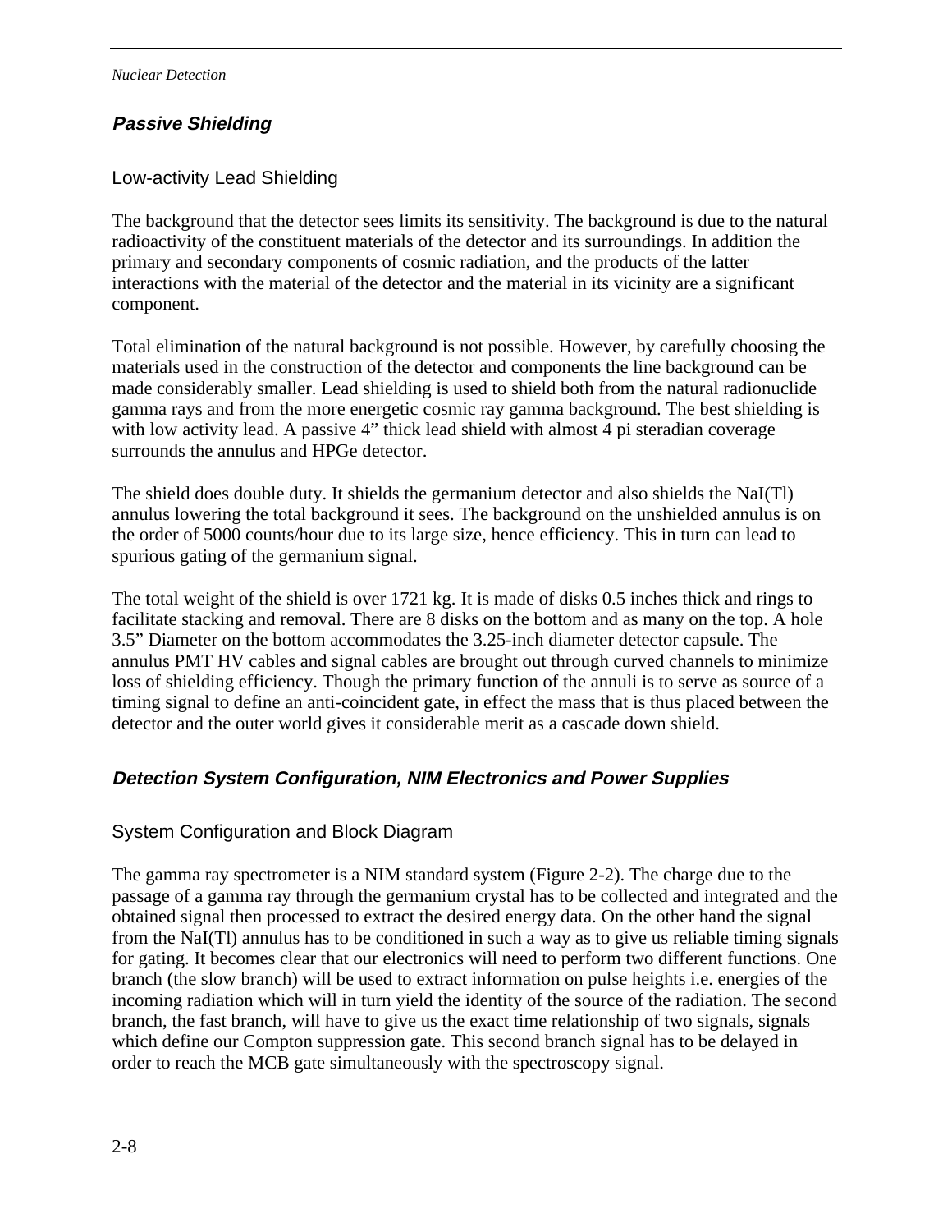## *Passive Shielding*

### Low-activity Lead Shielding

The background that the detector sees limits its sensitivity. The background is due to the natural radioactivity of the constituent materials of the detector and its surroundings. In addition the primary and secondary components of cosmic radiation, and the products of the latter interactions with the material of the detector and the material in its vicinity are a significant component.

Total elimination of the natural background is not possible. However, by carefully choosing the materials used in the construction of the detector and components the line background can be made considerably smaller. Lead shielding is used to shield both from the natural radionuclide gamma rays and from the more energetic cosmic ray gamma background. The best shielding is with low activity lead. A passive 4" thick lead shield with almost 4 pi steradian coverage surrounds the annulus and HPGe detector.

The shield does double duty. It shields the germanium detector and also shields the NaI(Tl) annulus lowering the total background it sees. The background on the unshielded annulus is on the order of 5000 counts/hour due to its large size, hence efficiency. This in turn can lead to spurious gating of the germanium signal.

The total weight of the shield is over 1721 kg. It is made of disks 0.5 inches thick and rings to facilitate stacking and removal. There are 8 disks on the bottom and as many on the top. A hole 3.5" Diameter on the bottom accommodates the 3.25-inch diameter detector capsule. The annulus PMT HV cables and signal cables are brought out through curved channels to minimize loss of shielding efficiency. Though the primary function of the annuli is to serve as source of a timing signal to define an anti-coincident gate, in effect the mass that is thus placed between the detector and the outer world gives it considerable merit as a cascade down shield.

## *Detection System Configuration, NIM Electronics and Power Supplies*

### System Configuration and Block Diagram

The gamma ray spectrometer is a NIM standard system (Figure 2-2). The charge due to the passage of a gamma ray through the germanium crystal has to be collected and integrated and the obtained signal then processed to extract the desired energy data. On the other hand the signal from the NaI(Tl) annulus has to be conditioned in such a way as to give us reliable timing signals for gating. It becomes clear that our electronics will need to perform two different functions. One branch (the slow branch) will be used to extract information on pulse heights i.e. energies of the incoming radiation which will in turn yield the identity of the source of the radiation. The second branch, the fast branch, will have to give us the exact time relationship of two signals, signals which define our Compton suppression gate. This second branch signal has to be delayed in order to reach the MCB gate simultaneously with the spectroscopy signal.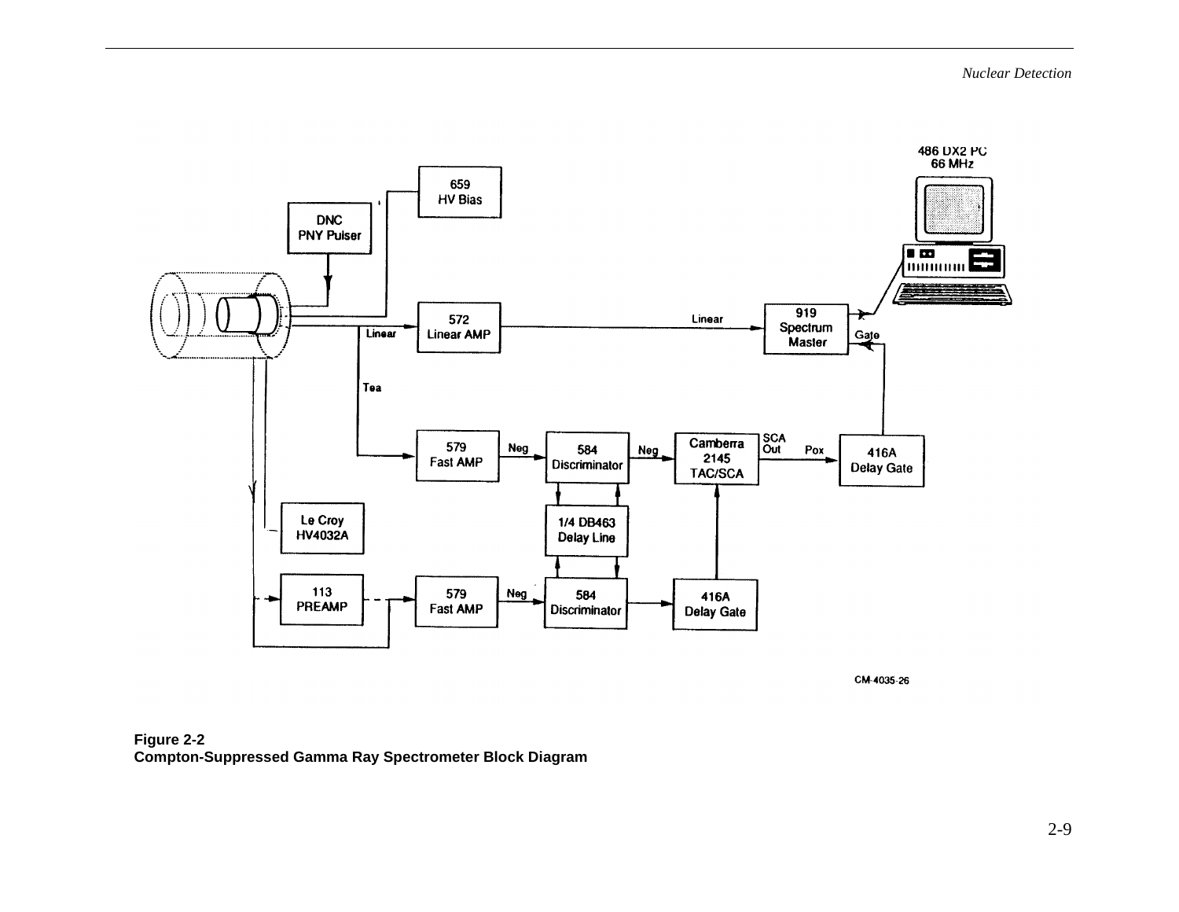**Figure 2-2**
**Compton-Suppressed Gamma Ray Spectrometer Block Diagram**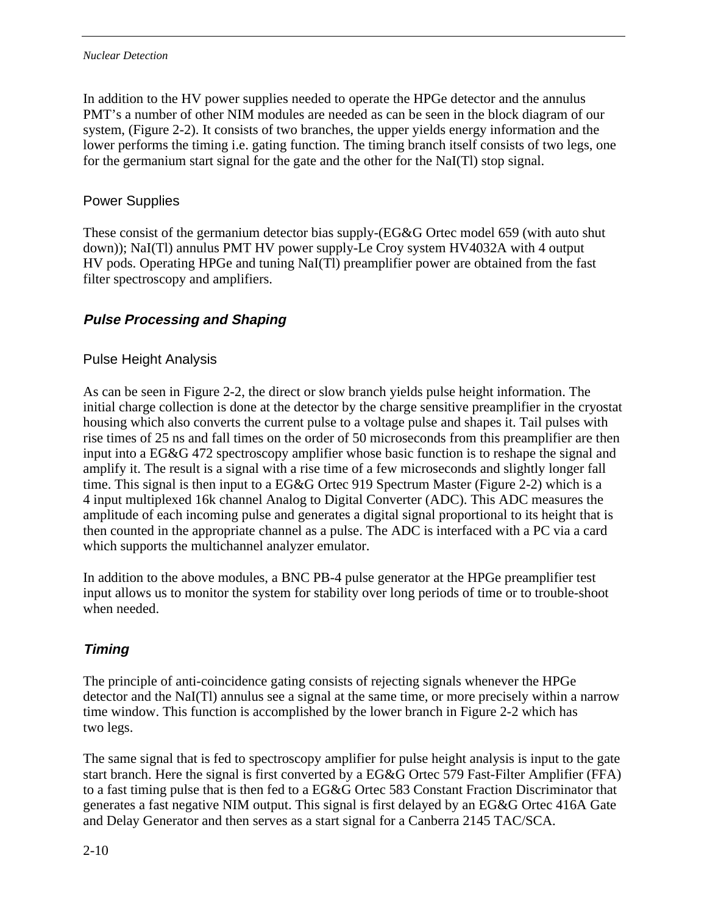In addition to the HV power supplies needed to operate the HPGe detector and the annulus PMT's a number of other NIM modules are needed as can be seen in the block diagram of our system, (Figure 2-2). It consists of two branches, the upper yields energy information and the lower performs the timing i.e. gating function. The timing branch itself consists of two legs, one for the germanium start signal for the gate and the other for the NaI(Tl) stop signal.

### Power Supplies

These consist of the germanium detector bias supply-(EG&G Ortec model 659 (with auto shut down)); NaI(Tl) annulus PMT HV power supply-Le Croy system HV4032A with 4 output HV pods. Operating HPGe and tuning NaI(Tl) preamplifier power are obtained from the fast filter spectroscopy and amplifiers.

## *Pulse Processing and Shaping*

### Pulse Height Analysis

As can be seen in Figure 2-2, the direct or slow branch yields pulse height information. The initial charge collection is done at the detector by the charge sensitive preamplifier in the cryostat housing which also converts the current pulse to a voltage pulse and shapes it. Tail pulses with rise times of 25 ns and fall times on the order of 50 microseconds from this preamplifier are then input into a EG&G 472 spectroscopy amplifier whose basic function is to reshape the signal and amplify it. The result is a signal with a rise time of a few microseconds and slightly longer fall time. This signal is then input to a EG&G Ortec 919 Spectrum Master (Figure 2-2) which is a 4 input multiplexed 16k channel Analog to Digital Converter (ADC). This ADC measures the amplitude of each incoming pulse and generates a digital signal proportional to its height that is then counted in the appropriate channel as a pulse. The ADC is interfaced with a PC via a card which supports the multichannel analyzer emulator.

In addition to the above modules, a BNC PB-4 pulse generator at the HPGe preamplifier test input allows us to monitor the system for stability over long periods of time or to trouble-shoot when needed.

## *Timing*

The principle of anti-coincidence gating consists of rejecting signals whenever the HPGe detector and the NaI(Tl) annulus see a signal at the same time, or more precisely within a narrow time window. This function is accomplished by the lower branch in Figure 2-2 which has two legs.

The same signal that is fed to spectroscopy amplifier for pulse height analysis is input to the gate start branch. Here the signal is first converted by a EG&G Ortec 579 Fast-Filter Amplifier (FFA) to a fast timing pulse that is then fed to a EG&G Ortec 583 Constant Fraction Discriminator that generates a fast negative NIM output. This signal is first delayed by an EG&G Ortec 416A Gate and Delay Generator and then serves as a start signal for a Canberra 2145 TAC/SCA.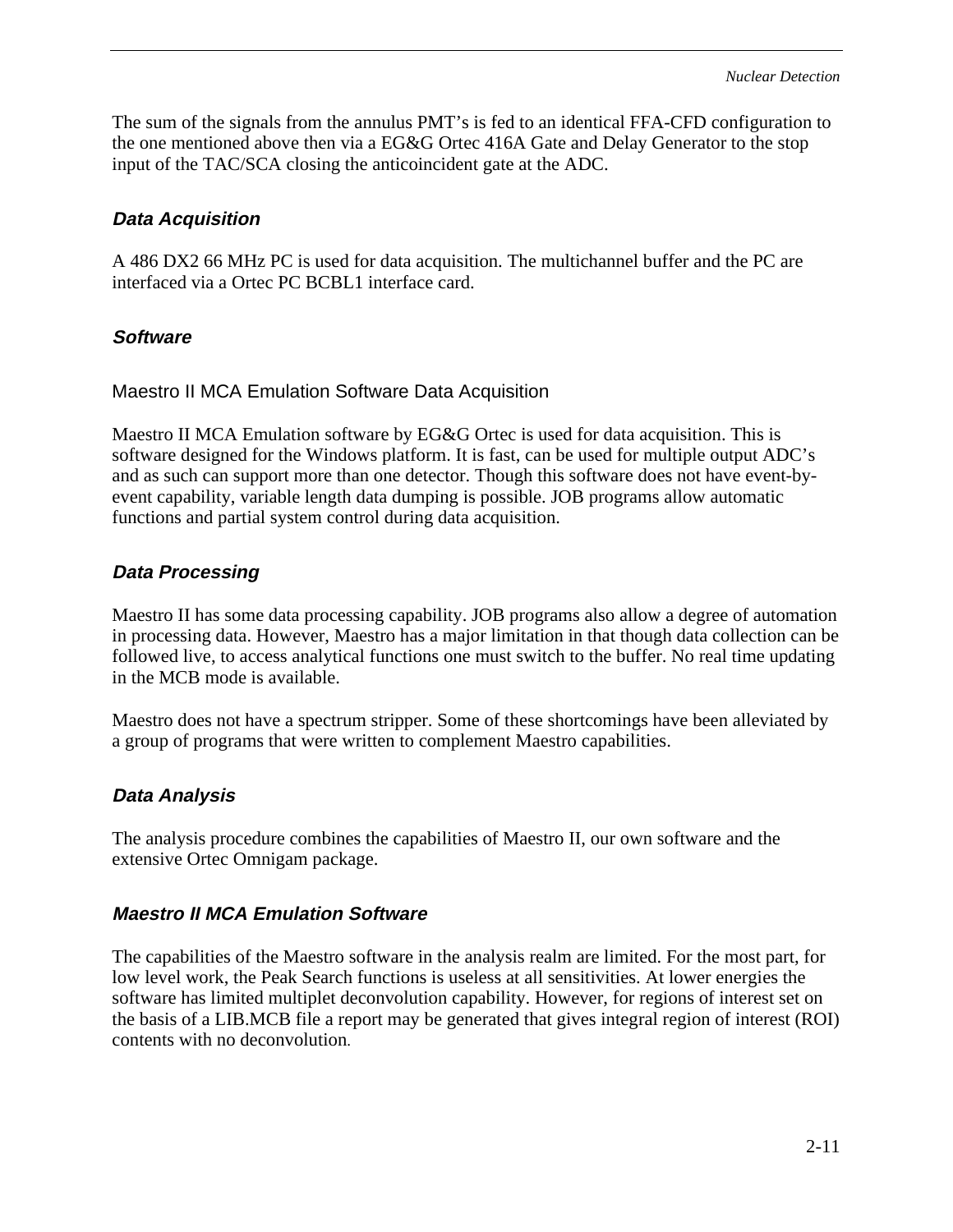The sum of the signals from the annulus PMT's is fed to an identical FFA-CFD configuration to the one mentioned above then via a EG&G Ortec 416A Gate and Delay Generator to the stop input of the TAC/SCA closing the anticoincident gate at the ADC.

### *Data Acquisition*

A 486 DX2 66 MHz PC is used for data acquisition. The multichannel buffer and the PC are interfaced via a Ortec PC BCBL1 interface card.

### *Software*

#### Maestro II MCA Emulation Software Data Acquisition

Maestro II MCA Emulation software by EG&G Ortec is used for data acquisition. This is software designed for the Windows platform. It is fast, can be used for multiple output ADC's and as such can support more than one detector. Though this software does not have event-by-event capability, variable length data dumping is possible. JOB programs allow automatic functions and partial system control during data acquisition.

### *Data Processing*

Maestro II has some data processing capability. JOB programs also allow a degree of automation in processing data. However, Maestro has a major limitation in that though data collection can be followed live, to access analytical functions one must switch to the buffer. No real time updating in the MCB mode is available.

Maestro does not have a spectrum stripper. Some of these shortcomings have been alleviated by a group of programs that were written to complement Maestro capabilities.

### *Data Analysis*

The analysis procedure combines the capabilities of Maestro II, our own software and the extensive Ortec Omnigam package.

### *Maestro II MCA Emulation Software*

The capabilities of the Maestro software in the analysis realm are limited. For the most part, for low level work, the Peak Search functions is useless at all sensitivities. At lower energies the software has limited multiplet deconvolution capability. However, for regions of interest set on the basis of a LIB.MCB file a report may be generated that gives integral region of interest (ROI) contents with no deconvolution.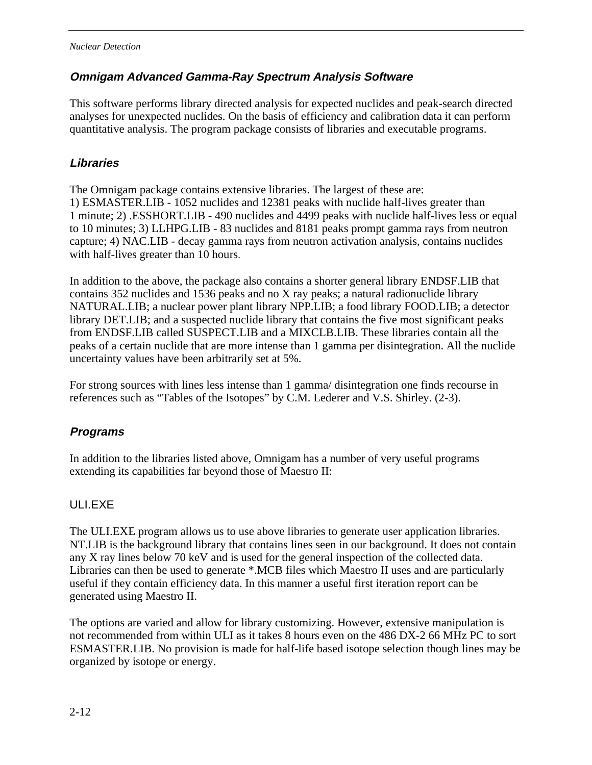### *Omnigam Advanced Gamma-Ray Spectrum Analysis Software*

This software performs library directed analysis for expected nuclides and peak-search directed analyses for unexpected nuclides. On the basis of efficiency and calibration data it can perform quantitative analysis. The program package consists of libraries and executable programs.

### *Libraries*

The Omnigam package contains extensive libraries. The largest of these are:
1) ESMASTER.LIB - 1052 nuclides and 12381 peaks with nuclide half-lives greater than 1 minute; 2) .ESSHORT.LIB - 490 nuclides and 4499 peaks with nuclide half-lives less or equal to 10 minutes; 3) LLHPG.LIB - 83 nuclides and 8181 peaks prompt gamma rays from neutron capture; 4) NAC.LIB - decay gamma rays from neutron activation analysis, contains nuclides with half-lives greater than 10 hours.

In addition to the above, the package also contains a shorter general library ENDSF.LIB that contains 352 nuclides and 1536 peaks and no X ray peaks; a natural radionuclide library NATURAL.LIB; a nuclear power plant library NPP.LIB; a food library FOOD.LIB; a detector library DET.LIB; and a suspected nuclide library that contains the five most significant peaks from ENDSF.LIB called SUSPECT.LIB and a MIXCLB.LIB. These libraries contain all the peaks of a certain nuclide that are more intense than 1 gamma per disintegration. All the nuclide uncertainty values have been arbitrarily set at 5%.

For strong sources with lines less intense than 1 gamma/ disintegration one finds recourse in references such as “Tables of the Isotopes” by C.M. Lederer and V.S. Shirley. (2-3).

### *Programs*

In addition to the libraries listed above, Omnigam has a number of very useful programs extending its capabilities far beyond those of Maestro II:

#### ULI.EXE

The ULI.EXE program allows us to use above libraries to generate user application libraries. NT.LIB is the background library that contains lines seen in our background. It does not contain any X ray lines below 70 keV and is used for the general inspection of the collected data. Libraries can then be used to generate *.MCB files which Maestro II uses and are particularly useful if they contain efficiency data. In this manner a useful first iteration report can be generated using Maestro II.

The options are varied and allow for library customizing. However, extensive manipulation is not recommended from within ULI as it takes 8 hours even on the 486 DX-2 66 MHz PC to sort ESMASTER.LIB. No provision is made for half-life based isotope selection though lines may be organized by isotope or energy.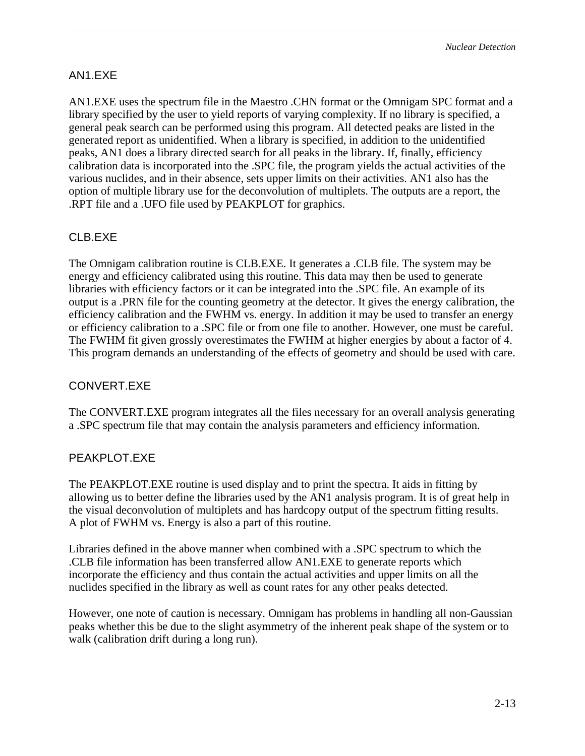### AN1.EXE

AN1.EXE uses the spectrum file in the Maestro .CHN format or the Omnigam SPC format and a library specified by the user to yield reports of varying complexity. If no library is specified, a general peak search can be performed using this program. All detected peaks are listed in the generated report as unidentified. When a library is specified, in addition to the unidentified peaks, AN1 does a library directed search for all peaks in the library. If, finally, efficiency calibration data is incorporated into the .SPC file, the program yields the actual activities of the various nuclides, and in their absence, sets upper limits on their activities. AN1 also has the option of multiple library use for the deconvolution of multiplets. The outputs are a report, the .RPT file and a .UFO file used by PEAKPLOT for graphics.

### CLB.EXE

The Omnigam calibration routine is CLB.EXE. It generates a .CLB file. The system may be energy and efficiency calibrated using this routine. This data may then be used to generate libraries with efficiency factors or it can be integrated into the .SPC file. An example of its output is a .PRN file for the counting geometry at the detector. It gives the energy calibration, the efficiency calibration and the FWHM vs. energy. In addition it may be used to transfer an energy or efficiency calibration to a .SPC file or from one file to another. However, one must be careful. The FWHM fit given grossly overestimates the FWHM at higher energies by about a factor of 4. This program demands an understanding of the effects of geometry and should be used with care.

### CONVERT.EXE

The CONVERT.EXE program integrates all the files necessary for an overall analysis generating a .SPC spectrum file that may contain the analysis parameters and efficiency information.

### PEAKPLOT.EXE

The PEAKPLOT.EXE routine is used display and to print the spectra. It aids in fitting by allowing us to better define the libraries used by the AN1 analysis program. It is of great help in the visual deconvolution of multiplets and has hardcopy output of the spectrum fitting results. A plot of FWHM vs. Energy is also a part of this routine.

Libraries defined in the above manner when combined with a .SPC spectrum to which the .CLB file information has been transferred allow AN1.EXE to generate reports which incorporate the efficiency and thus contain the actual activities and upper limits on all the nuclides specified in the library as well as count rates for any other peaks detected.

However, one note of caution is necessary. Omnigam has problems in handling all non-Gaussian peaks whether this be due to the slight asymmetry of the inherent peak shape of the system or to walk (calibration drift during a long run).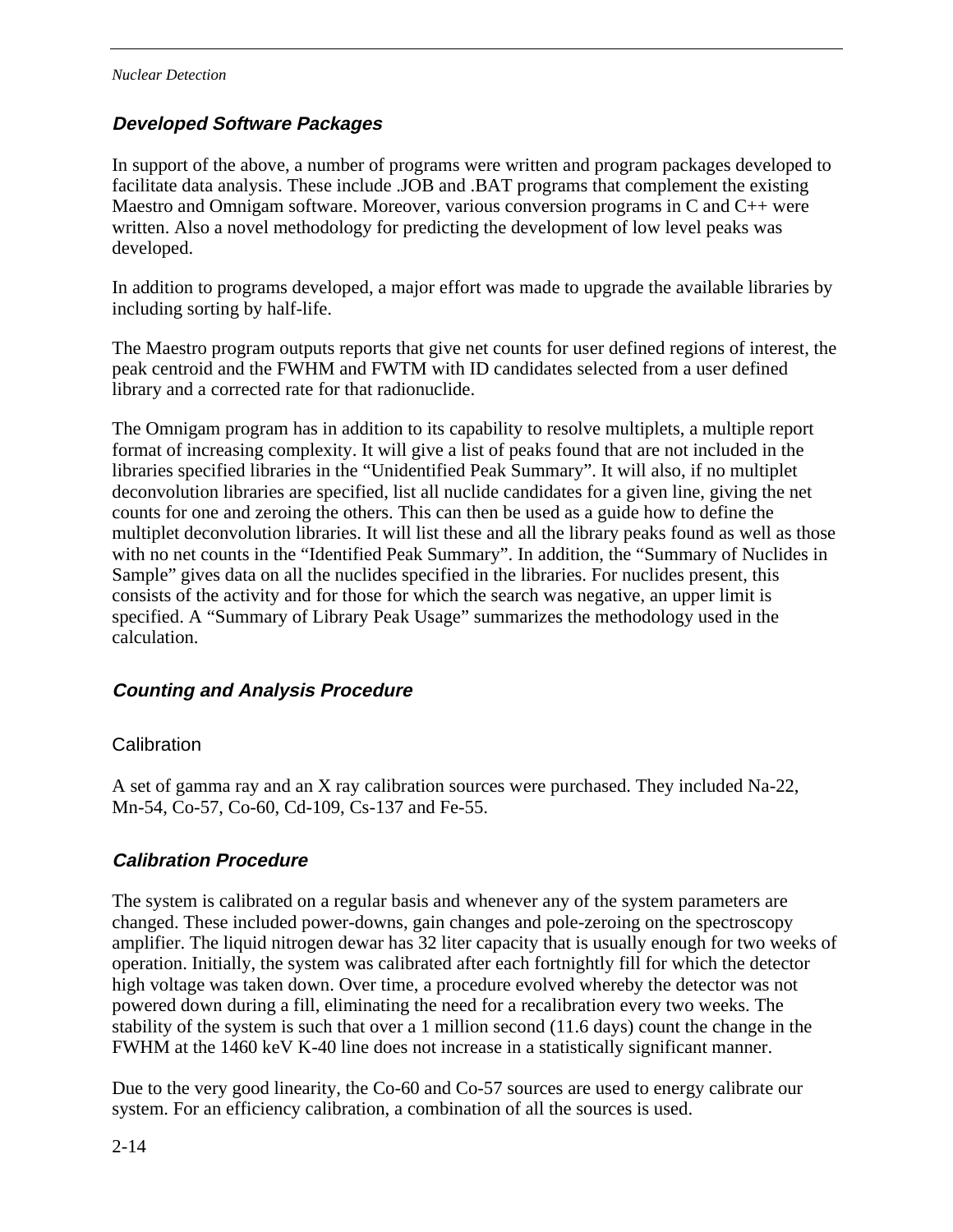### *Developed Software Packages*

In support of the above, a number of programs were written and program packages developed to facilitate data analysis. These include .JOB and .BAT programs that complement the existing Maestro and Omnigam software. Moreover, various conversion programs in C and C++ were written. Also a novel methodology for predicting the development of low level peaks was developed.

In addition to programs developed, a major effort was made to upgrade the available libraries by including sorting by half-life.

The Maestro program outputs reports that give net counts for user defined regions of interest, the peak centroid and the FWHM and FWTM with ID candidates selected from a user defined library and a corrected rate for that radionuclide.

The Omnigam program has in addition to its capability to resolve multiplets, a multiple report format of increasing complexity. It will give a list of peaks found that are not included in the libraries specified libraries in the "Unidentified Peak Summary". It will also, if no multiplet deconvolution libraries are specified, list all nuclide candidates for a given line, giving the net counts for one and zeroing the others. This can then be used as a guide how to define the multiplet deconvolution libraries. It will list these and all the library peaks found as well as those with no net counts in the "Identified Peak Summary". In addition, the "Summary of Nuclides in Sample" gives data on all the nuclides specified in the libraries. For nuclides present, this consists of the activity and for those for which the search was negative, an upper limit is specified. A "Summary of Library Peak Usage" summarizes the methodology used in the calculation.

### *Counting and Analysis Procedure*

#### Calibration

A set of gamma ray and an X ray calibration sources were purchased. They included Na-22, Mn-54, Co-57, Co-60, Cd-109, Cs-137 and Fe-55.

### *Calibration Procedure*

The system is calibrated on a regular basis and whenever any of the system parameters are changed. These included power-downs, gain changes and pole-zeroing on the spectroscopy amplifier. The liquid nitrogen dewar has 32 liter capacity that is usually enough for two weeks of operation. Initially, the system was calibrated after each fortnightly fill for which the detector high voltage was taken down. Over time, a procedure evolved whereby the detector was not powered down during a fill, eliminating the need for a recalibration every two weeks. The stability of the system is such that over a 1 million second (11.6 days) count the change in the FWHM at the 1460 keV K-40 line does not increase in a statistically significant manner.

Due to the very good linearity, the Co-60 and Co-57 sources are used to energy calibrate our system. For an efficiency calibration, a combination of all the sources is used.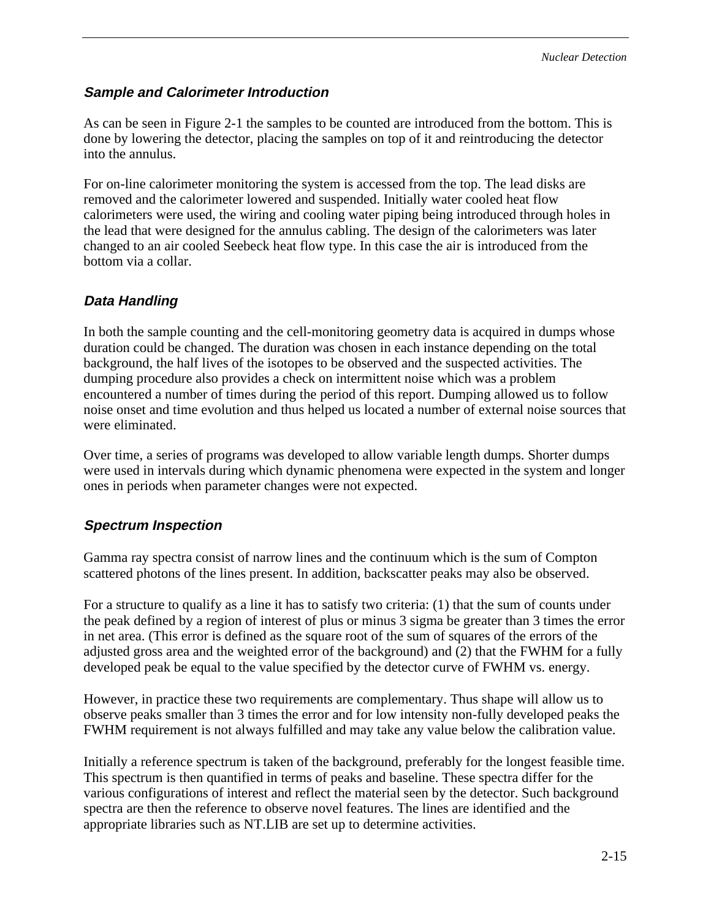### *Sample and Calorimeter Introduction*

As can be seen in Figure 2-1 the samples to be counted are introduced from the bottom. This is done by lowering the detector, placing the samples on top of it and reintroducing the detector into the annulus.

For on-line calorimeter monitoring the system is accessed from the top. The lead disks are removed and the calorimeter lowered and suspended. Initially water cooled heat flow calorimeters were used, the wiring and cooling water piping being introduced through holes in the lead that were designed for the annulus cabling. The design of the calorimeters was later changed to an air cooled Seebeck heat flow type. In this case the air is introduced from the bottom via a collar.

### *Data Handling*

In both the sample counting and the cell-monitoring geometry data is acquired in dumps whose duration could be changed. The duration was chosen in each instance depending on the total background, the half lives of the isotopes to be observed and the suspected activities. The dumping procedure also provides a check on intermittent noise which was a problem encountered a number of times during the period of this report. Dumping allowed us to follow noise onset and time evolution and thus helped us located a number of external noise sources that were eliminated.

Over time, a series of programs was developed to allow variable length dumps. Shorter dumps were used in intervals during which dynamic phenomena were expected in the system and longer ones in periods when parameter changes were not expected.

### *Spectrum Inspection*

Gamma ray spectra consist of narrow lines and the continuum which is the sum of Compton scattered photons of the lines present. In addition, backscatter peaks may also be observed.

For a structure to qualify as a line it has to satisfy two criteria: (1) that the sum of counts under the peak defined by a region of interest of plus or minus 3 sigma be greater than 3 times the error in net area. (This error is defined as the square root of the sum of squares of the errors of the adjusted gross area and the weighted error of the background) and (2) that the FWHM for a fully developed peak be equal to the value specified by the detector curve of FWHM vs. energy.

However, in practice these two requirements are complementary. Thus shape will allow us to observe peaks smaller than 3 times the error and for low intensity non-fully developed peaks the FWHM requirement is not always fulfilled and may take any value below the calibration value.

Initially a reference spectrum is taken of the background, preferably for the longest feasible time. This spectrum is then quantified in terms of peaks and baseline. These spectra differ for the various configurations of interest and reflect the material seen by the detector. Such background spectra are then the reference to observe novel features. The lines are identified and the appropriate libraries such as NT.LIB are set up to determine activities.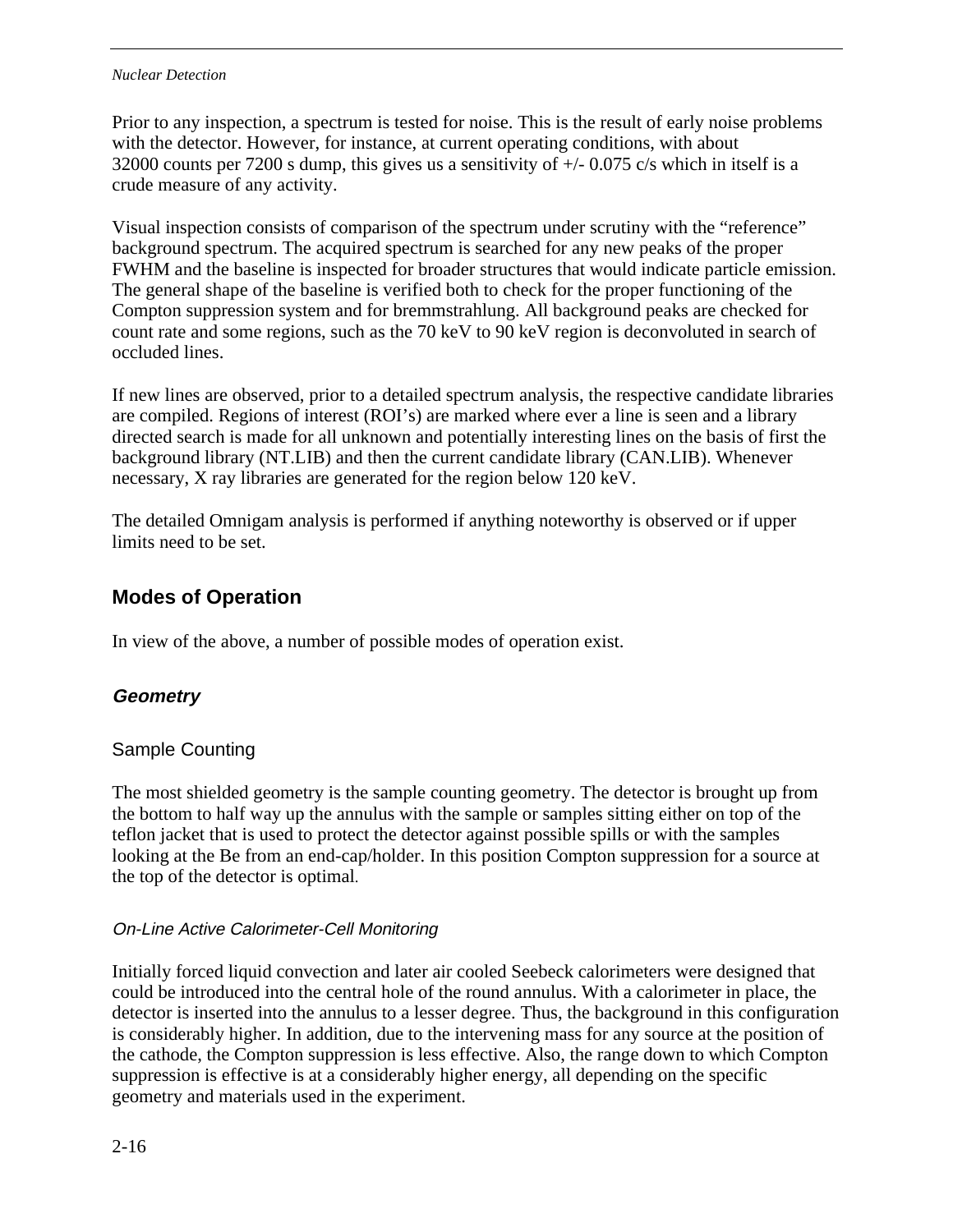Prior to any inspection, a spectrum is tested for noise. This is the result of early noise problems with the detector. However, for instance, at current operating conditions, with about 32000 counts per 7200 s dump, this gives us a sensitivity of +/- 0.075 c/s which in itself is a crude measure of any activity.

Visual inspection consists of comparison of the spectrum under scrutiny with the “reference” background spectrum. The acquired spectrum is searched for any new peaks of the proper FWHM and the baseline is inspected for broader structures that would indicate particle emission. The general shape of the baseline is verified both to check for the proper functioning of the Compton suppression system and for bremmstrahlung. All background peaks are checked for count rate and some regions, such as the 70 keV to 90 keV region is deconvoluted in search of occluded lines.

If new lines are observed, prior to a detailed spectrum analysis, the respective candidate libraries are compiled. Regions of interest (ROI’s) are marked where ever a line is seen and a library directed search is made for all unknown and potentially interesting lines on the basis of first the background library (NT.LIB) and then the current candidate library (CAN.LIB). Whenever necessary, X ray libraries are generated for the region below 120 keV.

The detailed Omnigam analysis is performed if anything noteworthy is observed or if upper limits need to be set.

## Modes of Operation

In view of the above, a number of possible modes of operation exist.

### *Geometry*

#### Sample Counting

The most shielded geometry is the sample counting geometry. The detector is brought up from the bottom to half way up the annulus with the sample or samples sitting either on top of the teflon jacket that is used to protect the detector against possible spills or with the samples looking at the Be from an end-cap/holder. In this position Compton suppression for a source at the top of the detector is optimal.

##### *On-Line Active Calorimeter-Cell Monitoring*

Initially forced liquid convection and later air cooled Seebeck calorimeters were designed that could be introduced into the central hole of the round annulus. With a calorimeter in place, the detector is inserted into the annulus to a lesser degree. Thus, the background in this configuration is considerably higher. In addition, due to the intervening mass for any source at the position of the cathode, the Compton suppression is less effective. Also, the range down to which Compton suppression is effective is at a considerably higher energy, all depending on the specific geometry and materials used in the experiment.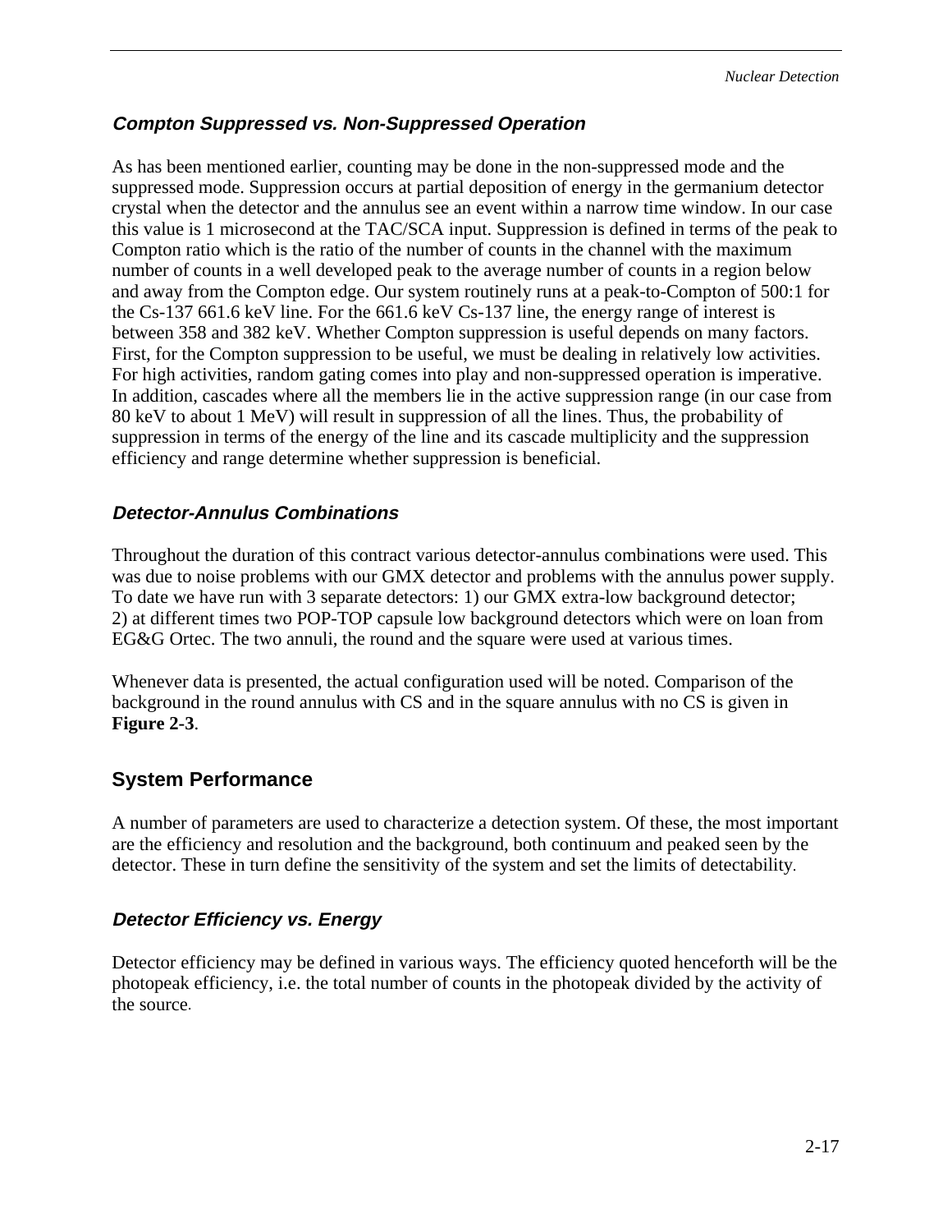### *Compton Suppressed vs. Non-Suppressed Operation*

As has been mentioned earlier, counting may be done in the non-suppressed mode and the suppressed mode. Suppression occurs at partial deposition of energy in the germanium detector crystal when the detector and the annulus see an event within a narrow time window. In our case this value is 1 microsecond at the TAC/SCA input. Suppression is defined in terms of the peak to Compton ratio which is the ratio of the number of counts in the channel with the maximum number of counts in a well developed peak to the average number of counts in a region below and away from the Compton edge. Our system routinely runs at a peak-to-Compton of 500:1 for the Cs-137 661.6 keV line. For the 661.6 keV Cs-137 line, the energy range of interest is between 358 and 382 keV. Whether Compton suppression is useful depends on many factors. First, for the Compton suppression to be useful, we must be dealing in relatively low activities. For high activities, random gating comes into play and non-suppressed operation is imperative. In addition, cascades where all the members lie in the active suppression range (in our case from 80 keV to about 1 MeV) will result in suppression of all the lines. Thus, the probability of suppression in terms of the energy of the line and its cascade multiplicity and the suppression efficiency and range determine whether suppression is beneficial.

### *Detector-Annulus Combinations*

Throughout the duration of this contract various detector-annulus combinations were used. This was due to noise problems with our GMX detector and problems with the annulus power supply. To date we have run with 3 separate detectors: 1) our GMX extra-low background detector; 2) at different times two POP-TOP capsule low background detectors which were on loan from EG&G Ortec. The two annuli, the round and the square were used at various times.

Whenever data is presented, the actual configuration used will be noted. Comparison of the background in the round annulus with CS and in the square annulus with no CS is given in **Figure 2-3**.

## System Performance

A number of parameters are used to characterize a detection system. Of these, the most important are the efficiency and resolution and the background, both continuum and peaked seen by the detector. These in turn define the sensitivity of the system and set the limits of detectability.

### *Detector Efficiency vs. Energy*

Detector efficiency may be defined in various ways. The efficiency quoted henceforth will be the photopeak efficiency, i.e. the total number of counts in the photopeak divided by the activity of the source.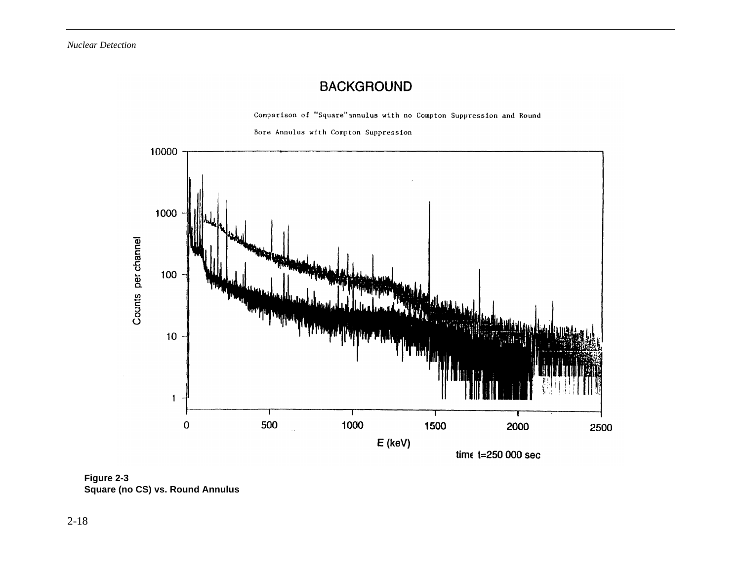Figure 2-3
Square (no CS) vs. Round Annulus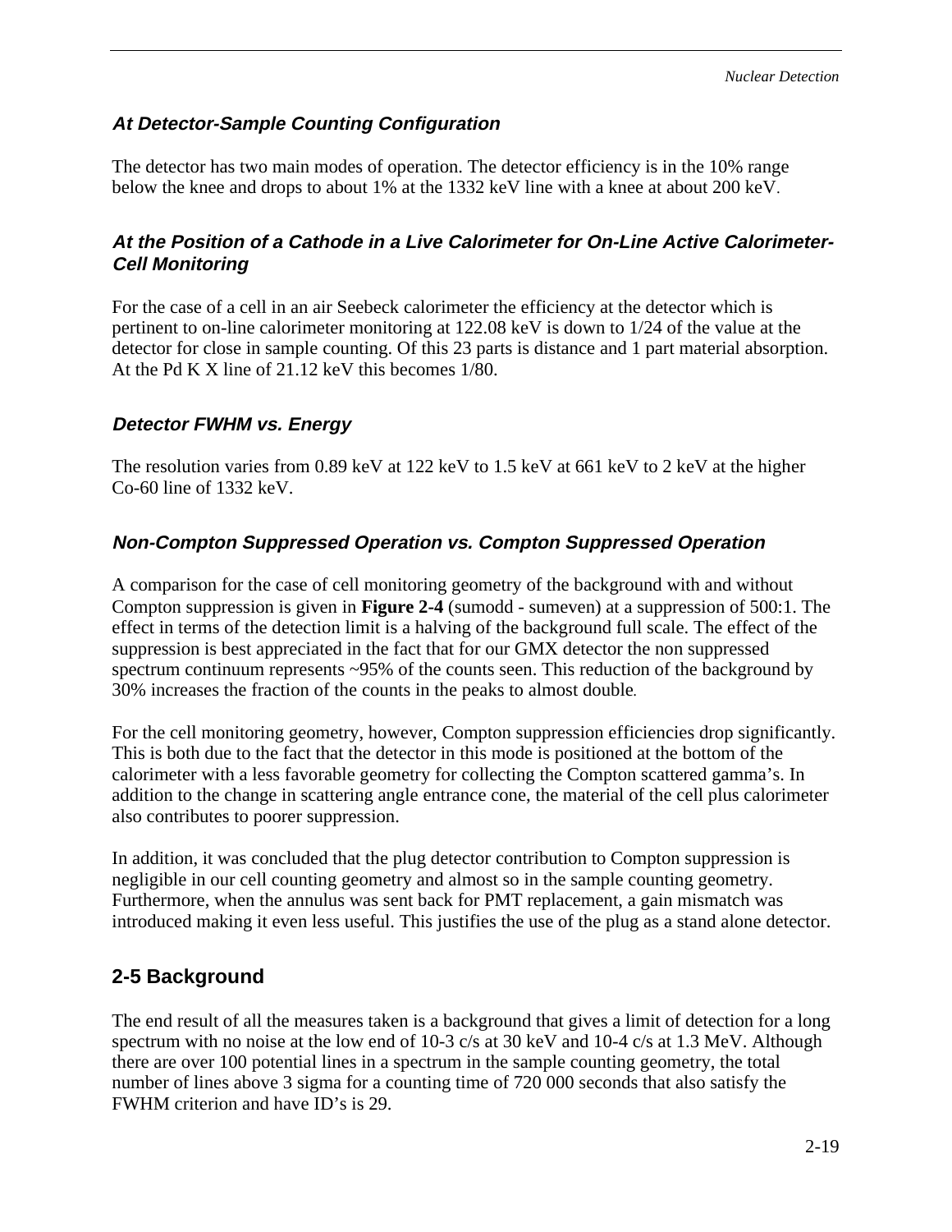### *At Detector-Sample Counting Configuration*

The detector has two main modes of operation. The detector efficiency is in the 10% range below the knee and drops to about 1% at the 1332 keV line with a knee at about 200 keV.

### *At the Position of a Cathode in a Live Calorimeter for On-Line Active Calorimeter-Cell Monitoring*

For the case of a cell in an air Seebeck calorimeter the efficiency at the detector which is pertinent to on-line calorimeter monitoring at 122.08 keV is down to 1/24 of the value at the detector for close in sample counting. Of this 23 parts is distance and 1 part material absorption. At the Pd K X line of 21.12 keV this becomes 1/80.

### *Detector FWHM vs. Energy*

The resolution varies from 0.89 keV at 122 keV to 1.5 keV at 661 keV to 2 keV at the higher Co-60 line of 1332 keV.

### *Non-Compton Suppressed Operation vs. Compton Suppressed Operation*

A comparison for the case of cell monitoring geometry of the background with and without Compton suppression is given in **Figure 2-4** (sumodd - sumeven) at a suppression of 500:1. The effect in terms of the detection limit is a halving of the background full scale. The effect of the suppression is best appreciated in the fact that for our GMX detector the non suppressed spectrum continuum represents ~95% of the counts seen. This reduction of the background by 30% increases the fraction of the counts in the peaks to almost double.

For the cell monitoring geometry, however, Compton suppression efficiencies drop significantly. This is both due to the fact that the detector in this mode is positioned at the bottom of the calorimeter with a less favorable geometry for collecting the Compton scattered gamma's. In addition to the change in scattering angle entrance cone, the material of the cell plus calorimeter also contributes to poorer suppression.

In addition, it was concluded that the plug detector contribution to Compton suppression is negligible in our cell counting geometry and almost so in the sample counting geometry. Furthermore, when the annulus was sent back for PMT replacement, a gain mismatch was introduced making it even less useful. This justifies the use of the plug as a stand alone detector.

## 2-5 Background

The end result of all the measures taken is a background that gives a limit of detection for a long spectrum with no noise at the low end of 10-3 c/s at 30 keV and 10-4 c/s at 1.3 MeV. Although there are over 100 potential lines in a spectrum in the sample counting geometry, the total number of lines above 3 sigma for a counting time of 720 000 seconds that also satisfy the FWHM criterion and have ID's is 29.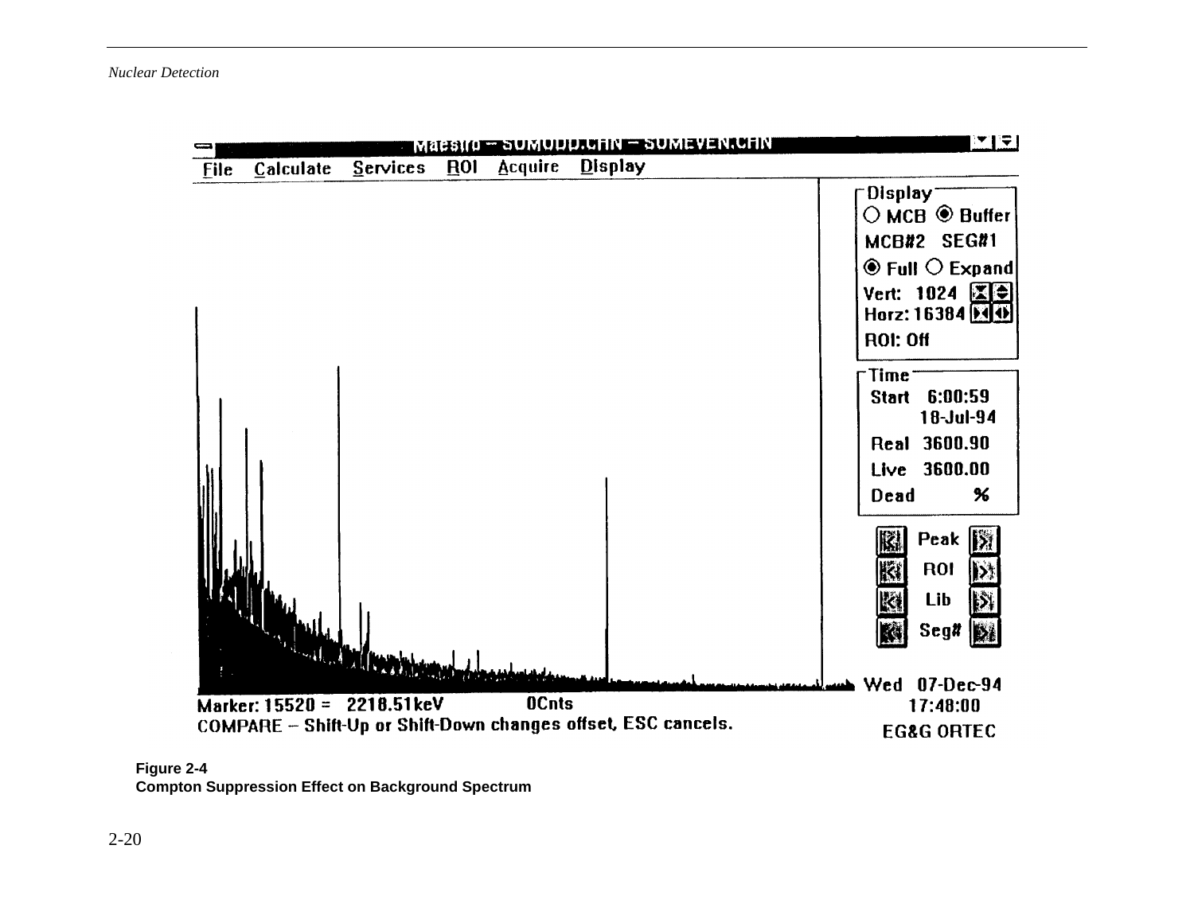**Figure 2-4**
**Compton Suppression Effect on Background Spectrum**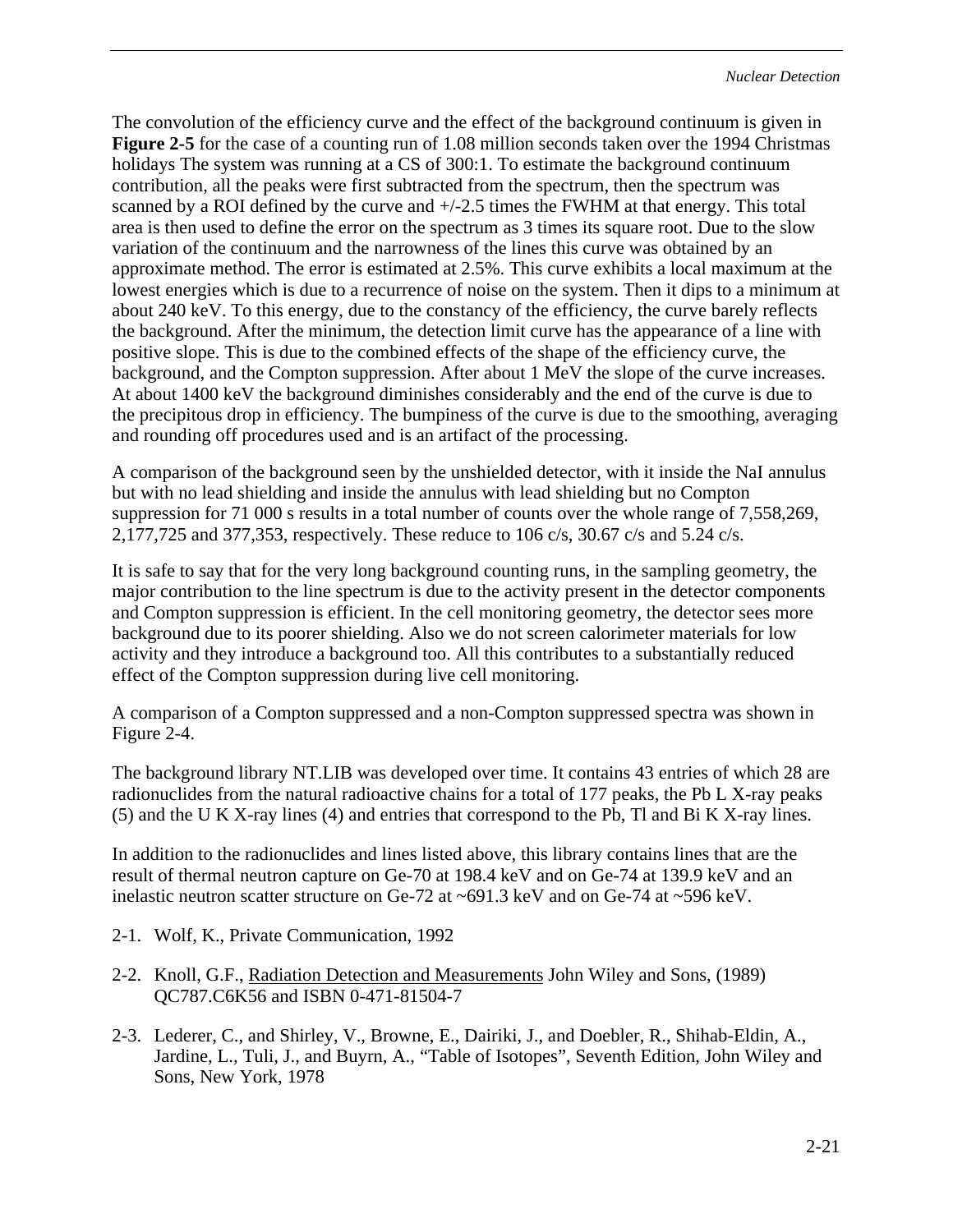The convolution of the efficiency curve and the effect of the background continuum is given in **Figure 2-5** for the case of a counting run of 1.08 million seconds taken over the 1994 Christmas holidays The system was running at a CS of 300:1. To estimate the background continuum contribution, all the peaks were first subtracted from the spectrum, then the spectrum was scanned by a ROI defined by the curve and +/-2.5 times the FWHM at that energy. This total area is then used to define the error on the spectrum as 3 times its square root. Due to the slow variation of the continuum and the narrowness of the lines this curve was obtained by an approximate method. The error is estimated at 2.5%. This curve exhibits a local maximum at the lowest energies which is due to a recurrence of noise on the system. Then it dips to a minimum at about 240 keV. To this energy, due to the constancy of the efficiency, the curve barely reflects the background. After the minimum, the detection limit curve has the appearance of a line with positive slope. This is due to the combined effects of the shape of the efficiency curve, the background, and the Compton suppression. After about 1 MeV the slope of the curve increases. At about 1400 keV the background diminishes considerably and the end of the curve is due to the precipitous drop in efficiency. The bumpiness of the curve is due to the smoothing, averaging and rounding off procedures used and is an artifact of the processing.

A comparison of the background seen by the unshielded detector, with it inside the NaI annulus but with no lead shielding and inside the annulus with lead shielding but no Compton suppression for 71 000 s results in a total number of counts over the whole range of 7,558,269, 2,177,725 and 377,353, respectively. These reduce to 106 c/s, 30.67 c/s and 5.24 c/s.

It is safe to say that for the very long background counting runs, in the sampling geometry, the major contribution to the line spectrum is due to the activity present in the detector components and Compton suppression is efficient. In the cell monitoring geometry, the detector sees more background due to its poorer shielding. Also we do not screen calorimeter materials for low activity and they introduce a background too. All this contributes to a substantially reduced effect of the Compton suppression during live cell monitoring.

A comparison of a Compton suppressed and a non-Compton suppressed spectra was shown in Figure 2-4.

The background library NT.LIB was developed over time. It contains 43 entries of which 28 are radionuclides from the natural radioactive chains for a total of 177 peaks, the Pb L X-ray peaks (5) and the U K X-ray lines (4) and entries that correspond to the Pb, Tl and Bi K X-ray lines.

In addition to the radionuclides and lines listed above, this library contains lines that are the result of thermal neutron capture on Ge-70 at 198.4 keV and on Ge-74 at 139.9 keV and an inelastic neutron scatter structure on Ge-72 at ~691.3 keV and on Ge-74 at ~596 keV.

2-1. Wolf, K., Private Communication, 1992

2-2. Knoll, G.F., Radiation Detection and Measurements John Wiley and Sons, (1989) QC787.C6K56 and ISBN 0-471-81504-7

2-3. Lederer, C., and Shirley, V., Browne, E., Dairiki, J., and Doebler, R., Shihab-Eldin, A., Jardine, L., Tuli, J., and Buyrn, A., "Table of Isotopes", Seventh Edition, John Wiley and Sons, New York, 1978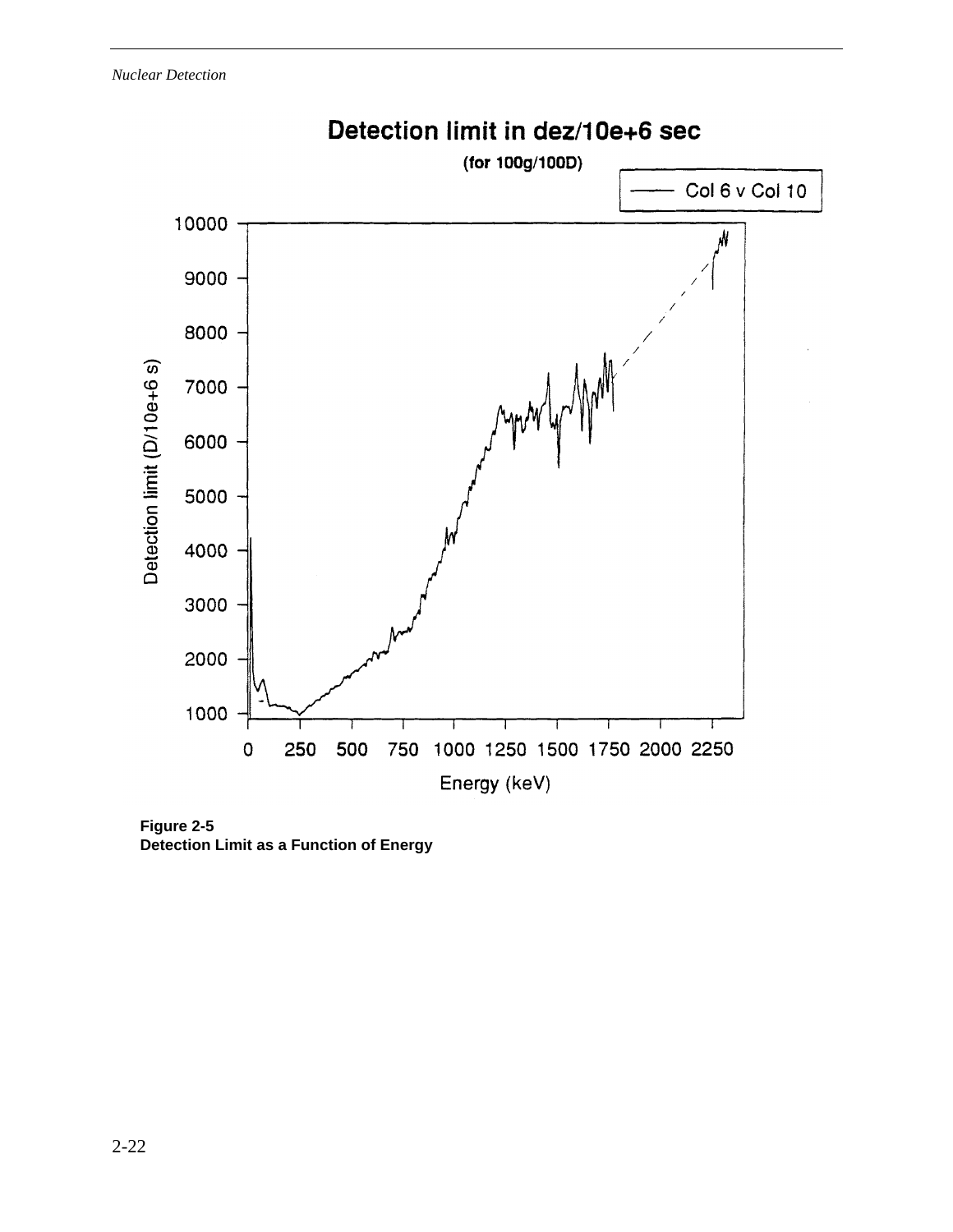Detection limit in dez/10e+6 sec

(for 100g/100D)

Col 6 v Col 10

Detection limit (D/10e+6 s)

Energy (keV)

**Figure 2-5**
**Detection Limit as a Function of Energy**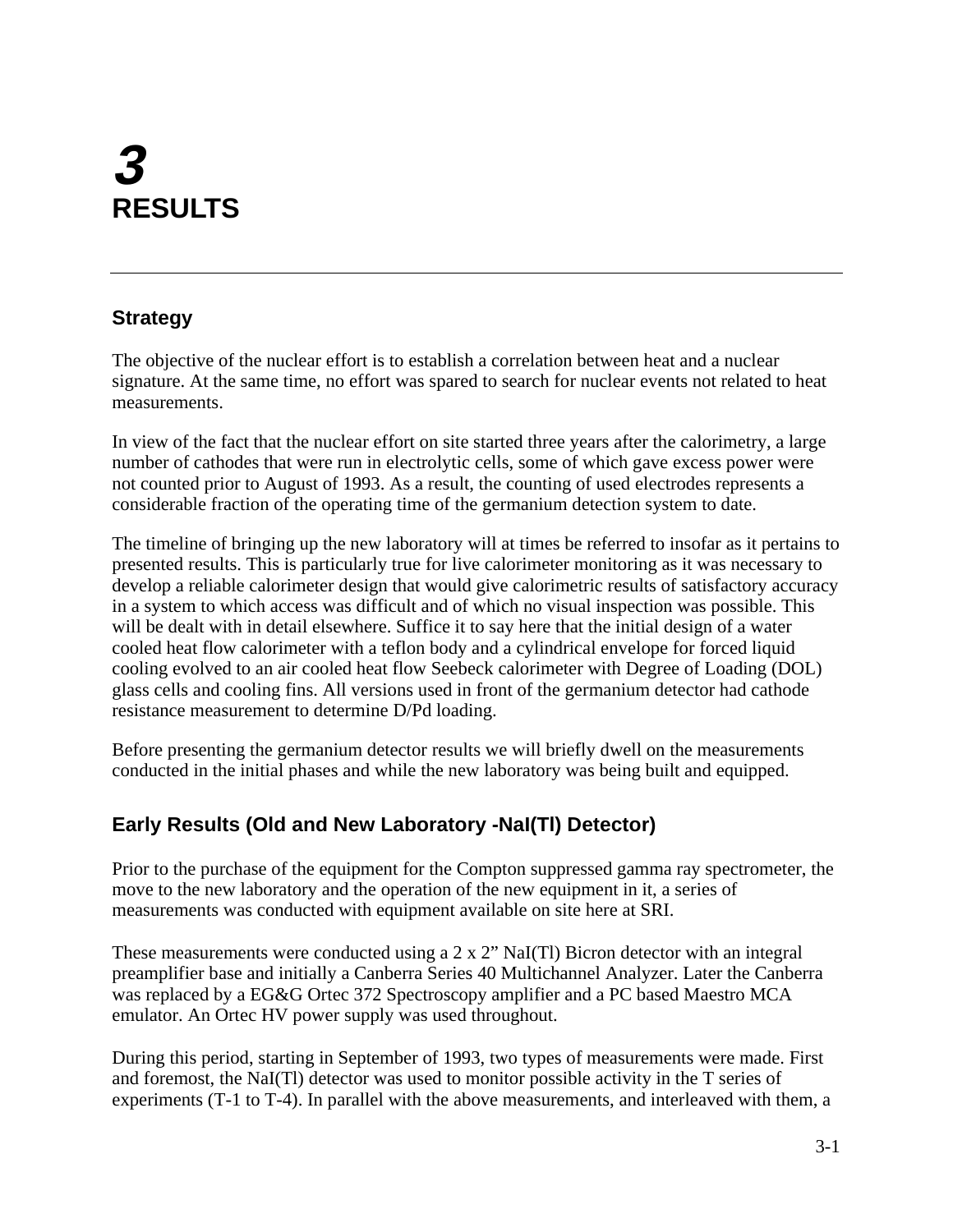# 3 RESULTS

## Strategy

The objective of the nuclear effort is to establish a correlation between heat and a nuclear signature. At the same time, no effort was spared to search for nuclear events not related to heat measurements.

In view of the fact that the nuclear effort on site started three years after the calorimetry, a large number of cathodes that were run in electrolytic cells, some of which gave excess power were not counted prior to August of 1993. As a result, the counting of used electrodes represents a considerable fraction of the operating time of the germanium detection system to date.

The timeline of bringing up the new laboratory will at times be referred to insofar as it pertains to presented results. This is particularly true for live calorimeter monitoring as it was necessary to develop a reliable calorimeter design that would give calorimetric results of satisfactory accuracy in a system to which access was difficult and of which no visual inspection was possible. This will be dealt with in detail elsewhere. Suffice it to say here that the initial design of a water cooled heat flow calorimeter with a teflon body and a cylindrical envelope for forced liquid cooling evolved to an air cooled heat flow Seebeck calorimeter with Degree of Loading (DOL) glass cells and cooling fins. All versions used in front of the germanium detector had cathode resistance measurement to determine D/Pd loading.

Before presenting the germanium detector results we will briefly dwell on the measurements conducted in the initial phases and while the new laboratory was being built and equipped.

## Early Results (Old and New Laboratory -NaI(Tl) Detector)

Prior to the purchase of the equipment for the Compton suppressed gamma ray spectrometer, the move to the new laboratory and the operation of the new equipment in it, a series of measurements was conducted with equipment available on site here at SRI.

These measurements were conducted using a 2 x 2" NaI(Tl) Bicron detector with an integral preamplifier base and initially a Canberra Series 40 Multichannel Analyzer. Later the Canberra was replaced by a EG&G Ortec 372 Spectroscopy amplifier and a PC based Maestro MCA emulator. An Ortec HV power supply was used throughout.

During this period, starting in September of 1993, two types of measurements were made. First and foremost, the NaI(Tl) detector was used to monitor possible activity in the T series of experiments (T-1 to T-4). In parallel with the above measurements, and interleaved with them, a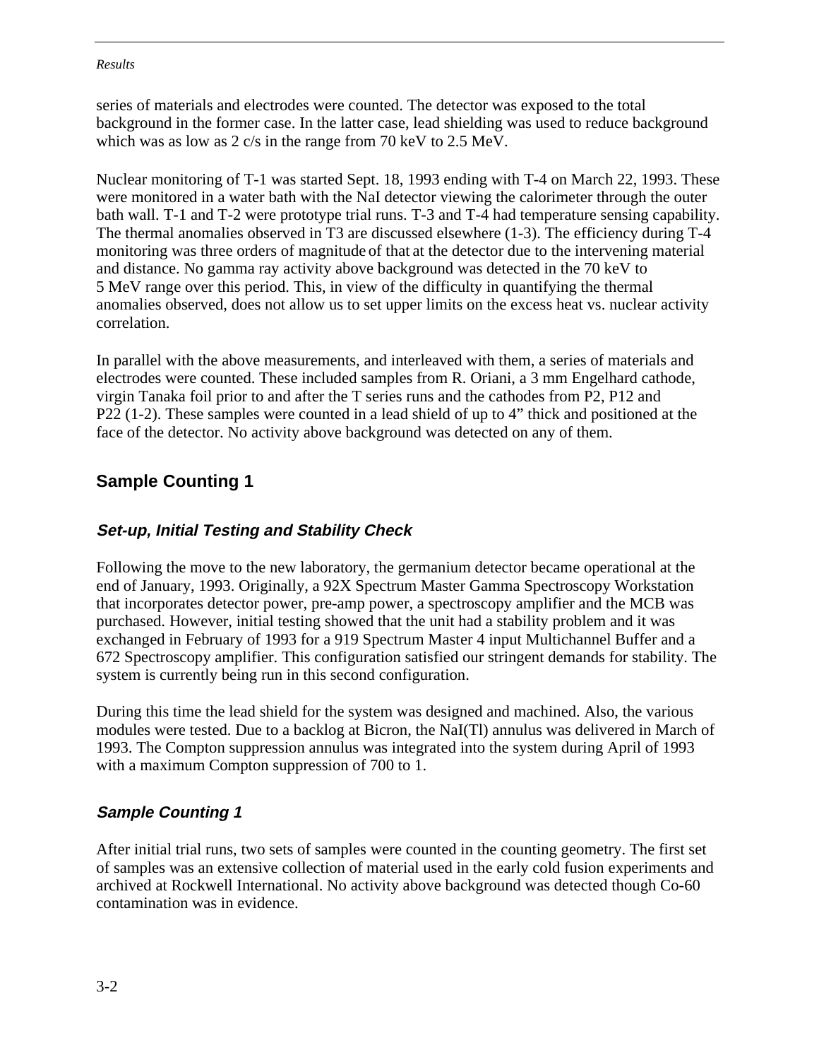series of materials and electrodes were counted. The detector was exposed to the total background in the former case. In the latter case, lead shielding was used to reduce background which was as low as 2 c/s in the range from 70 keV to 2.5 MeV.

Nuclear monitoring of T-1 was started Sept. 18, 1993 ending with T-4 on March 22, 1993. These were monitored in a water bath with the NaI detector viewing the calorimeter through the outer bath wall. T-1 and T-2 were prototype trial runs. T-3 and T-4 had temperature sensing capability. The thermal anomalies observed in T3 are discussed elsewhere (1-3). The efficiency during T-4 monitoring was three orders of magnitude of that at the detector due to the intervening material and distance. No gamma ray activity above background was detected in the 70 keV to 5 MeV range over this period. This, in view of the difficulty in quantifying the thermal anomalies observed, does not allow us to set upper limits on the excess heat vs. nuclear activity correlation.

In parallel with the above measurements, and interleaved with them, a series of materials and electrodes were counted. These included samples from R. Oriani, a 3 mm Engelhard cathode, virgin Tanaka foil prior to and after the T series runs and the cathodes from P2, P12 and P22 (1-2). These samples were counted in a lead shield of up to 4” thick and positioned at the face of the detector. No activity above background was detected on any of them.

## Sample Counting 1

### *Set-up, Initial Testing and Stability Check*

Following the move to the new laboratory, the germanium detector became operational at the end of January, 1993. Originally, a 92X Spectrum Master Gamma Spectroscopy Workstation that incorporates detector power, pre-amp power, a spectroscopy amplifier and the MCB was purchased. However, initial testing showed that the unit had a stability problem and it was exchanged in February of 1993 for a 919 Spectrum Master 4 input Multichannel Buffer and a 672 Spectroscopy amplifier. This configuration satisfied our stringent demands for stability. The system is currently being run in this second configuration.

During this time the lead shield for the system was designed and machined. Also, the various modules were tested. Due to a backlog at Bicron, the NaI(Tl) annulus was delivered in March of 1993. The Compton suppression annulus was integrated into the system during April of 1993 with a maximum Compton suppression of 700 to 1.

### *Sample Counting 1*

After initial trial runs, two sets of samples were counted in the counting geometry. The first set of samples was an extensive collection of material used in the early cold fusion experiments and archived at Rockwell International. No activity above background was detected though Co-60 contamination was in evidence.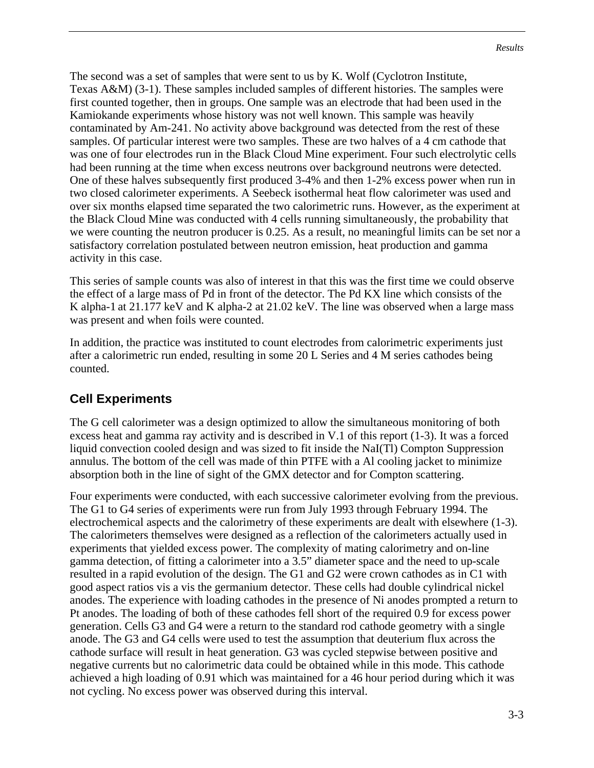The second was a set of samples that were sent to us by K. Wolf (Cyclotron Institute, Texas A&M) (3-1). These samples included samples of different histories. The samples were first counted together, then in groups. One sample was an electrode that had been used in the Kamiokande experiments whose history was not well known. This sample was heavily contaminated by Am-241. No activity above background was detected from the rest of these samples. Of particular interest were two samples. These are two halves of a 4 cm cathode that was one of four electrodes run in the Black Cloud Mine experiment. Four such electrolytic cells had been running at the time when excess neutrons over background neutrons were detected. One of these halves subsequently first produced 3-4% and then 1-2% excess power when run in two closed calorimeter experiments. A Seebeck isothermal heat flow calorimeter was used and over six months elapsed time separated the two calorimetric runs. However, as the experiment at the Black Cloud Mine was conducted with 4 cells running simultaneously, the probability that we were counting the neutron producer is 0.25. As a result, no meaningful limits can be set nor a satisfactory correlation postulated between neutron emission, heat production and gamma activity in this case.

This series of sample counts was also of interest in that this was the first time we could observe the effect of a large mass of Pd in front of the detector. The Pd KX line which consists of the K alpha-1 at 21.177 keV and K alpha-2 at 21.02 keV. The line was observed when a large mass was present and when foils were counted.

In addition, the practice was instituted to count electrodes from calorimetric experiments just after a calorimetric run ended, resulting in some 20 L Series and 4 M series cathodes being counted.

## Cell Experiments

The G cell calorimeter was a design optimized to allow the simultaneous monitoring of both excess heat and gamma ray activity and is described in V.1 of this report (1-3). It was a forced liquid convection cooled design and was sized to fit inside the NaI(Tl) Compton Suppression annulus. The bottom of the cell was made of thin PTFE with a Al cooling jacket to minimize absorption both in the line of sight of the GMX detector and for Compton scattering.

Four experiments were conducted, with each successive calorimeter evolving from the previous. The G1 to G4 series of experiments were run from July 1993 through February 1994. The electrochemical aspects and the calorimetry of these experiments are dealt with elsewhere (1-3). The calorimeters themselves were designed as a reflection of the calorimeters actually used in experiments that yielded excess power. The complexity of mating calorimetry and on-line gamma detection, of fitting a calorimeter into a 3.5" diameter space and the need to up-scale resulted in a rapid evolution of the design. The G1 and G2 were crown cathodes as in C1 with good aspect ratios vis a vis the germanium detector. These cells had double cylindrical nickel anodes. The experience with loading cathodes in the presence of Ni anodes prompted a return to Pt anodes. The loading of both of these cathodes fell short of the required 0.9 for excess power generation. Cells G3 and G4 were a return to the standard rod cathode geometry with a single anode. The G3 and G4 cells were used to test the assumption that deuterium flux across the cathode surface will result in heat generation. G3 was cycled stepwise between positive and negative currents but no calorimetric data could be obtained while in this mode. This cathode achieved a high loading of 0.91 which was maintained for a 46 hour period during which it was not cycling. No excess power was observed during this interval.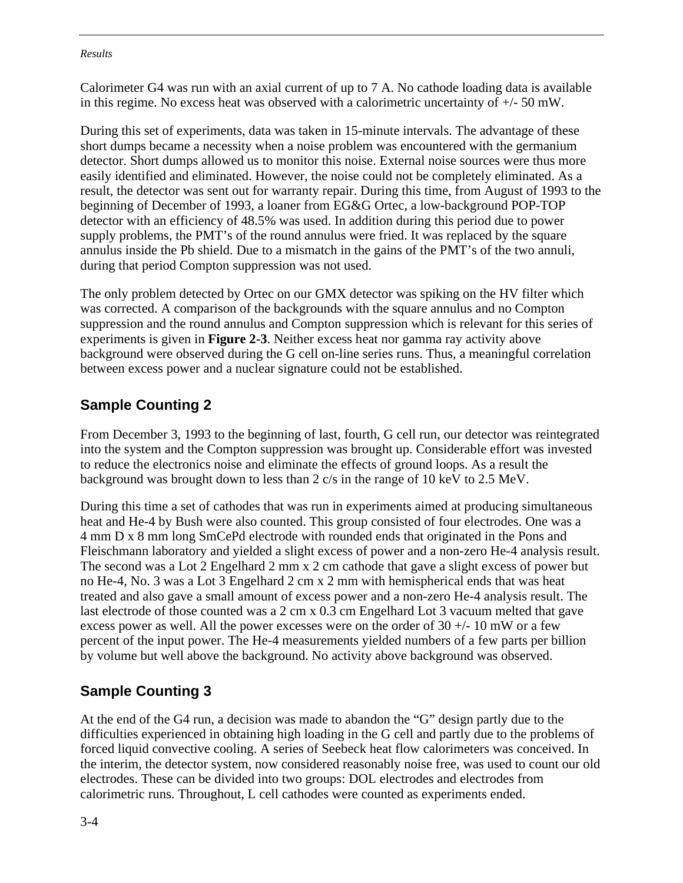Calorimeter G4 was run with an axial current of up to 7 A. No cathode loading data is available in this regime. No excess heat was observed with a calorimetric uncertainty of +/- 50 mW.

During this set of experiments, data was taken in 15-minute intervals. The advantage of these short dumps became a necessity when a noise problem was encountered with the germanium detector. Short dumps allowed us to monitor this noise. External noise sources were thus more easily identified and eliminated. However, the noise could not be completely eliminated. As a result, the detector was sent out for warranty repair. During this time, from August of 1993 to the beginning of December of 1993, a loaner from EG&G Ortec, a low-background POP-TOP detector with an efficiency of 48.5% was used. In addition during this period due to power supply problems, the PMT's of the round annulus were fried. It was replaced by the square annulus inside the Pb shield. Due to a mismatch in the gains of the PMT's of the two annuli, during that period Compton suppression was not used.

The only problem detected by Ortec on our GMX detector was spiking on the HV filter which was corrected. A comparison of the backgrounds with the square annulus and no Compton suppression and the round annulus and Compton suppression which is relevant for this series of experiments is given in **Figure 2-3**. Neither excess heat nor gamma ray activity above background were observed during the G cell on-line series runs. Thus, a meaningful correlation between excess power and a nuclear signature could not be established.

## Sample Counting 2

From December 3, 1993 to the beginning of last, fourth, G cell run, our detector was reintegrated into the system and the Compton suppression was brought up. Considerable effort was invested to reduce the electronics noise and eliminate the effects of ground loops. As a result the background was brought down to less than 2 c/s in the range of 10 keV to 2.5 MeV.

During this time a set of cathodes that was run in experiments aimed at producing simultaneous heat and He-4 by Bush were also counted. This group consisted of four electrodes. One was a 4 mm D x 8 mm long SmCePd electrode with rounded ends that originated in the Pons and Fleischmann laboratory and yielded a slight excess of power and a non-zero He-4 analysis result. The second was a Lot 2 Engelhard 2 mm x 2 cm cathode that gave a slight excess of power but no He-4, No. 3 was a Lot 3 Engelhard 2 cm x 2 mm with hemispherical ends that was heat treated and also gave a small amount of excess power and a non-zero He-4 analysis result. The last electrode of those counted was a 2 cm x 0.3 cm Engelhard Lot 3 vacuum melted that gave excess power as well. All the power excesses were on the order of 30 +/- 10 mW or a few percent of the input power. The He-4 measurements yielded numbers of a few parts per billion by volume but well above the background. No activity above background was observed.

## Sample Counting 3

At the end of the G4 run, a decision was made to abandon the "G" design partly due to the difficulties experienced in obtaining high loading in the G cell and partly due to the problems of forced liquid convective cooling. A series of Seebeck heat flow calorimeters was conceived. In the interim, the detector system, now considered reasonably noise free, was used to count our old electrodes. These can be divided into two groups: DOL electrodes and electrodes from calorimetric runs. Throughout, L cell cathodes were counted as experiments ended.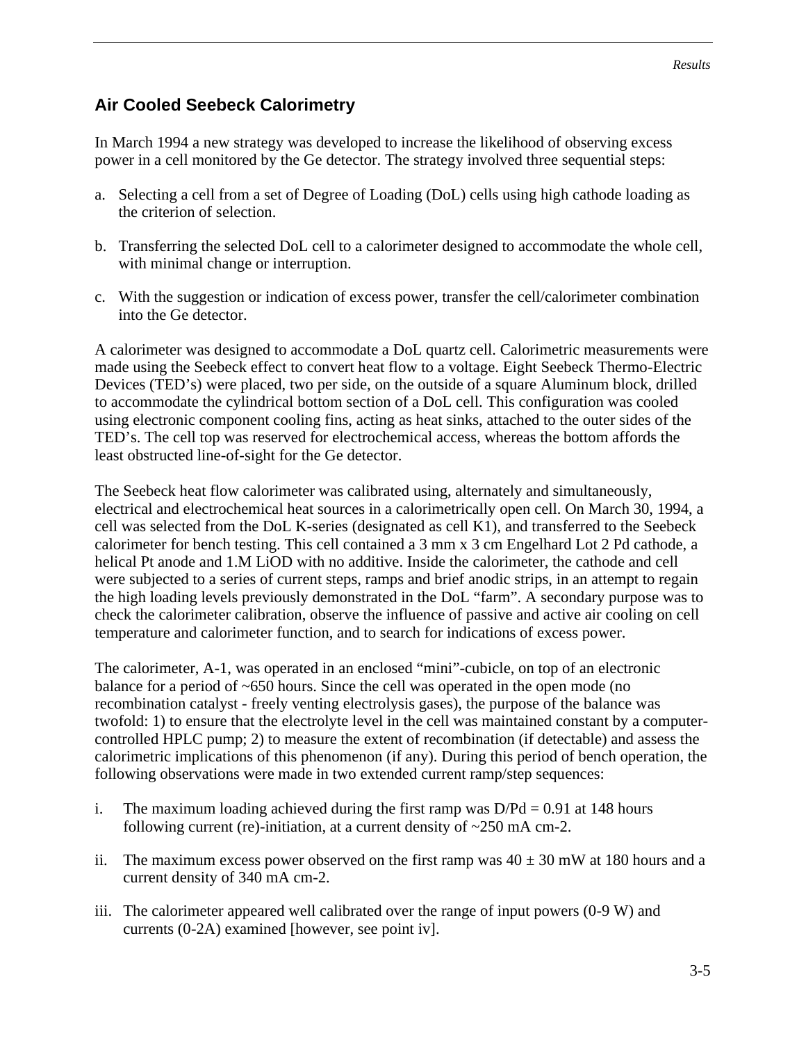## Air Cooled Seebeck Calorimetry

In March 1994 a new strategy was developed to increase the likelihood of observing excess power in a cell monitored by the Ge detector. The strategy involved three sequential steps:

a. Selecting a cell from a set of Degree of Loading (DoL) cells using high cathode loading as the criterion of selection.

b. Transferring the selected DoL cell to a calorimeter designed to accommodate the whole cell, with minimal change or interruption.

c. With the suggestion or indication of excess power, transfer the cell/calorimeter combination into the Ge detector.

A calorimeter was designed to accommodate a DoL quartz cell. Calorimetric measurements were made using the Seebeck effect to convert heat flow to a voltage. Eight Seebeck Thermo-Electric Devices (TED's) were placed, two per side, on the outside of a square Aluminum block, drilled to accommodate the cylindrical bottom section of a DoL cell. This configuration was cooled using electronic component cooling fins, acting as heat sinks, attached to the outer sides of the TED's. The cell top was reserved for electrochemical access, whereas the bottom affords the least obstructed line-of-sight for the Ge detector.

The Seebeck heat flow calorimeter was calibrated using, alternately and simultaneously, electrical and electrochemical heat sources in a calorimetrically open cell. On March 30, 1994, a cell was selected from the DoL K-series (designated as cell K1), and transferred to the Seebeck calorimeter for bench testing. This cell contained a 3 mm x 3 cm Engelhard Lot 2 Pd cathode, a helical Pt anode and 1.M LiOD with no additive. Inside the calorimeter, the cathode and cell were subjected to a series of current steps, ramps and brief anodic strips, in an attempt to regain the high loading levels previously demonstrated in the DoL "farm". A secondary purpose was to check the calorimeter calibration, observe the influence of passive and active air cooling on cell temperature and calorimeter function, and to search for indications of excess power.

The calorimeter, A-1, was operated in an enclosed "mini"-cubicle, on top of an electronic balance for a period of ~650 hours. Since the cell was operated in the open mode (no recombination catalyst - freely venting electrolysis gases), the purpose of the balance was twofold: 1) to ensure that the electrolyte level in the cell was maintained constant by a computer-controlled HPLC pump; 2) to measure the extent of recombination (if detectable) and assess the calorimetric implications of this phenomenon (if any). During this period of bench operation, the following observations were made in two extended current ramp/step sequences:

i. The maximum loading achieved during the first ramp was D/Pd = 0.91 at 148 hours following current (re)-initiation, at a current density of ~250 mA cm-2.

ii. The maximum excess power observed on the first ramp was 40 ± 30 mW at 180 hours and a current density of 340 mA cm-2.

iii. The calorimeter appeared well calibrated over the range of input powers (0-9 W) and currents (0-2A) examined [however, see point iv].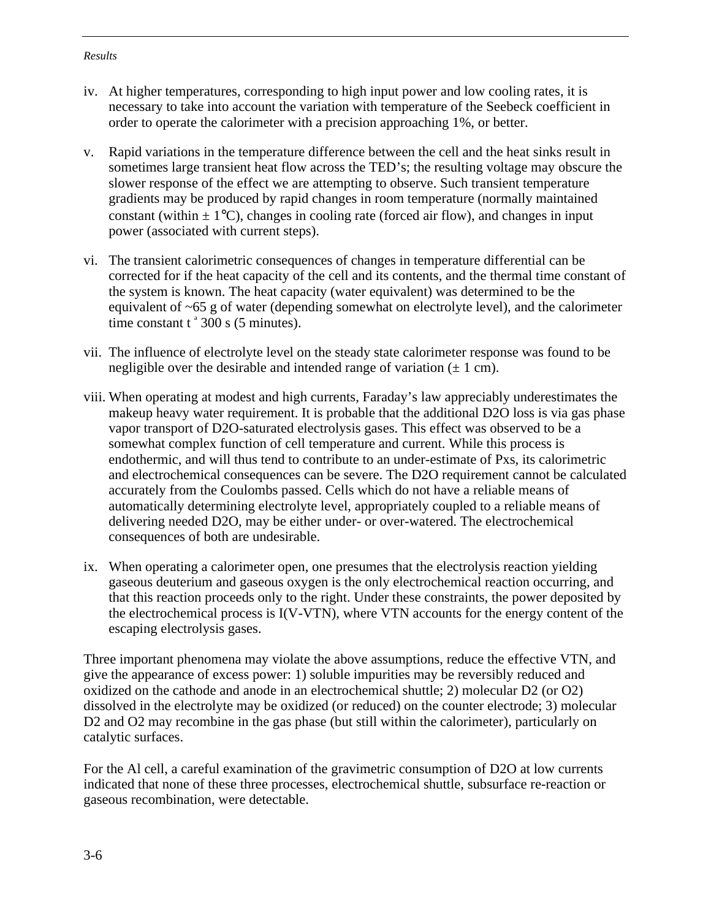iv. At higher temperatures, corresponding to high input power and low cooling rates, it is necessary to take into account the variation with temperature of the Seebeck coefficient in order to operate the calorimeter with a precision approaching 1%, or better.

v. Rapid variations in the temperature difference between the cell and the heat sinks result in sometimes large transient heat flow across the TED's; the resulting voltage may obscure the slower response of the effect we are attempting to observe. Such transient temperature gradients may be produced by rapid changes in room temperature (normally maintained constant (within ± 1°C), changes in cooling rate (forced air flow), and changes in input power (associated with current steps).

vi. The transient calorimetric consequences of changes in temperature differential can be corrected for if the heat capacity of the cell and its contents, and the thermal time constant of the system is known. The heat capacity (water equivalent) was determined to be the equivalent of ~65 g of water (depending somewhat on electrolyte level), and the calorimeter time constant $t \approx 300$ s (5 minutes).

vii. The influence of electrolyte level on the steady state calorimeter response was found to be negligible over the desirable and intended range of variation (± 1 cm).

viii. When operating at modest and high currents, Faraday's law appreciably underestimates the makeup heavy water requirement. It is probable that the additional $D_2O$ loss is via gas phase vapor transport of $D_2O$-saturated electrolysis gases. This effect was observed to be a somewhat complex function of cell temperature and current. While this process is endothermic, and will thus tend to contribute to an under-estimate of $P_{xs}$, its calorimetric and electrochemical consequences can be severe. The $D_2O$ requirement cannot be calculated accurately from the Coulombs passed. Cells which do not have a reliable means of automatically determining electrolyte level, appropriately coupled to a reliable means of delivering needed $D_2O$, may be either under- or over-watered. The electrochemical consequences of both are undesirable.

ix. When operating a calorimeter open, one presumes that the electrolysis reaction yielding gaseous deuterium and gaseous oxygen is the only electrochemical reaction occurring, and that this reaction proceeds only to the right. Under these constraints, the power deposited by the electrochemical process is $I(V-V_{TN})$, where $V_{TN}$ accounts for the energy content of the escaping electrolysis gases.

Three important phenomena may violate the above assumptions, reduce the effective $V_{TN}$, and give the appearance of excess power: 1) soluble impurities may be reversibly reduced and oxidized on the cathode and anode in an electrochemical shuttle; 2) molecular $D_2$ (or $O_2$) dissolved in the electrolyte may be oxidized (or reduced) on the counter electrode; 3) molecular $D_2$ and $O_2$ may recombine in the gas phase (but still within the calorimeter), particularly on catalytic surfaces.

For the Al cell, a careful examination of the gravimetric consumption of $D_2O$ at low currents indicated that none of these three processes, electrochemical shuttle, subsurface re-reaction or gaseous recombination, were detectable.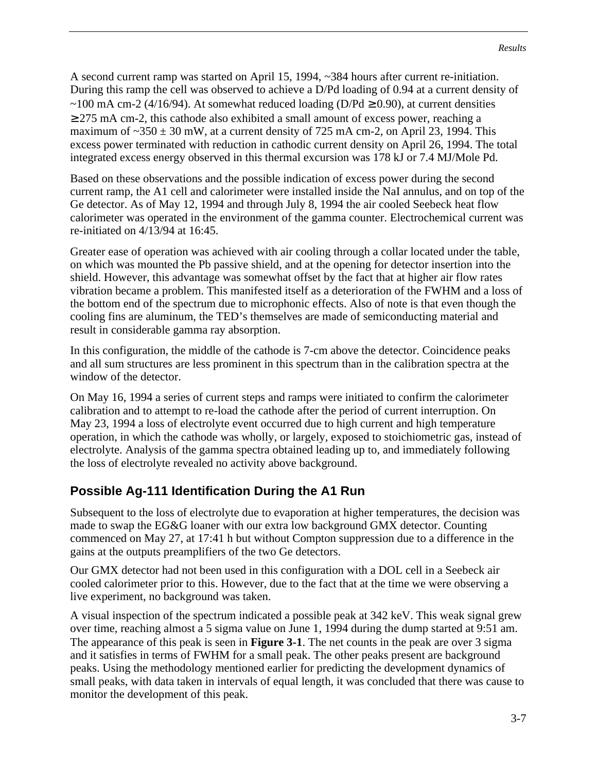A second current ramp was started on April 15, 1994, ~384 hours after current re-initiation. During this ramp the cell was observed to achieve a D/Pd loading of 0.94 at a current density of ~100 mA cm-2 (4/16/94). At somewhat reduced loading (D/Pd $\geq$ 0.90), at current densities $\geq$ 275 mA cm-2, this cathode also exhibited a small amount of excess power, reaching a maximum of ~350 $\pm$ 30 mW, at a current density of 725 mA cm-2, on April 23, 1994. This excess power terminated with reduction in cathodic current density on April 26, 1994. The total integrated excess energy observed in this thermal excursion was 178 kJ or 7.4 MJ/Mole Pd.

Based on these observations and the possible indication of excess power during the second current ramp, the A1 cell and calorimeter were installed inside the NaI annulus, and on top of the Ge detector. As of May 12, 1994 and through July 8, 1994 the air cooled Seebeck heat flow calorimeter was operated in the environment of the gamma counter. Electrochemical current was re-initiated on 4/13/94 at 16:45.

Greater ease of operation was achieved with air cooling through a collar located under the table, on which was mounted the Pb passive shield, and at the opening for detector insertion into the shield. However, this advantage was somewhat offset by the fact that at higher air flow rates vibration became a problem. This manifested itself as a deterioration of the FWHM and a loss of the bottom end of the spectrum due to microphonic effects. Also of note is that even though the cooling fins are aluminum, the TED's themselves are made of semiconducting material and result in considerable gamma ray absorption.

In this configuration, the middle of the cathode is 7-cm above the detector. Coincidence peaks and all sum structures are less prominent in this spectrum than in the calibration spectra at the window of the detector.

On May 16, 1994 a series of current steps and ramps were initiated to confirm the calorimeter calibration and to attempt to re-load the cathode after the period of current interruption. On May 23, 1994 a loss of electrolyte event occurred due to high current and high temperature operation, in which the cathode was wholly, or largely, exposed to stoichiometric gas, instead of electrolyte. Analysis of the gamma spectra obtained leading up to, and immediately following the loss of electrolyte revealed no activity above background.

## Possible Ag-111 Identification During the A1 Run

Subsequent to the loss of electrolyte due to evaporation at higher temperatures, the decision was made to swap the EG&G loaner with our extra low background GMX detector. Counting commenced on May 27, at 17:41 h but without Compton suppression due to a difference in the gains at the outputs preamplifiers of the two Ge detectors.

Our GMX detector had not been used in this configuration with a DOL cell in a Seebeck air cooled calorimeter prior to this. However, due to the fact that at the time we were observing a live experiment, no background was taken.

A visual inspection of the spectrum indicated a possible peak at 342 keV. This weak signal grew over time, reaching almost a 5 sigma value on June 1, 1994 during the dump started at 9:51 am. The appearance of this peak is seen in **Figure 3-1**. The net counts in the peak are over 3 sigma and it satisfies in terms of FWHM for a small peak. The other peaks present are background peaks. Using the methodology mentioned earlier for predicting the development dynamics of small peaks, with data taken in intervals of equal length, it was concluded that there was cause to monitor the development of this peak.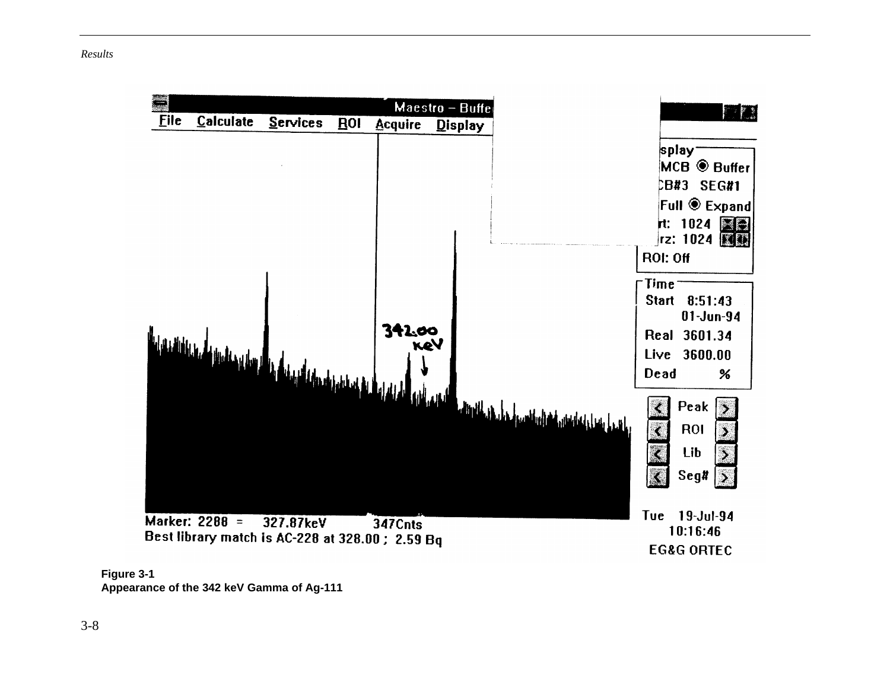Marker: 2288 = 327.87keV 347Cnts
Best library match is AC-228 at 328.00 ; 2.59 Bq

**Figure 3-1**
**Appearance of the 342 keV Gamma of Ag-111**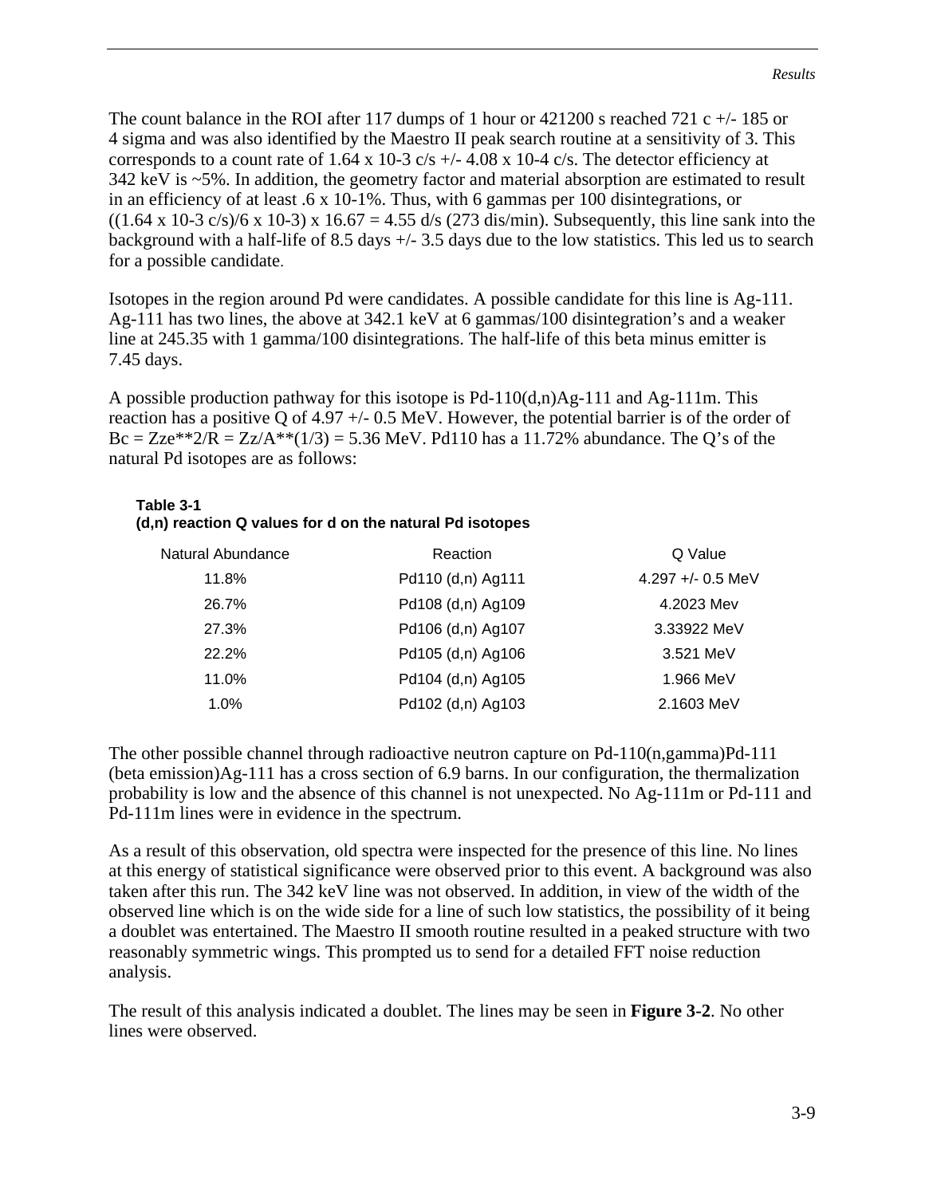The count balance in the ROI after 117 dumps of 1 hour or 421200 s reached 721 c +/- 185 or 4 sigma and was also identified by the Maestro II peak search routine at a sensitivity of 3. This corresponds to a count rate of $1.64 \times 10^{-3}$ c/s +/- $4.08 \times 10^{-4}$ c/s. The detector efficiency at 342 keV is ~5%. In addition, the geometry factor and material absorption are estimated to result in an efficiency of at least $.6 \times 10^{-1}$%. Thus, with 6 gammas per 100 disintegrations, or $((1.64 \times 10^{-3}\ \text{c/s})/6 \times 10^{-3}) \times 16.67 = 4.55$ d/s (273 dis/min). Subsequently, this line sank into the background with a half-life of 8.5 days +/- 3.5 days due to the low statistics. This led us to search for a possible candidate.

Isotopes in the region around Pd were candidates. A possible candidate for this line is Ag-111. Ag-111 has two lines, the above at 342.1 keV at 6 gammas/100 disintegration's and a weaker line at 245.35 with 1 gamma/100 disintegrations. The half-life of this beta minus emitter is 7.45 days.

A possible production pathway for this isotope is Pd-110(d,n)Ag-111 and Ag-111m. This reaction has a positive Q of 4.97 +/- 0.5 MeV. However, the potential barrier is of the order of $Bc = Zze^{**}2/R = Zz/A^{**}(1/3) = 5.36$ MeV. Pd110 has a 11.72% abundance. The Q's of the natural Pd isotopes are as follows:

**Table 3-1**
**(d,n) reaction Q values for d on the natural Pd isotopes**

| Natural Abundance | Reaction | Q Value |
|---|---|---|
| 11.8% | Pd110 (d,n) Ag111 | 4.297 +/- 0.5 MeV |
| 26.7% | Pd108 (d,n) Ag109 | 4.2023 Mev |
| 27.3% | Pd106 (d,n) Ag107 | 3.33922 MeV |
| 22.2% | Pd105 (d,n) Ag106 | 3.521 MeV |
| 11.0% | Pd104 (d,n) Ag105 | 1.966 MeV |
| 1.0% | Pd102 (d,n) Ag103 | 2.1603 MeV |

The other possible channel through radioactive neutron capture on Pd-110(n,gamma)Pd-111 (beta emission)Ag-111 has a cross section of 6.9 barns. In our configuration, the thermalization probability is low and the absence of this channel is not unexpected. No Ag-111m or Pd-111 and Pd-111m lines were in evidence in the spectrum.

As a result of this observation, old spectra were inspected for the presence of this line. No lines at this energy of statistical significance were observed prior to this event. A background was also taken after this run. The 342 keV line was not observed. In addition, in view of the width of the observed line which is on the wide side for a line of such low statistics, the possibility of it being a doublet was entertained. The Maestro II smooth routine resulted in a peaked structure with two reasonably symmetric wings. This prompted us to send for a detailed FFT noise reduction analysis.

The result of this analysis indicated a doublet. The lines may be seen in **Figure 3-2**. No other lines were observed.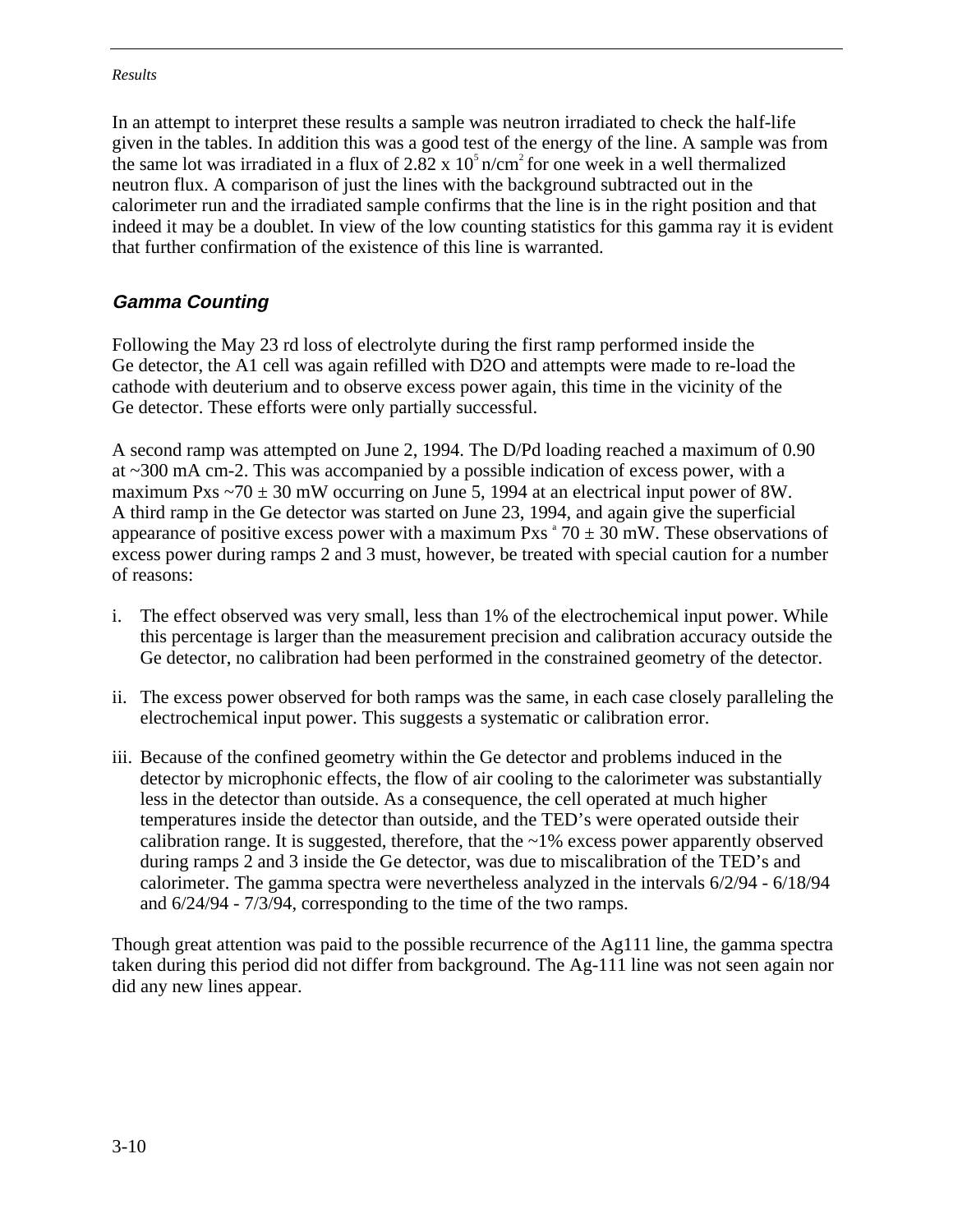In an attempt to interpret these results a sample was neutron irradiated to check the half-life given in the tables. In addition this was a good test of the energy of the line. A sample was from the same lot was irradiated in a flux of $2.82 \times 10^5$ n/cm$^2$ for one week in a well thermalized neutron flux. A comparison of just the lines with the background subtracted out in the calorimeter run and the irradiated sample confirms that the line is in the right position and that indeed it may be a doublet. In view of the low counting statistics for this gamma ray it is evident that further confirmation of the existence of this line is warranted.

### *Gamma Counting*

Following the May 23 rd loss of electrolyte during the first ramp performed inside the Ge detector, the A1 cell was again refilled with D2O and attempts were made to re-load the cathode with deuterium and to observe excess power again, this time in the vicinity of the Ge detector. These efforts were only partially successful.

A second ramp was attempted on June 2, 1994. The D/Pd loading reached a maximum of 0.90 at ~300 mA cm-2. This was accompanied by a possible indication of excess power, with a maximum Pxs ~70 ± 30 mW occurring on June 5, 1994 at an electrical input power of 8W. A third ramp in the Ge detector was started on June 23, 1994, and again give the superficial appearance of positive excess power with a maximum Pxs ª 70 ± 30 mW. These observations of excess power during ramps 2 and 3 must, however, be treated with special caution for a number of reasons:

i. The effect observed was very small, less than 1% of the electrochemical input power. While this percentage is larger than the measurement precision and calibration accuracy outside the Ge detector, no calibration had been performed in the constrained geometry of the detector.

ii. The excess power observed for both ramps was the same, in each case closely paralleling the electrochemical input power. This suggests a systematic or calibration error.

iii. Because of the confined geometry within the Ge detector and problems induced in the detector by microphonic effects, the flow of air cooling to the calorimeter was substantially less in the detector than outside. As a consequence, the cell operated at much higher temperatures inside the detector than outside, and the TED's were operated outside their calibration range. It is suggested, therefore, that the ~1% excess power apparently observed during ramps 2 and 3 inside the Ge detector, was due to miscalibration of the TED's and calorimeter. The gamma spectra were nevertheless analyzed in the intervals 6/2/94 - 6/18/94 and 6/24/94 - 7/3/94, corresponding to the time of the two ramps.

Though great attention was paid to the possible recurrence of the Ag111 line, the gamma spectra taken during this period did not differ from background. The Ag-111 line was not seen again nor did any new lines appear.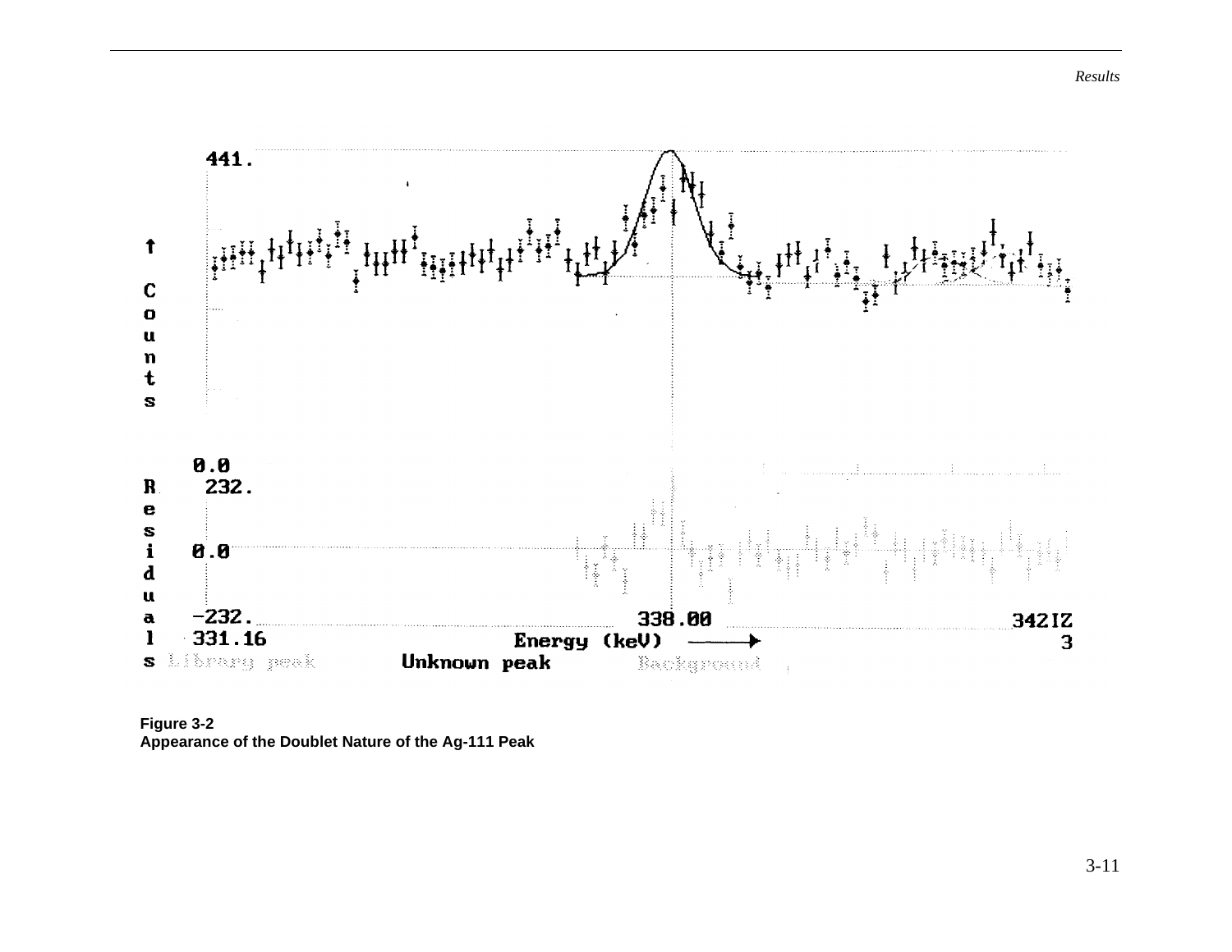**Figure 3-2**
**Appearance of the Doublet Nature of the Ag-111 Peak**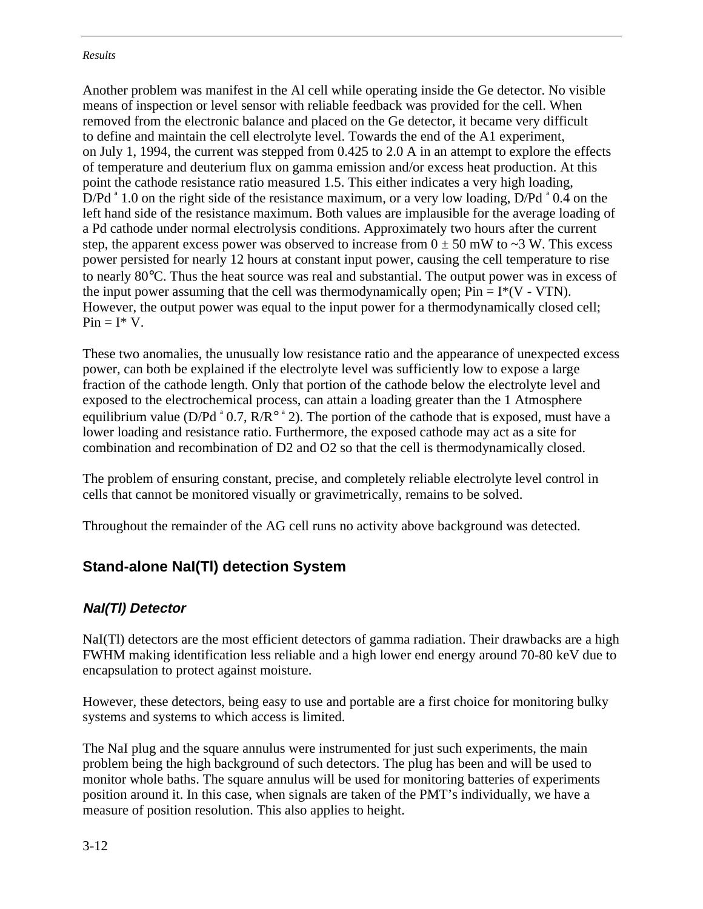Another problem was manifest in the Al cell while operating inside the Ge detector. No visible means of inspection or level sensor with reliable feedback was provided for the cell. When removed from the electronic balance and placed on the Ge detector, it became very difficult to define and maintain the cell electrolyte level. Towards the end of the A1 experiment, on July 1, 1994, the current was stepped from 0.425 to 2.0 A in an attempt to explore the effects of temperature and deuterium flux on gamma emission and/or excess heat production. At this point the cathode resistance ratio measured 1.5. This either indicates a very high loading, D/Pd ª 1.0 on the right side of the resistance maximum, or a very low loading, D/Pd ª 0.4 on the left hand side of the resistance maximum. Both values are implausible for the average loading of a Pd cathode under normal electrolysis conditions. Approximately two hours after the current step, the apparent excess power was observed to increase from $0 \pm 50$ mW to ~3 W. This excess power persisted for nearly 12 hours at constant input power, causing the cell temperature to rise to nearly 80°C. Thus the heat source was real and substantial. The output power was in excess of the input power assuming that the cell was thermodynamically open; $P_{in} = I*(V - V_{TN})$. However, the output power was equal to the input power for a thermodynamically closed cell; $P_{in} = I* V$.

These two anomalies, the unusually low resistance ratio and the appearance of unexpected excess power, can both be explained if the electrolyte level was sufficiently low to expose a large fraction of the cathode length. Only that portion of the cathode below the electrolyte level and exposed to the electrochemical process, can attain a loading greater than the 1 Atmosphere equilibrium value (D/Pd ª 0.7, R/R° ª 2). The portion of the cathode that is exposed, must have a lower loading and resistance ratio. Furthermore, the exposed cathode may act as a site for combination and recombination of $D_2$ and $O_2$ so that the cell is thermodynamically closed.

The problem of ensuring constant, precise, and completely reliable electrolyte level control in cells that cannot be monitored visually or gravimetrically, remains to be solved.

Throughout the remainder of the AG cell runs no activity above background was detected.

## Stand-alone NaI(Tl) detection System

### *NaI(Tl) Detector*

NaI(Tl) detectors are the most efficient detectors of gamma radiation. Their drawbacks are a high FWHM making identification less reliable and a high lower end energy around 70-80 keV due to encapsulation to protect against moisture.

However, these detectors, being easy to use and portable are a first choice for monitoring bulky systems and systems to which access is limited.

The NaI plug and the square annulus were instrumented for just such experiments, the main problem being the high background of such detectors. The plug has been and will be used to monitor whole baths. The square annulus will be used for monitoring batteries of experiments position around it. In this case, when signals are taken of the PMT's individually, we have a measure of position resolution. This also applies to height.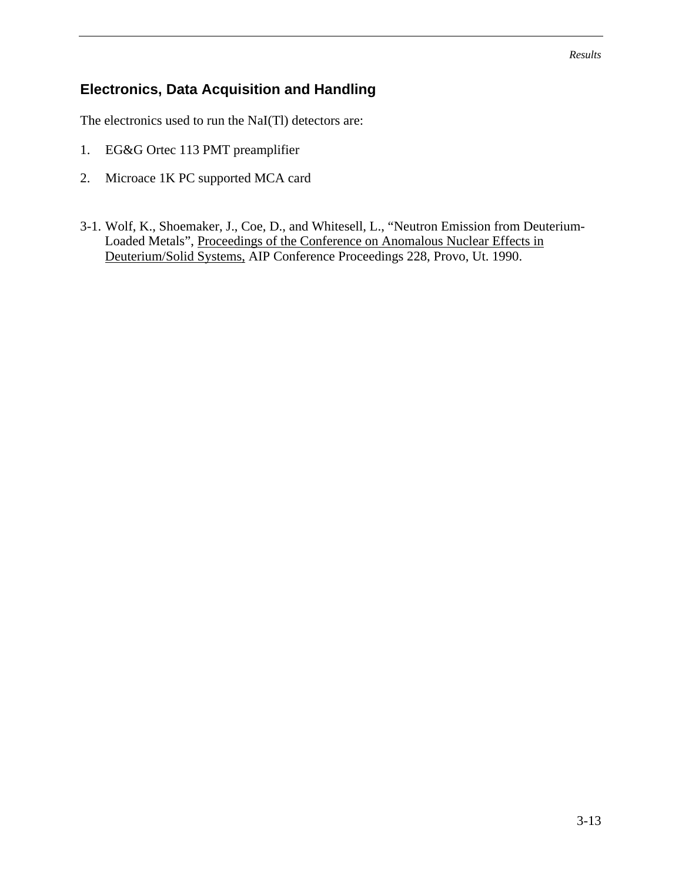## Electronics, Data Acquisition and Handling

The electronics used to run the NaI(Tl) detectors are:

1. EG&G Ortec 113 PMT preamplifier

2. Microace 1K PC supported MCA card

3-1. Wolf, K., Shoemaker, J., Coe, D., and Whitesell, L., "Neutron Emission from Deuterium-Loaded Metals", Proceedings of the Conference on Anomalous Nuclear Effects in Deuterium/Solid Systems, AIP Conference Proceedings 228, Provo, Ut. 1990.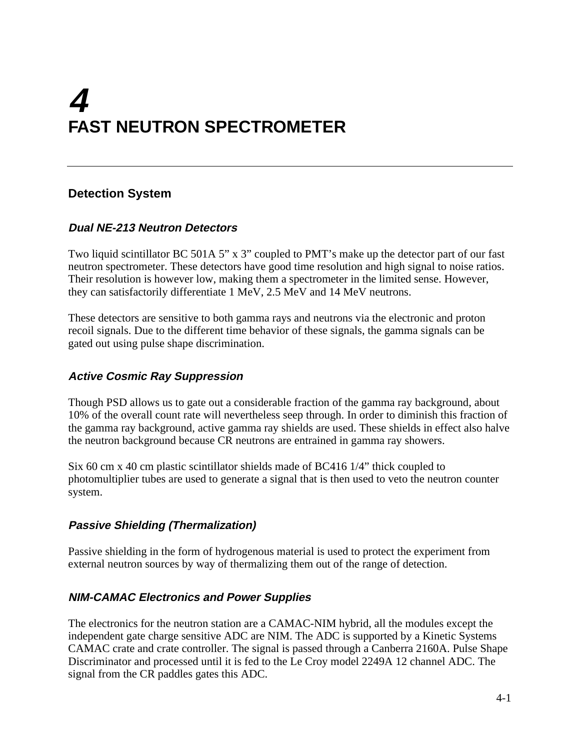# 4
# FAST NEUTRON SPECTROMETER

## Detection System

### *Dual NE-213 Neutron Detectors*

Two liquid scintillator BC 501A 5” x 3” coupled to PMT’s make up the detector part of our fast neutron spectrometer. These detectors have good time resolution and high signal to noise ratios. Their resolution is however low, making them a spectrometer in the limited sense. However, they can satisfactorily differentiate 1 MeV, 2.5 MeV and 14 MeV neutrons.

These detectors are sensitive to both gamma rays and neutrons via the electronic and proton recoil signals. Due to the different time behavior of these signals, the gamma signals can be gated out using pulse shape discrimination.

### *Active Cosmic Ray Suppression*

Though PSD allows us to gate out a considerable fraction of the gamma ray background, about 10% of the overall count rate will nevertheless seep through. In order to diminish this fraction of the gamma ray background, active gamma ray shields are used. These shields in effect also halve the neutron background because CR neutrons are entrained in gamma ray showers.

Six 60 cm x 40 cm plastic scintillator shields made of BC416 1/4” thick coupled to photomultiplier tubes are used to generate a signal that is then used to veto the neutron counter system.

### *Passive Shielding (Thermalization)*

Passive shielding in the form of hydrogenous material is used to protect the experiment from external neutron sources by way of thermalizing them out of the range of detection.

### *NIM-CAMAC Electronics and Power Supplies*

The electronics for the neutron station are a CAMAC-NIM hybrid, all the modules except the independent gate charge sensitive ADC are NIM. The ADC is supported by a Kinetic Systems CAMAC crate and crate controller. The signal is passed through a Canberra 2160A. Pulse Shape Discriminator and processed until it is fed to the Le Croy model 2249A 12 channel ADC. The signal from the CR paddles gates this ADC.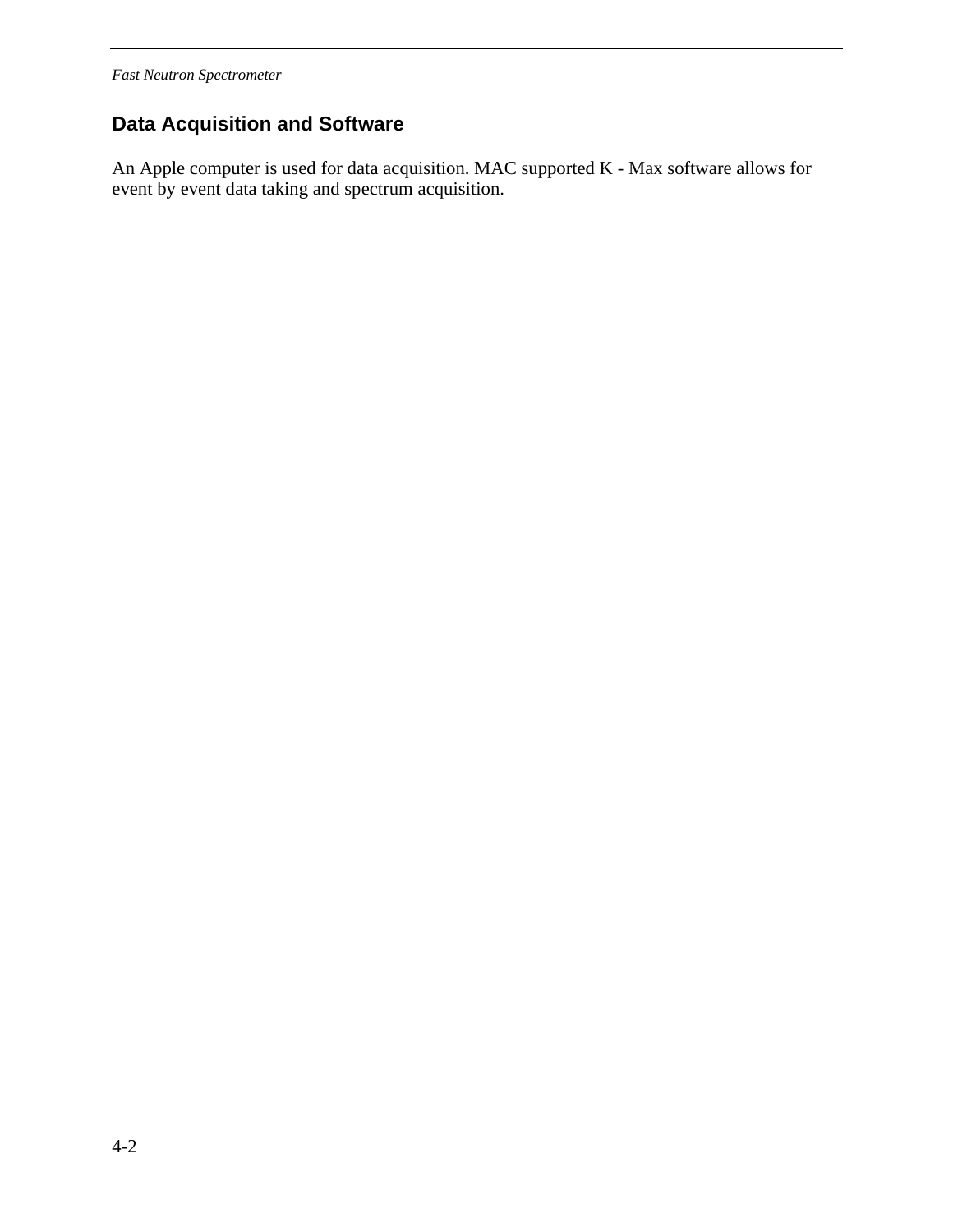## Data Acquisition and Software

An Apple computer is used for data acquisition. MAC supported K - Max software allows for event by event data taking and spectrum acquisition.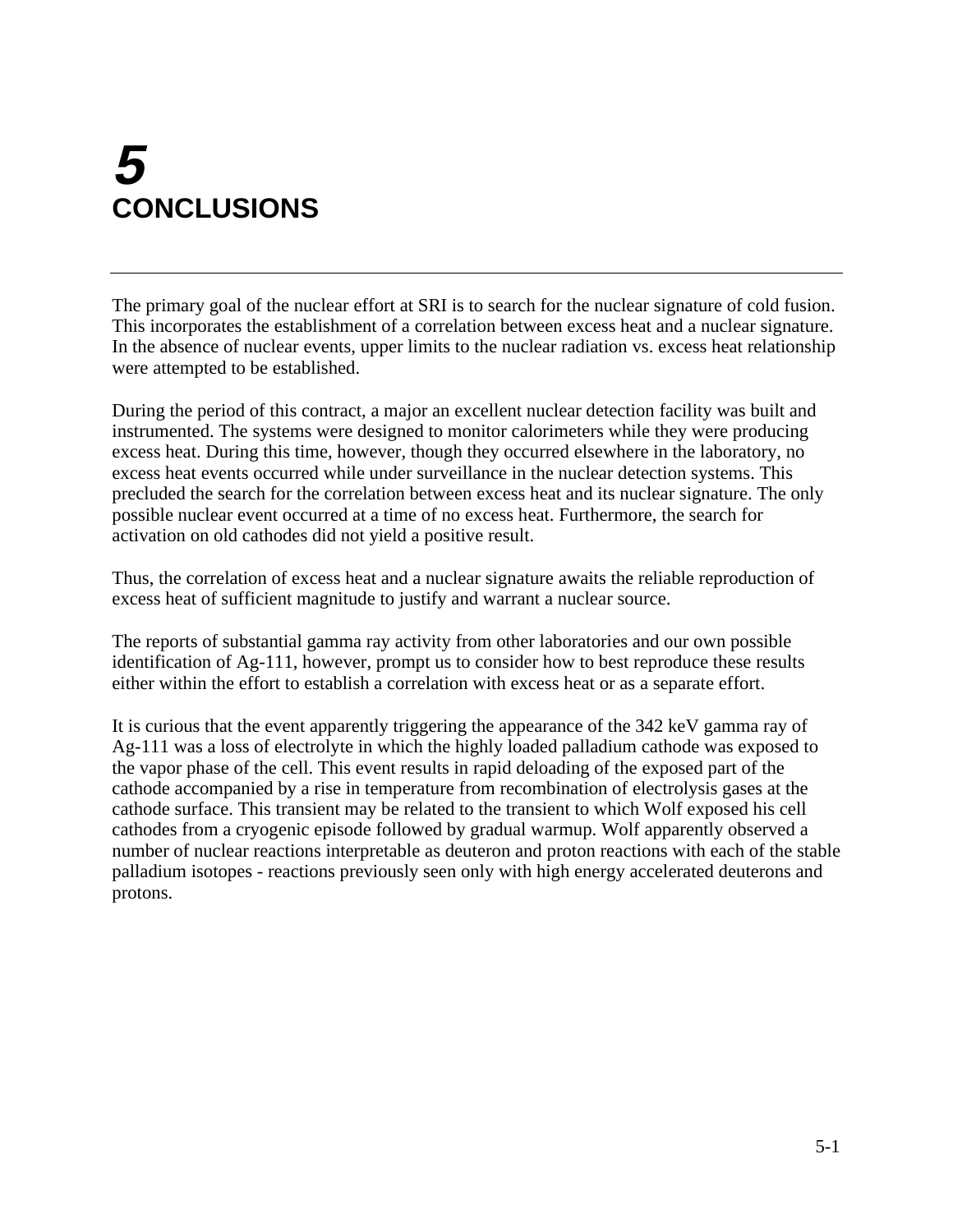# 5 CONCLUSIONS

The primary goal of the nuclear effort at SRI is to search for the nuclear signature of cold fusion. This incorporates the establishment of a correlation between excess heat and a nuclear signature. In the absence of nuclear events, upper limits to the nuclear radiation vs. excess heat relationship were attempted to be established.

During the period of this contract, a major an excellent nuclear detection facility was built and instrumented. The systems were designed to monitor calorimeters while they were producing excess heat. During this time, however, though they occurred elsewhere in the laboratory, no excess heat events occurred while under surveillance in the nuclear detection systems. This precluded the search for the correlation between excess heat and its nuclear signature. The only possible nuclear event occurred at a time of no excess heat. Furthermore, the search for activation on old cathodes did not yield a positive result.

Thus, the correlation of excess heat and a nuclear signature awaits the reliable reproduction of excess heat of sufficient magnitude to justify and warrant a nuclear source.

The reports of substantial gamma ray activity from other laboratories and our own possible identification of Ag-111, however, prompt us to consider how to best reproduce these results either within the effort to establish a correlation with excess heat or as a separate effort.

It is curious that the event apparently triggering the appearance of the 342 keV gamma ray of Ag-111 was a loss of electrolyte in which the highly loaded palladium cathode was exposed to the vapor phase of the cell. This event results in rapid deloading of the exposed part of the cathode accompanied by a rise in temperature from recombination of electrolysis gases at the cathode surface. This transient may be related to the transient to which Wolf exposed his cell cathodes from a cryogenic episode followed by gradual warmup. Wolf apparently observed a number of nuclear reactions interpretable as deuteron and proton reactions with each of the stable palladium isotopes - reactions previously seen only with high energy accelerated deuterons and protons.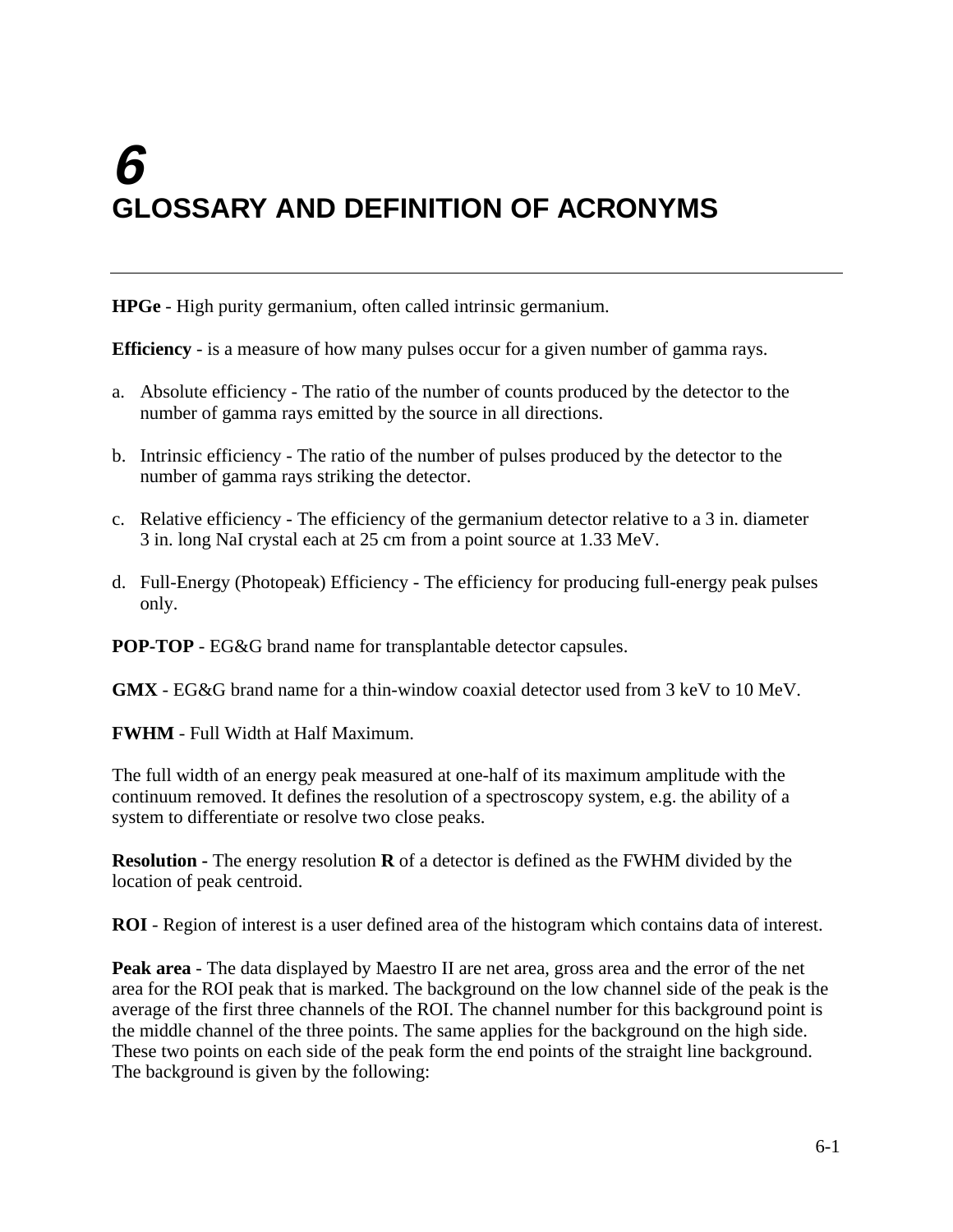# 6 GLOSSARY AND DEFINITION OF ACRONYMS

**HPGe** - High purity germanium, often called intrinsic germanium.

**Efficiency** - is a measure of how many pulses occur for a given number of gamma rays.

a. Absolute efficiency - The ratio of the number of counts produced by the detector to the number of gamma rays emitted by the source in all directions.

b. Intrinsic efficiency - The ratio of the number of pulses produced by the detector to the number of gamma rays striking the detector.

c. Relative efficiency - The efficiency of the germanium detector relative to a 3 in. diameter 3 in. long NaI crystal each at 25 cm from a point source at 1.33 MeV.

d. Full-Energy (Photopeak) Efficiency - The efficiency for producing full-energy peak pulses only.

**POP-TOP** - EG&G brand name for transplantable detector capsules.

**GMX** - EG&G brand name for a thin-window coaxial detector used from 3 keV to 10 MeV.

**FWHM** - Full Width at Half Maximum.

The full width of an energy peak measured at one-half of its maximum amplitude with the continuum removed. It defines the resolution of a spectroscopy system, e.g. the ability of a system to differentiate or resolve two close peaks.

**Resolution -** The energy resolution **R** of a detector is defined as the FWHM divided by the location of peak centroid.

**ROI** - Region of interest is a user defined area of the histogram which contains data of interest.

**Peak area** - The data displayed by Maestro II are net area, gross area and the error of the net area for the ROI peak that is marked. The background on the low channel side of the peak is the average of the first three channels of the ROI. The channel number for this background point is the middle channel of the three points. The same applies for the background on the high side. These two points on each side of the peak form the end points of the straight line background. The background is given by the following: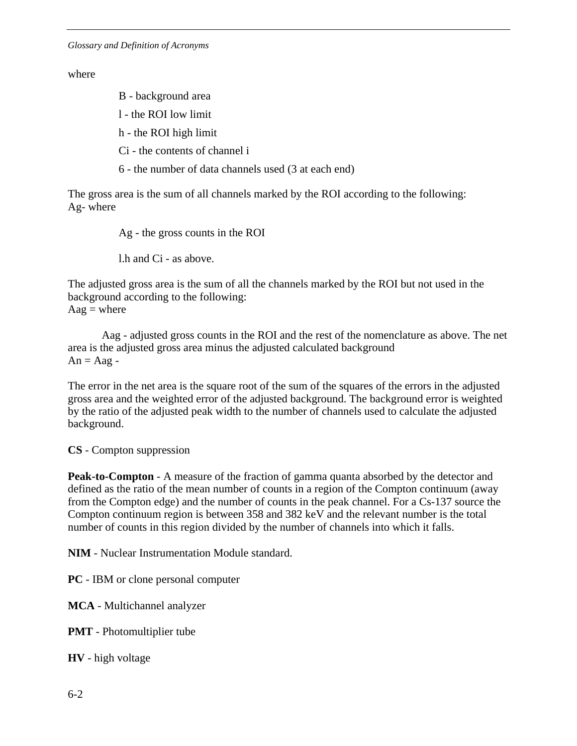where

B - background area

l - the ROI low limit

h - the ROI high limit

Ci - the contents of channel i

6 - the number of data channels used (3 at each end)

The gross area is the sum of all channels marked by the ROI according to the following:
Ag- where

Ag - the gross counts in the ROI

l.h and Ci - as above.

The adjusted gross area is the sum of all the channels marked by the ROI but not used in the background according to the following:
Aag = where

Aag - adjusted gross counts in the ROI and the rest of the nomenclature as above. The net area is the adjusted gross area minus the adjusted calculated background
An = Aag -

The error in the net area is the square root of the sum of the squares of the errors in the adjusted gross area and the weighted error of the adjusted background. The background error is weighted by the ratio of the adjusted peak width to the number of channels used to calculate the adjusted background.

**CS** - Compton suppression

**Peak-to-Compton** - A measure of the fraction of gamma quanta absorbed by the detector and defined as the ratio of the mean number of counts in a region of the Compton continuum (away from the Compton edge) and the number of counts in the peak channel. For a Cs-137 source the Compton continuum region is between 358 and 382 keV and the relevant number is the total number of counts in this region divided by the number of channels into which it falls.

**NIM** - Nuclear Instrumentation Module standard.

**PC** - IBM or clone personal computer

**MCA** - Multichannel analyzer

**PMT** - Photomultiplier tube

**HV** - high voltage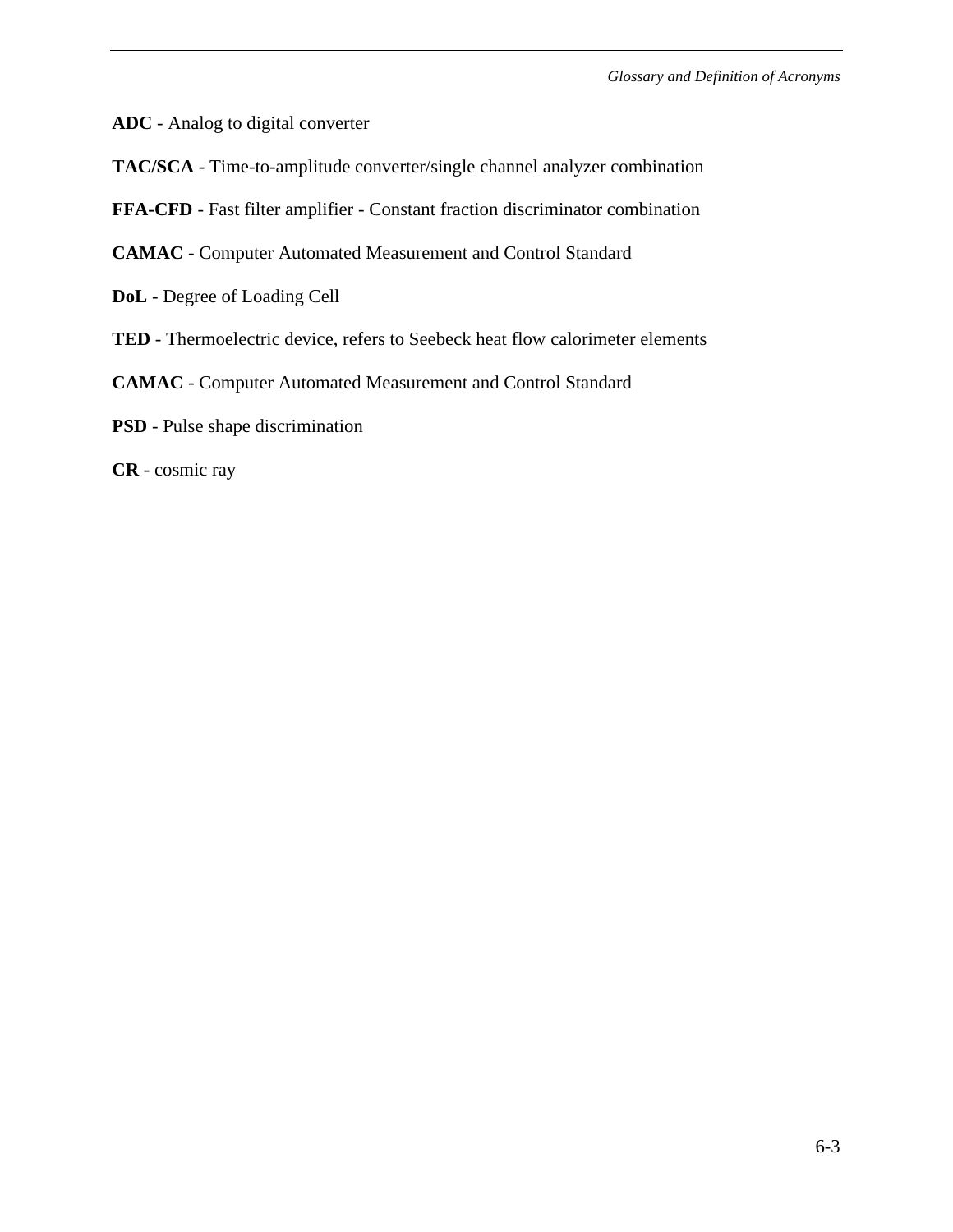**ADC** - Analog to digital converter

**TAC/SCA** - Time-to-amplitude converter/single channel analyzer combination

**FFA-CFD** - Fast filter amplifier - Constant fraction discriminator combination

**CAMAC** - Computer Automated Measurement and Control Standard

**DoL** - Degree of Loading Cell

**TED** - Thermoelectric device, refers to Seebeck heat flow calorimeter elements

**CAMAC** - Computer Automated Measurement and Control Standard

**PSD** - Pulse shape discrimination

**CR** - cosmic ray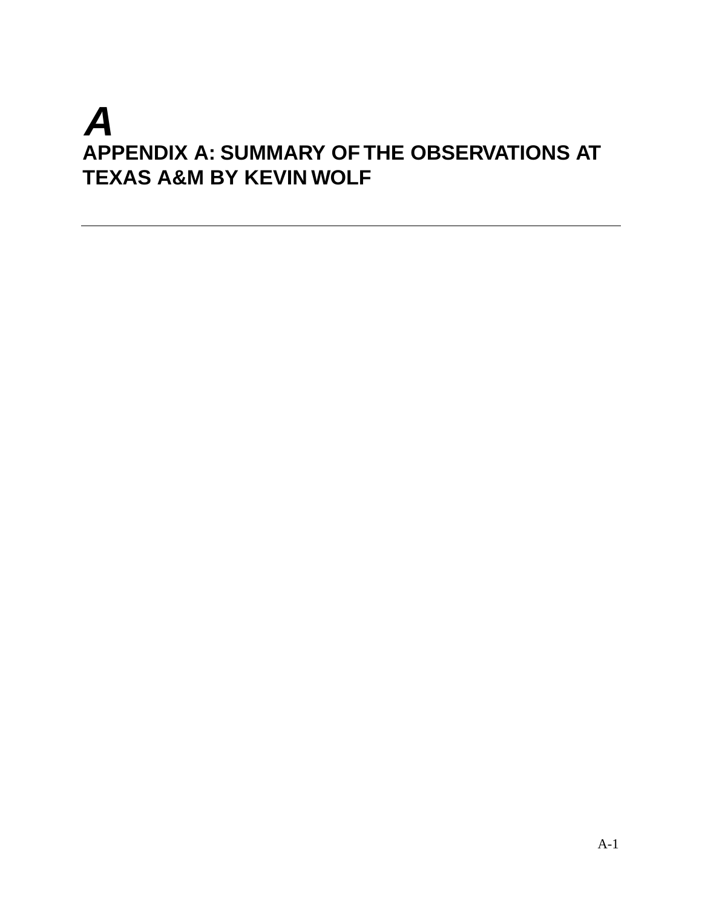# A

# APPENDIX A: SUMMARY OF THE OBSERVATIONS AT TEXAS A&M BY KEVIN WOLF

---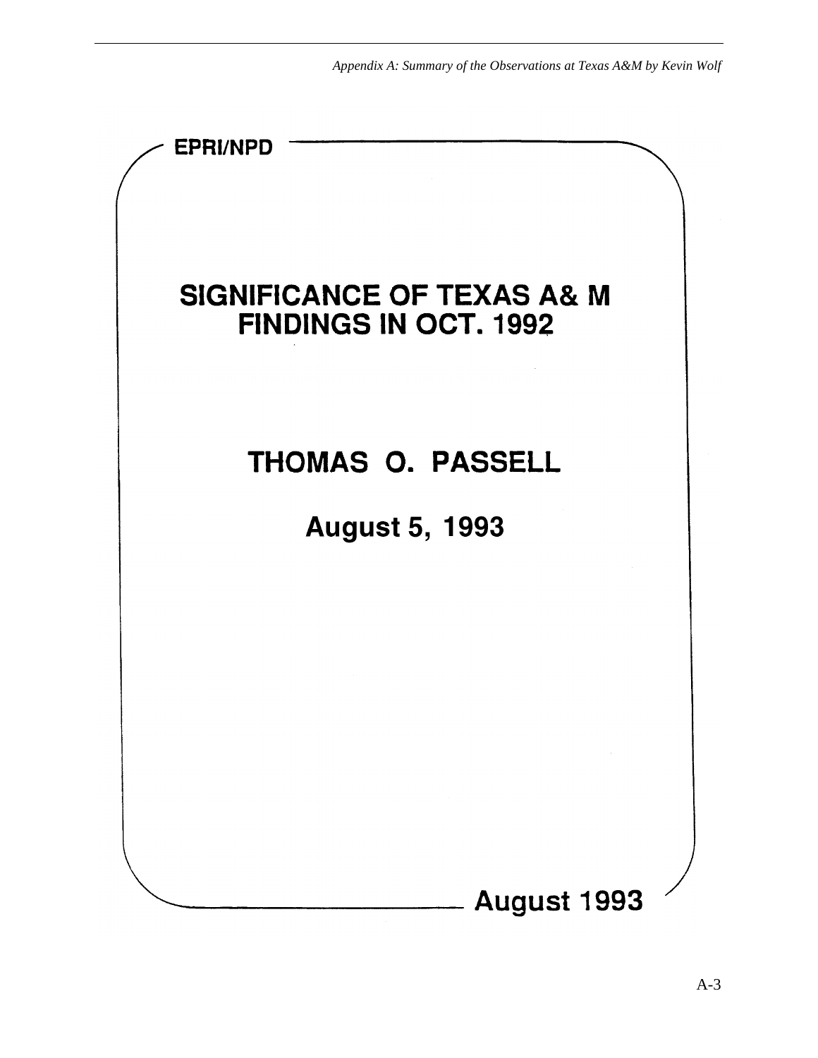EPRI/NPD

# SIGNIFICANCE OF TEXAS A& M FINDINGS IN OCT. 1992

## THOMAS O. PASSELL

## August 5, 1993

August 1993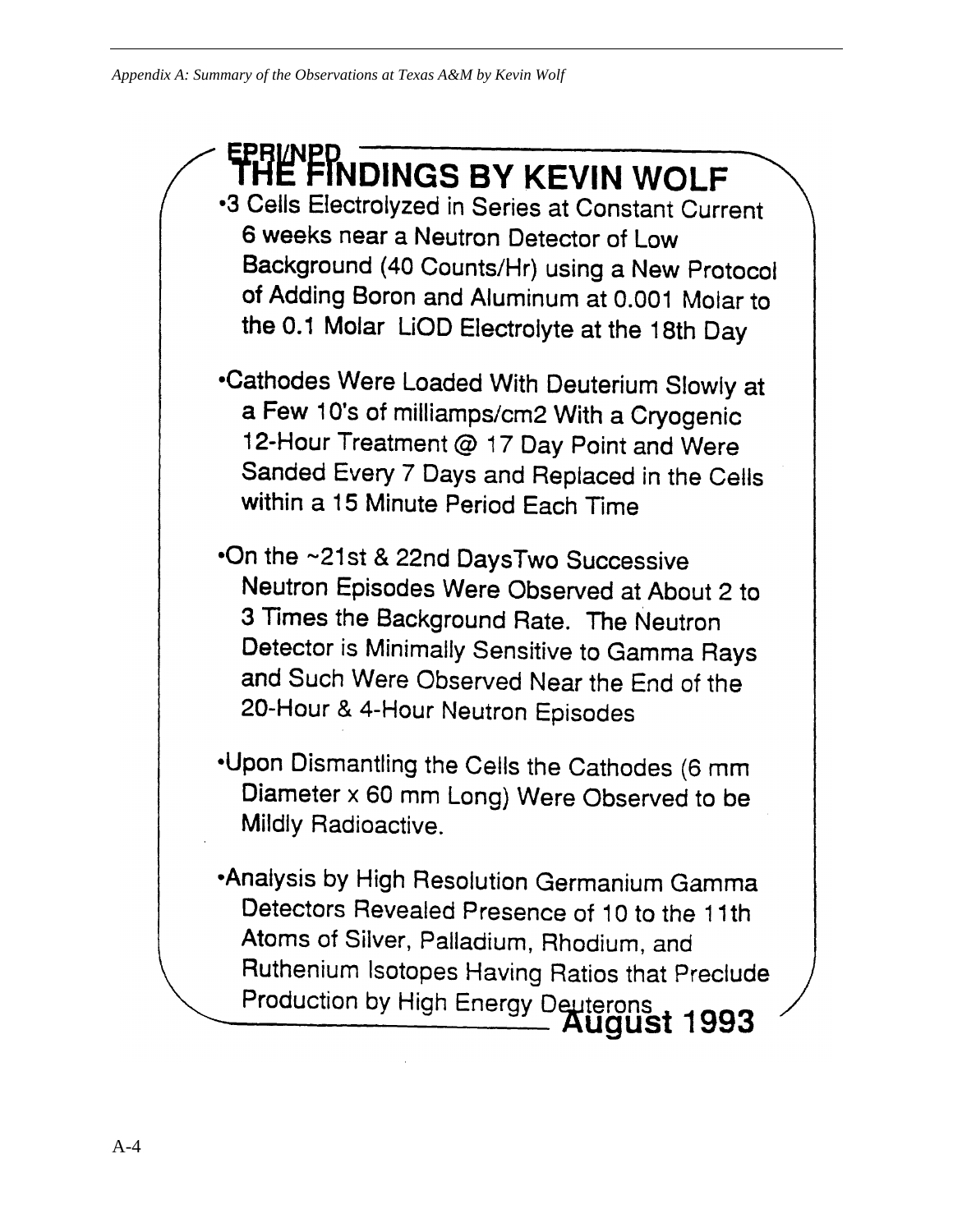EPRI/NPD

# THE FINDINGS BY KEVIN WOLF

- 3 Cells Electrolyzed in Series at Constant Current 6 weeks near a Neutron Detector of Low Background (40 Counts/Hr) using a New Protocol of Adding Boron and Aluminum at 0.001 Molar to the 0.1 Molar LiOD Electrolyte at the 18th Day

- Cathodes Were Loaded With Deuterium Slowly at a Few 10's of milliamps/cm2 With a Cryogenic 12-Hour Treatment @ 17 Day Point and Were Sanded Every 7 Days and Replaced in the Cells within a 15 Minute Period Each Time

- On the ~21st & 22nd DaysTwo Successive Neutron Episodes Were Observed at About 2 to 3 Times the Background Rate. The Neutron Detector is Minimally Sensitive to Gamma Rays and Such Were Observed Near the End of the 20-Hour & 4-Hour Neutron Episodes

- Upon Dismantling the Cells the Cathodes (6 mm Diameter x 60 mm Long) Were Observed to be Mildly Radioactive.

- Analysis by High Resolution Germanium Gamma Detectors Revealed Presence of 10 to the 11th Atoms of Silver, Palladium, Rhodium, and Ruthenium Isotopes Having Ratios that Preclude Production by High Energy Deuterons

**August 1993**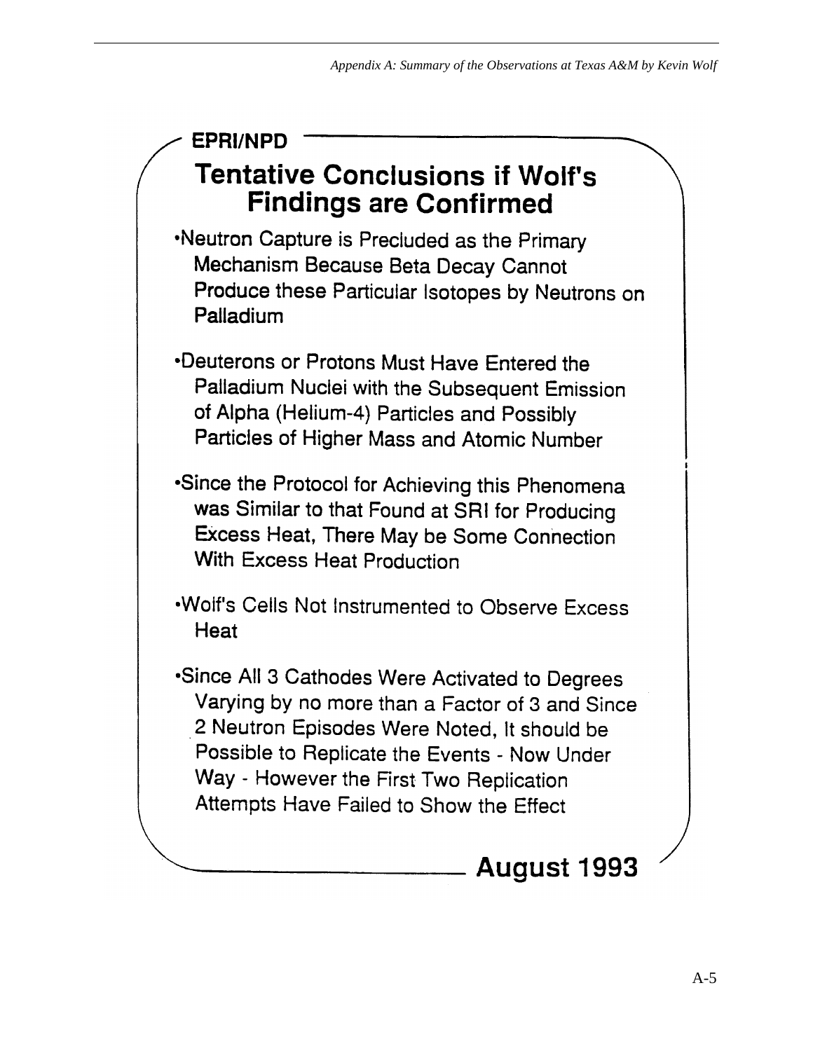EPRI/NPD

## Tentative Conclusions if Wolf's Findings are Confirmed

- Neutron Capture is Precluded as the Primary Mechanism Because Beta Decay Cannot Produce these Particular Isotopes by Neutrons on Palladium

- Deuterons or Protons Must Have Entered the Palladium Nuclei with the Subsequent Emission of Alpha (Helium-4) Particles and Possibly Particles of Higher Mass and Atomic Number

- Since the Protocol for Achieving this Phenomena was Similar to that Found at SRI for Producing Excess Heat, There May be Some Connection With Excess Heat Production

- Wolf's Cells Not Instrumented to Observe Excess Heat

- Since All 3 Cathodes Were Activated to Degrees Varying by no more than a Factor of 3 and Since 2 Neutron Episodes Were Noted, It should be Possible to Replicate the Events - Now Under Way - However the First Two Replication Attempts Have Failed to Show the Effect

**August 1993**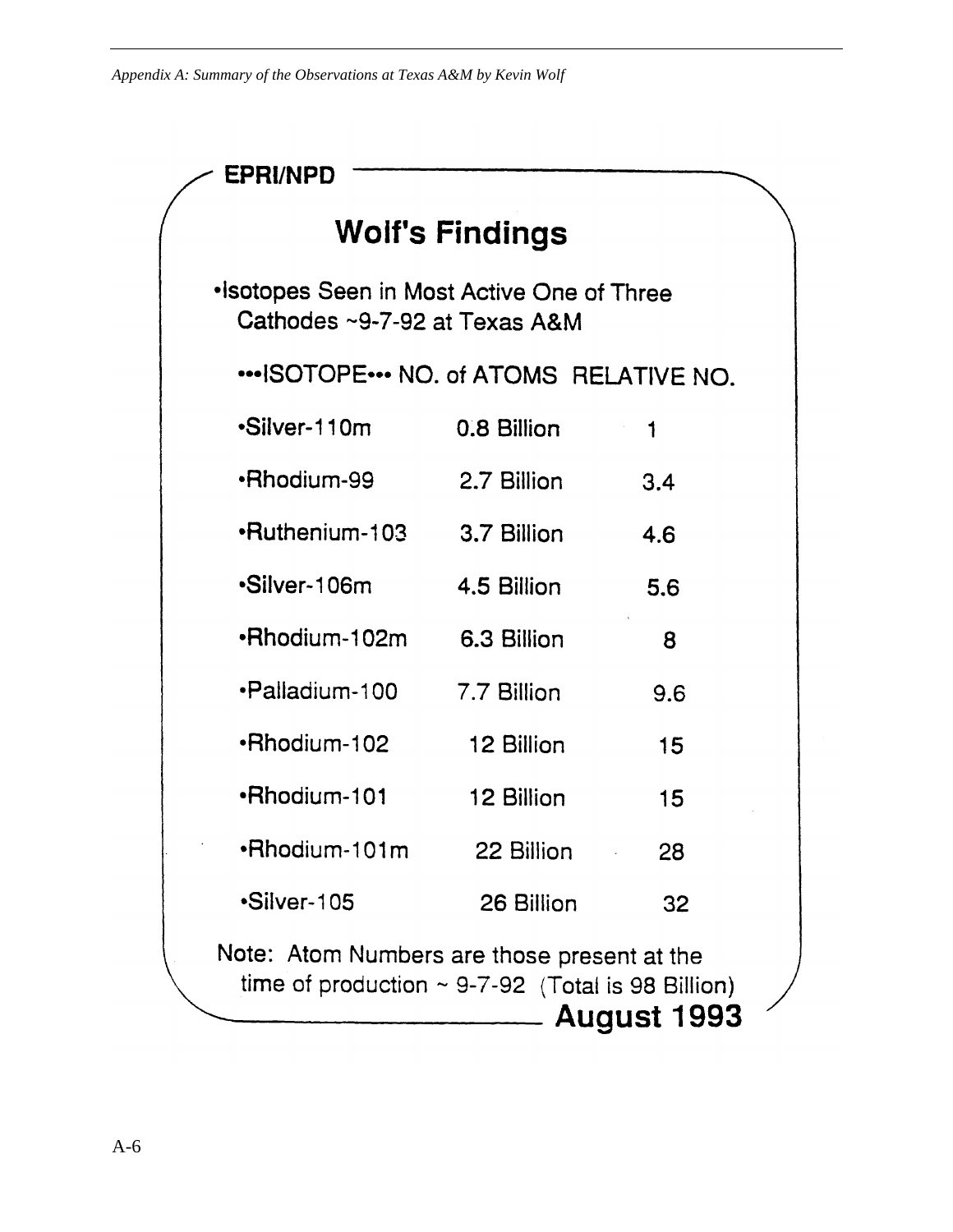EPRI/NPD

## Wolf's Findings

- Isotopes Seen in Most Active One of Three Cathodes ~9-7-92 at Texas A&M

| •••ISOTOPE••• | NO. of ATOMS | RELATIVE NO. |
|---|---|---|
| •Silver-110m | 0.8 Billion | 1 |
| •Rhodium-99 | 2.7 Billion | 3.4 |
| •Ruthenium-103 | 3.7 Billion | 4.6 |
| •Silver-106m | 4.5 Billion | 5.6 |
| •Rhodium-102m | 6.3 Billion | 8 |
| •Palladium-100 | 7.7 Billion | 9.6 |
| •Rhodium-102 | 12 Billion | 15 |
| •Rhodium-101 | 12 Billion | 15 |
| •Rhodium-101m | 22 Billion | 28 |
| •Silver-105 | 26 Billion | 32 |

Note: Atom Numbers are those present at the time of production ~ 9-7-92 (Total is 98 Billion)

**August 1993**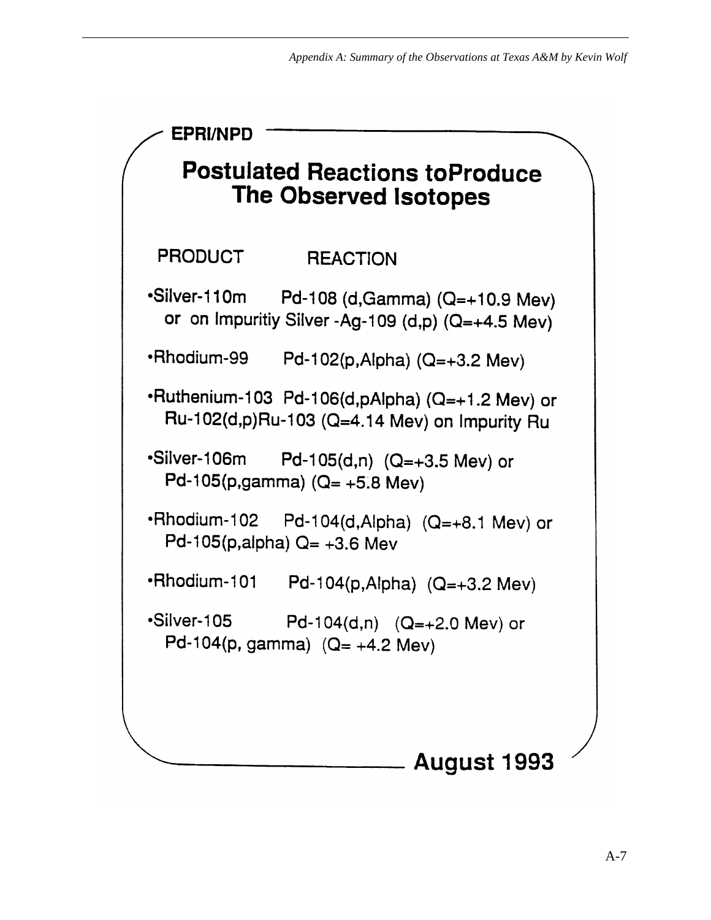EPRI/NPD

# Postulated Reactions toProduce The Observed Isotopes

**PRODUCT** **REACTION**

- Silver-110m Pd-108 (d,Gamma) (Q=+10.9 Mev) or on Impuritiy Silver -Ag-109 (d,p) (Q=+4.5 Mev)
- Rhodium-99 Pd-102(p,Alpha) (Q=+3.2 Mev)
- Ruthenium-103 Pd-106(d,pAlpha) (Q=+1.2 Mev) or Ru-102(d,p)Ru-103 (Q=4.14 Mev) on Impurity Ru
- Silver-106m Pd-105(d,n) (Q=+3.5 Mev) or Pd-105(p,gamma) (Q= +5.8 Mev)
- Rhodium-102 Pd-104(d,Alpha) (Q=+8.1 Mev) or Pd-105(p,alpha) Q= +3.6 Mev
- Rhodium-101 Pd-104(p,Alpha) (Q=+3.2 Mev)
- Silver-105 Pd-104(d,n) (Q=+2.0 Mev) or Pd-104(p, gamma) (Q= +4.2 Mev)

**August 1993**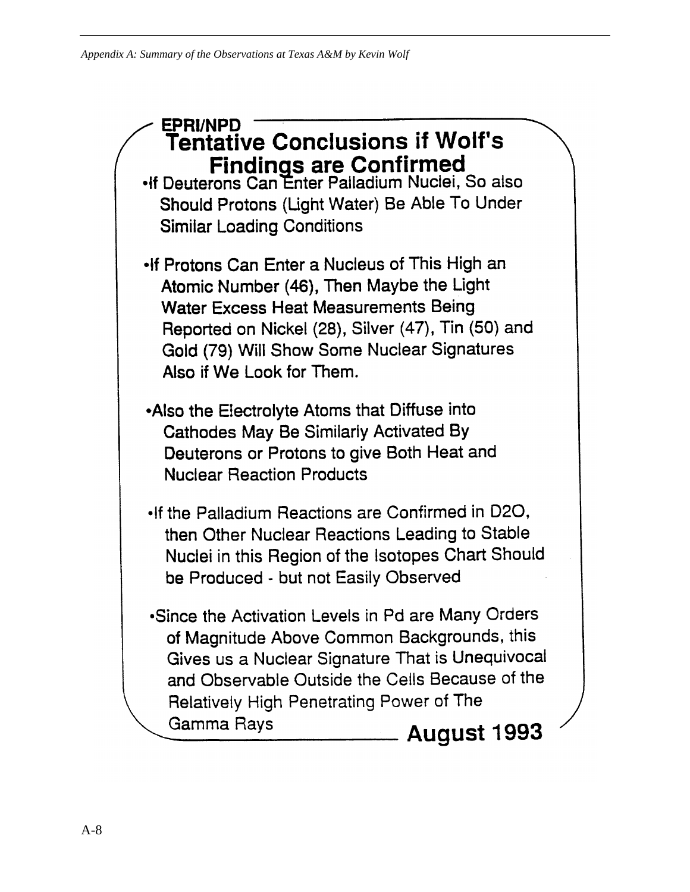EPRI/NPD

## Tentative Conclusions if Wolf's Findings are Confirmed

- If Deuterons Can Enter Palladium Nuclei, So also Should Protons (Light Water) Be Able To Under Similar Loading Conditions

- If Protons Can Enter a Nucleus of This High an Atomic Number (46), Then Maybe the Light Water Excess Heat Measurements Being Reported on Nickel (28), Silver (47), Tin (50) and Gold (79) Will Show Some Nuclear Signatures Also if We Look for Them.

- Also the Electrolyte Atoms that Diffuse into Cathodes May Be Similarly Activated By Deuterons or Protons to give Both Heat and Nuclear Reaction Products

- If the Palladium Reactions are Confirmed in D2O, then Other Nuclear Reactions Leading to Stable Nuclei in this Region of the Isotopes Chart Should be Produced - but not Easily Observed

- Since the Activation Levels in Pd are Many Orders of Magnitude Above Common Backgrounds, this Gives us a Nuclear Signature That is Unequivocal and Observable Outside the Cells Because of the Relatively High Penetrating Power of The Gamma Rays

**August 1993**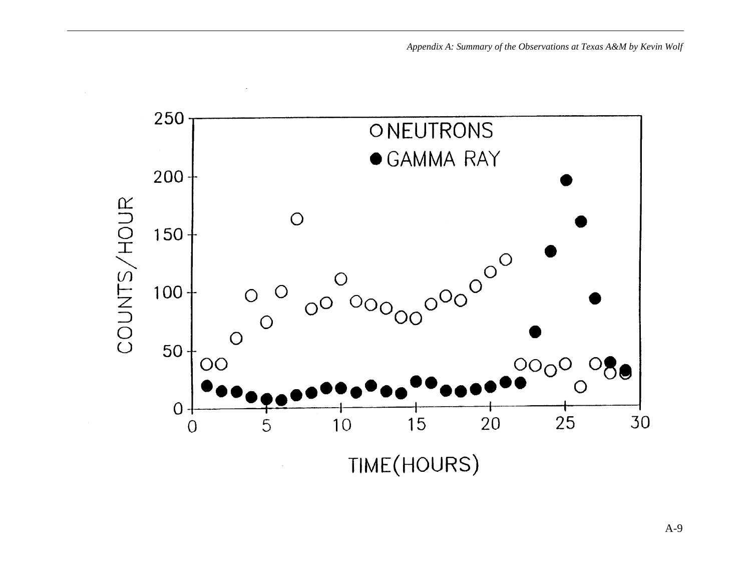○ NEUTRONS

● GAMMA RAY

COUNTS/HOUR

TIME(HOURS)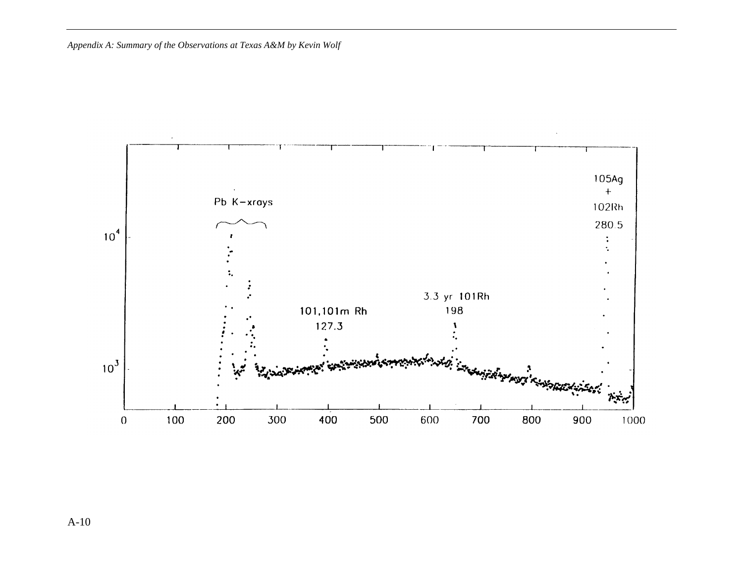Pb K−xrays

101,101m Rh

127.3

3.3 yr 101Rh

198

105Ag

+

102Rh

280.5

$10^4$

$10^3$

0 100 200 300 400 500 600 700 800 900 1000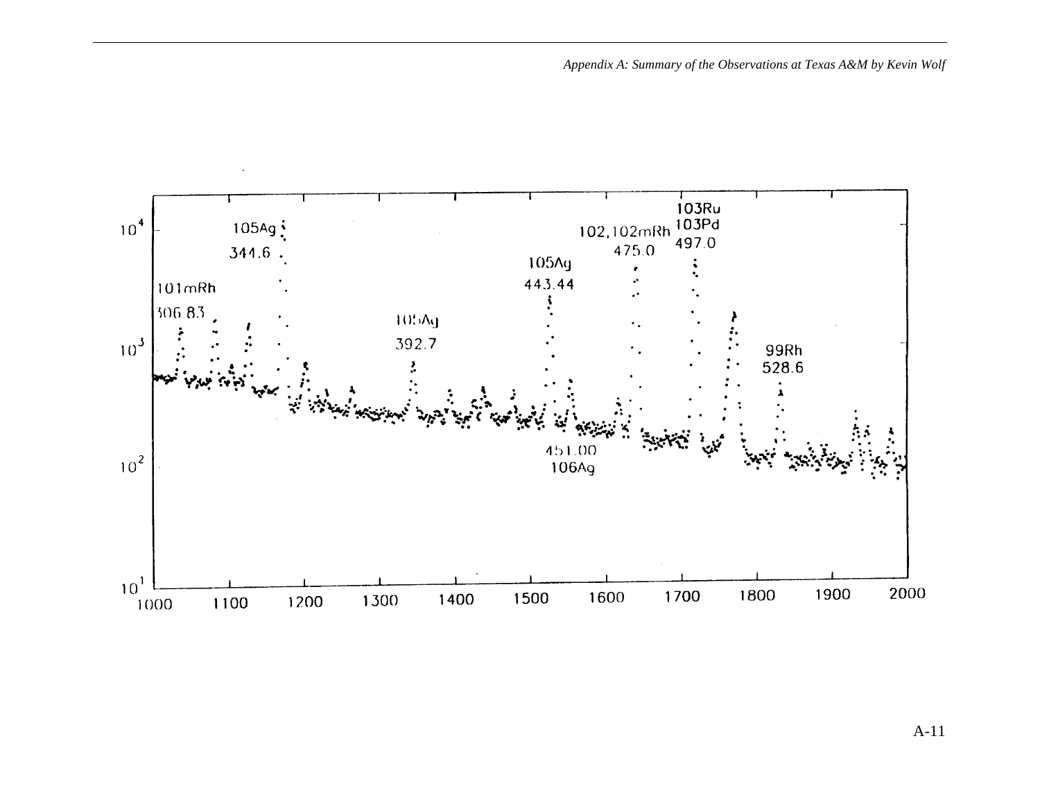101mRh
306.83

105Ag
344.6

105Ag
392.7

105Ag
443.44

451.00
106Ag

102,102mRh
475.0

103Ru
103Pd
497.0

99Rh
528.6

$10^4$

$10^3$

$10^2$

$10^1$

1000 1100 1200 1300 1400 1500 1600 1700 1800 1900 2000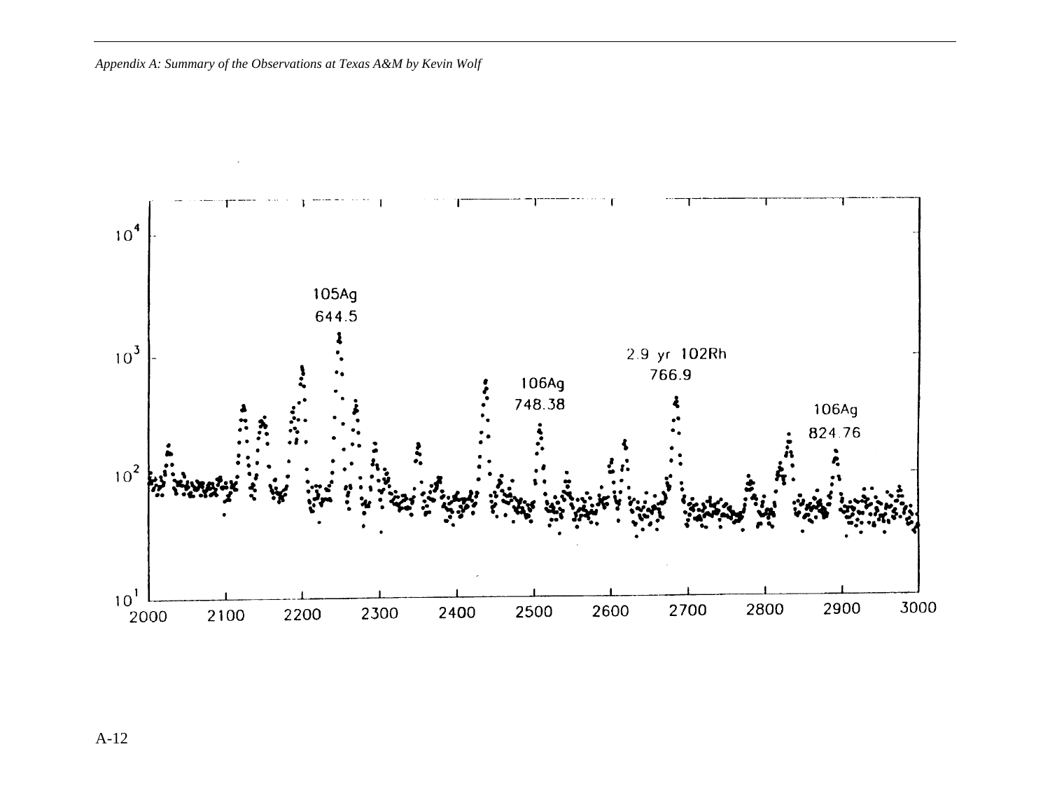105Ag
644.5

2.9 yr 102Rh
766.9

106Ag
748.38

106Ag
824.76

$10^4$

$10^3$

$10^2$

$10^1$

2000 2100 2200 2300 2400 2500 2600 2700 2800 2900 3000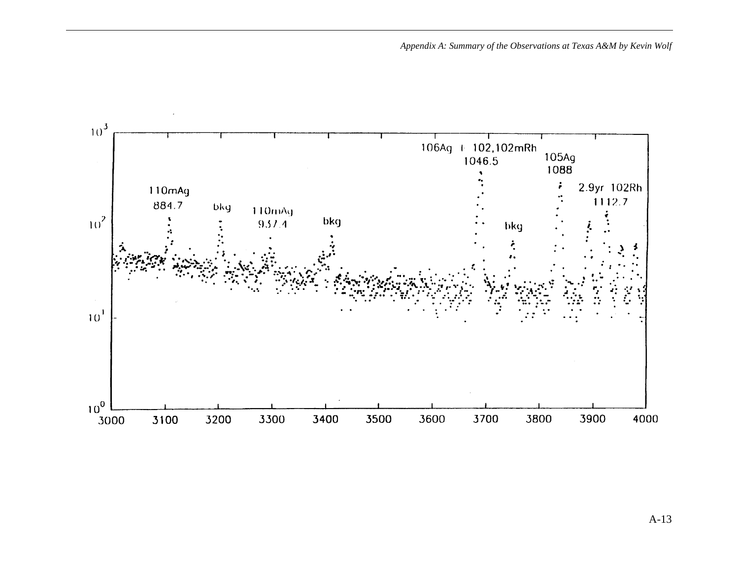| Label | Energy |
|---|---|
| 110mAg | 884.7 |
| bkg | |
| 110mAg | 937.4 |
| bkg | |
| 106Ag + 102,102mRh | 1046.5 |
| bkg | |
| 105Ag | 1088 |
| 2.9yr 102Rh | 1112.7 |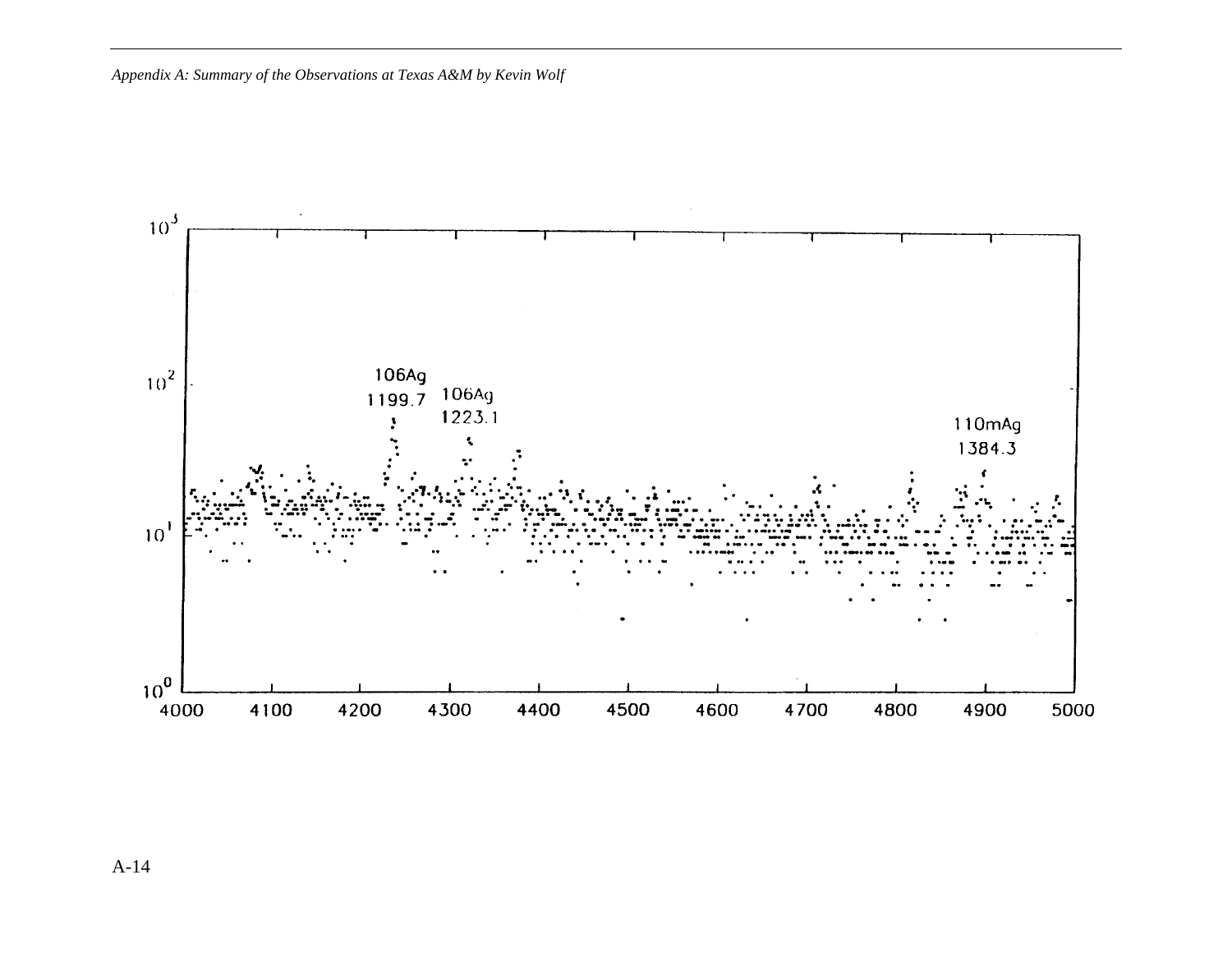106Ag
1199.7

106Ag
1223.1

110mAg
1384.3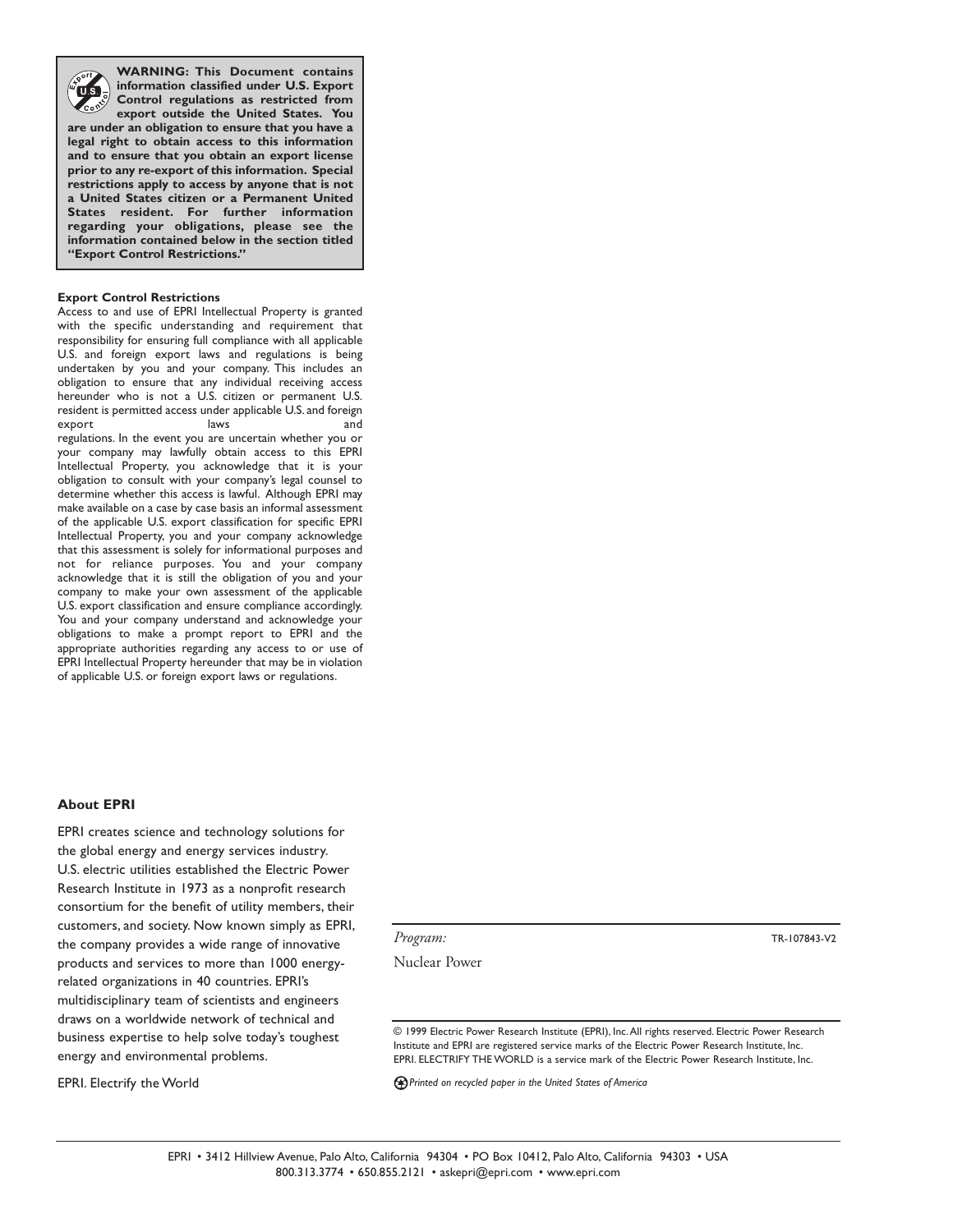**WARNING: This Document contains information classified under U.S. Export Control regulations as restricted from export outside the United States. You are under an obligation to ensure that you have a legal right to obtain access to this information and to ensure that you obtain an export license prior to any re-export of this information. Special restrictions apply to access by anyone that is not a United States citizen or a Permanent United States resident. For further information regarding your obligations, please see the information contained below in the section titled "Export Control Restrictions."**

**Export Control Restrictions**

Access to and use of EPRI Intellectual Property is granted with the specific understanding and requirement that responsibility for ensuring full compliance with all applicable U.S. and foreign export laws and regulations is being undertaken by you and your company. This includes an obligation to ensure that any individual receiving access hereunder who is not a U.S. citizen or permanent U.S. resident is permitted access under applicable U.S. and foreign export laws and regulations. In the event you are uncertain whether you or your company may lawfully obtain access to this EPRI Intellectual Property, you acknowledge that it is your obligation to consult with your company's legal counsel to determine whether this access is lawful. Although EPRI may make available on a case by case basis an informal assessment of the applicable U.S. export classification for specific EPRI Intellectual Property, you and your company acknowledge that this assessment is solely for informational purposes and not for reliance purposes. You and your company acknowledge that it is still the obligation of you and your company to make your own assessment of the applicable U.S. export classification and ensure compliance accordingly. You and your company understand and acknowledge your obligations to make a prompt report to EPRI and the appropriate authorities regarding any access to or use of EPRI Intellectual Property hereunder that may be in violation of applicable U.S. or foreign export laws or regulations.

**About EPRI**

EPRI creates science and technology solutions for the global energy and energy services industry. U.S. electric utilities established the Electric Power Research Institute in 1973 as a nonprofit research consortium for the benefit of utility members, their customers, and society. Now known simply as EPRI, the company provides a wide range of innovative products and services to more than 1000 energy-related organizations in 40 countries. EPRI's multidisciplinary team of scientists and engineers draws on a worldwide network of technical and business expertise to help solve today's toughest energy and environmental problems.

EPRI. Electrify the World

*Program:*

Nuclear Power

TR-107843-V2

© 1999 Electric Power Research Institute (EPRI), Inc. All rights reserved. Electric Power Research Institute and EPRI are registered service marks of the Electric Power Research Institute, Inc. EPRI. ELECTRIFY THE WORLD is a service mark of the Electric Power Research Institute, Inc.

*Printed on recycled paper in the United States of America*

EPRI • 3412 Hillview Avenue, Palo Alto, California 94304 • PO Box 10412, Palo Alto, California 94303 • USA
800.313.3774 • 650.855.2121 • askepri@epri.com • www.epri.com